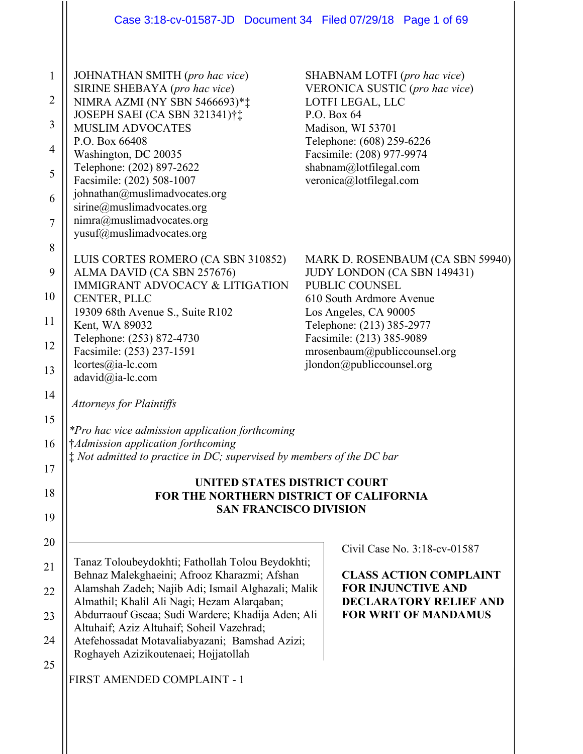JOHNATHAN SMITH (*pro hac vice*)
SIRINE SHEBAYA (*pro hac vice*)
NIMRA AZMI (NY SBN 5466693)*‡
JOSEPH SAEI (CA SBN 321341)†‡
MUSLIM ADVOCATES
P.O. Box 66408
Washington, DC 20035
Telephone: (202) 897-2622
Facsimile: (202) 508-1007
johnathan@muslimadvocates.org
sirine@muslimadvocates.org
nimra@muslimadvocates.org
yusuf@muslimadvocates.org

SHABNAM LOTFI (*pro hac vice*)
VERONICA SUSTIC (*pro hac vice*)
LOTFI LEGAL, LLC
P.O. Box 64
Madison, WI 53701
Telephone: (608) 259-6226
Facsimile: (208) 977-9974
shabnam@lotfilegal.com
veronica@lotfilegal.com

LUIS CORTES ROMERO (CA SBN 310852)
ALMA DAVID (CA SBN 257676)
IMMIGRANT ADVOCACY & LITIGATION CENTER, PLLC
19309 68th Avenue S., Suite R102
Kent, WA 89032
Telephone: (253) 872-4730
Facsimile: (253) 237-1591
lcortes@ia-lc.com
adavid@ia-lc.com

MARK D. ROSENBAUM (CA SBN 59940)
JUDY LONDON (CA SBN 149431)
PUBLIC COUNSEL
610 South Ardmore Avenue
Los Angeles, CA 90005
Telephone: (213) 385-2977
Facsimile: (213) 385-9089
mrosenbaum@publiccounsel.org
jlondon@publiccounsel.org

*Attorneys for Plaintiffs*

\**Pro hac vice admission application forthcoming*
†*Admission application forthcoming*
‡ *Not admitted to practice in DC; supervised by members of the DC bar*

**UNITED STATES DISTRICT COURT**
**FOR THE NORTHERN DISTRICT OF CALIFORNIA**
**SAN FRANCISCO DIVISION**

Tanaz Toloubeydokhti; Fathollah Tolou Beydokhti; Behnaz Malekghaeini; Afrooz Kharazmi; Afshan Alamshah Zadeh; Najib Adi; Ismail Alghazali; Malik Almathil; Khalil Ali Nagi; Hezam Alarqaban; Abdurraouf Gseaa; Sudi Wardere; Khadija Aden; Ali Altuhaif; Aziz Altuhaif; Soheil Vazehrad; Atefehossadat Motavaliabyazani; Bamshad Azizi; Roghayeh Azizikoutenaei; Hojjatollah

Civil Case No. 3:18-cv-01587

**CLASS ACTION COMPLAINT FOR INJUNCTIVE AND DECLARATORY RELIEF AND FOR WRIT OF MANDAMUS**

FIRST AMENDED COMPLAINT - 1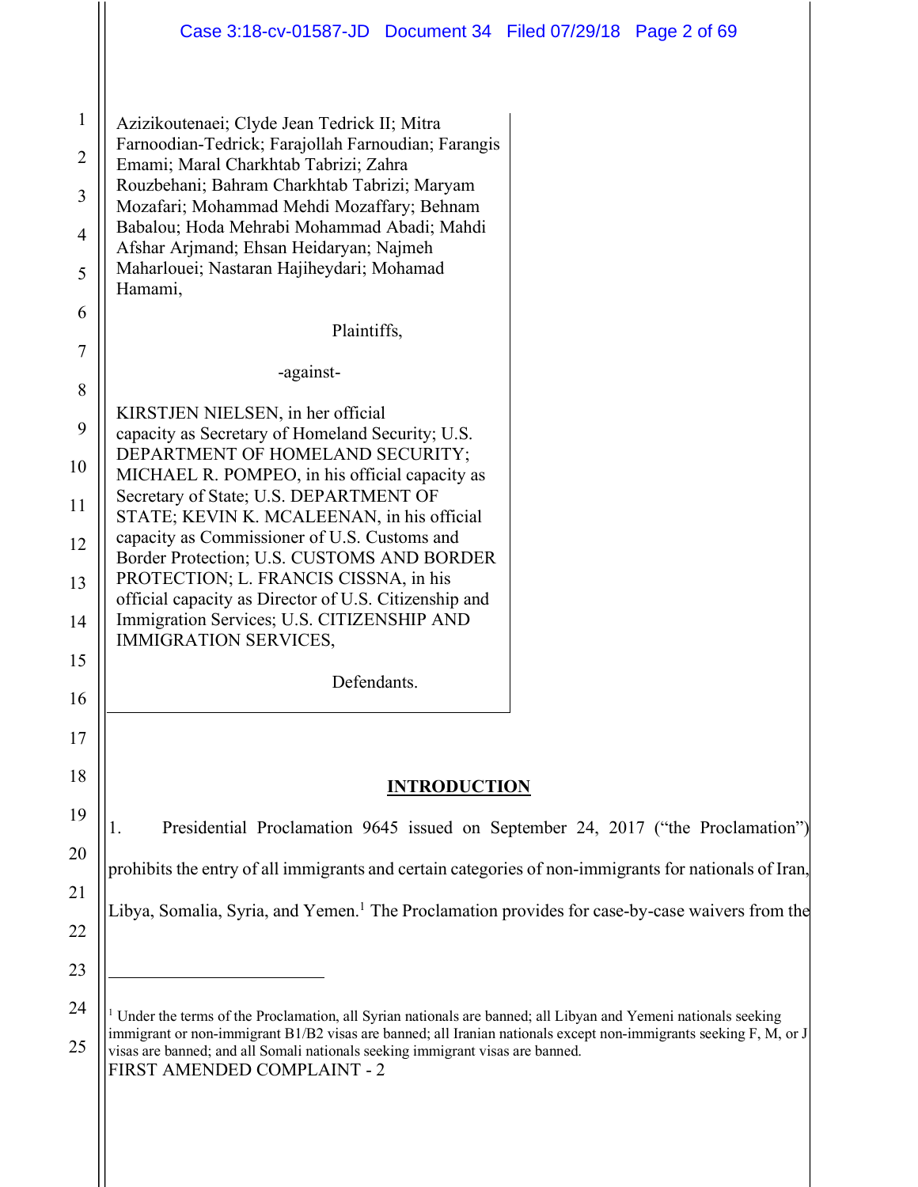Azizikoutenaei; Clyde Jean Tedrick II; Mitra Farnoodian-Tedrick; Farajollah Farnoudian; Farangis Emami; Maral Charkhtab Tabrizi; Zahra Rouzbehani; Bahram Charkhtab Tabrizi; Maryam Mozafari; Mohammad Mehdi Mozaffary; Behnam Babalou; Hoda Mehrabi Mohammad Abadi; Mahdi Afshar Arjmand; Ehsan Heidaryan; Najmeh Maharlouei; Nastaran Hajiheydari; Mohamad Hamami,

Plaintiffs,

-against-

KIRSTJEN NIELSEN, in her official capacity as Secretary of Homeland Security; U.S. DEPARTMENT OF HOMELAND SECURITY; MICHAEL R. POMPEO, in his official capacity as Secretary of State; U.S. DEPARTMENT OF STATE; KEVIN K. MCALEENAN, in his official capacity as Commissioner of U.S. Customs and Border Protection; U.S. CUSTOMS AND BORDER PROTECTION; L. FRANCIS CISSNA, in his official capacity as Director of U.S. Citizenship and Immigration Services; U.S. CITIZENSHIP AND IMMIGRATION SERVICES,

Defendants.

## INTRODUCTION

1. Presidential Proclamation 9645 issued on September 24, 2017 ("the Proclamation") prohibits the entry of all immigrants and certain categories of non-immigrants for nationals of Iran, Libya, Somalia, Syria, and Yemen.[1] The Proclamation provides for case-by-case waivers from the

[1] Under the terms of the Proclamation, all Syrian nationals are banned; all Libyan and Yemeni nationals seeking immigrant or non-immigrant B1/B2 visas are banned; all Iranian nationals except non-immigrants seeking F, M, or J visas are banned; and all Somali nationals seeking immigrant visas are banned.

FIRST AMENDED COMPLAINT - 2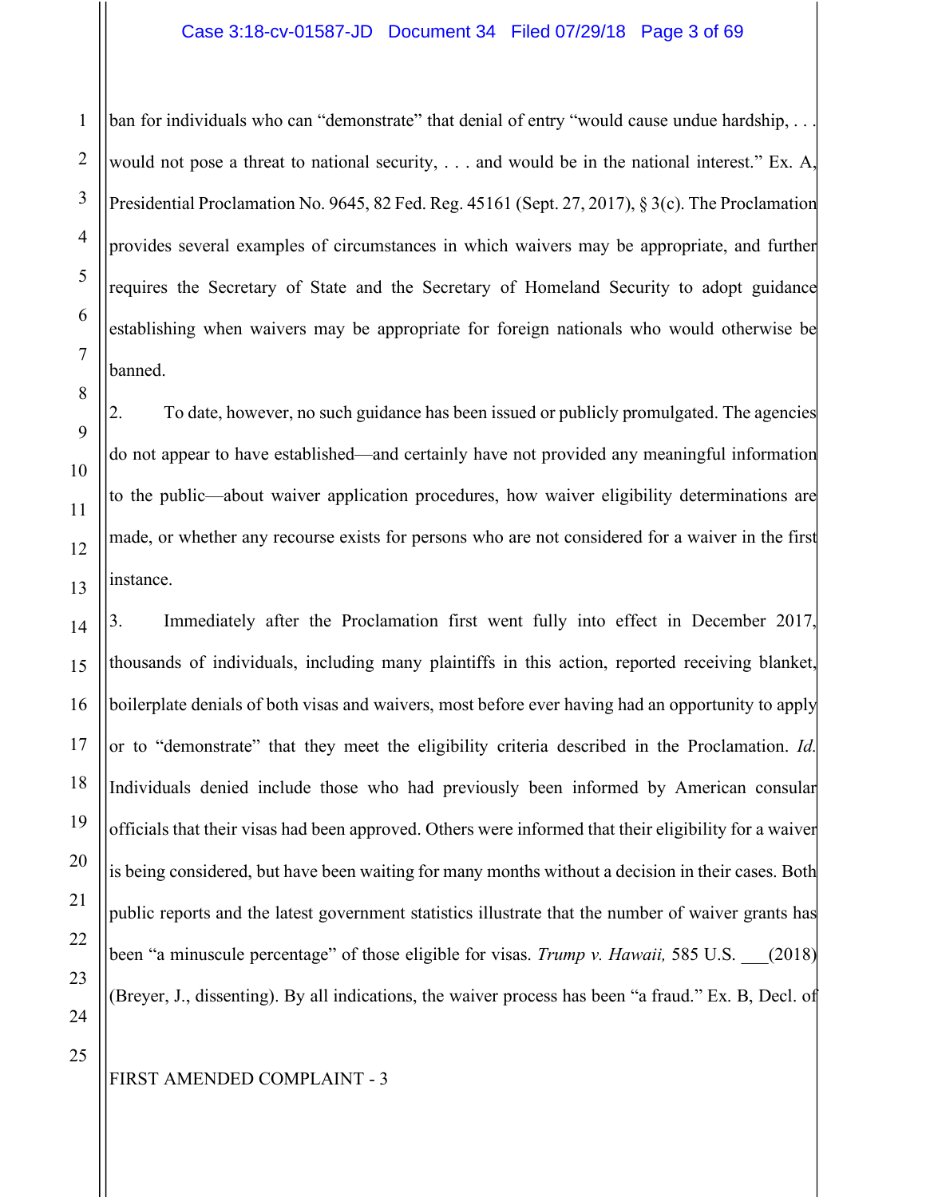ban for individuals who can "demonstrate" that denial of entry "would cause undue hardship, . . . would not pose a threat to national security, . . . and would be in the national interest." Ex. A, Presidential Proclamation No. 9645, 82 Fed. Reg. 45161 (Sept. 27, 2017), § 3(c). The Proclamation provides several examples of circumstances in which waivers may be appropriate, and further requires the Secretary of State and the Secretary of Homeland Security to adopt guidance establishing when waivers may be appropriate for foreign nationals who would otherwise be banned.

2. To date, however, no such guidance has been issued or publicly promulgated. The agencies do not appear to have established—and certainly have not provided any meaningful information to the public—about waiver application procedures, how waiver eligibility determinations are made, or whether any recourse exists for persons who are not considered for a waiver in the first instance.

3. Immediately after the Proclamation first went fully into effect in December 2017, thousands of individuals, including many plaintiffs in this action, reported receiving blanket, boilerplate denials of both visas and waivers, most before ever having had an opportunity to apply or to "demonstrate" that they meet the eligibility criteria described in the Proclamation. *Id.* Individuals denied include those who had previously been informed by American consular officials that their visas had been approved. Others were informed that their eligibility for a waiver is being considered, but have been waiting for many months without a decision in their cases. Both public reports and the latest government statistics illustrate that the number of waiver grants has been "a minuscule percentage" of those eligible for visas. *Trump v. Hawaii,* 585 U.S. ___(2018) (Breyer, J., dissenting). By all indications, the waiver process has been "a fraud." Ex. B, Decl. of

FIRST AMENDED COMPLAINT - 3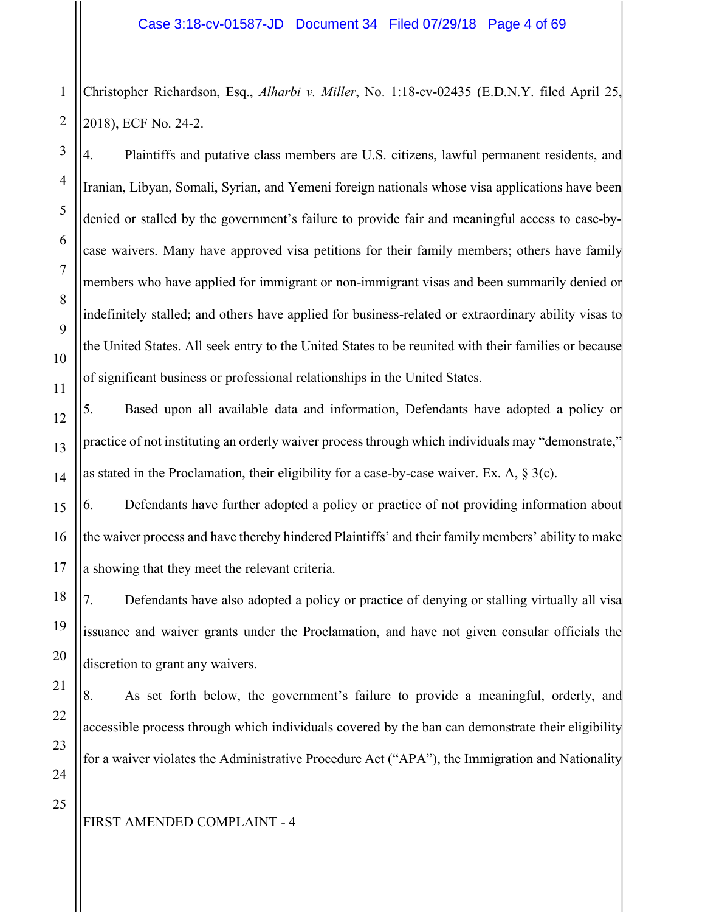Christopher Richardson, Esq., *Alharbi v. Miller*, No. 1:18-cv-02435 (E.D.N.Y. filed April 25, 2018), ECF No. 24-2.

4. Plaintiffs and putative class members are U.S. citizens, lawful permanent residents, and Iranian, Libyan, Somali, Syrian, and Yemeni foreign nationals whose visa applications have been denied or stalled by the government's failure to provide fair and meaningful access to case-by-case waivers. Many have approved visa petitions for their family members; others have family members who have applied for immigrant or non-immigrant visas and been summarily denied or indefinitely stalled; and others have applied for business-related or extraordinary ability visas to the United States. All seek entry to the United States to be reunited with their families or because of significant business or professional relationships in the United States.

5. Based upon all available data and information, Defendants have adopted a policy or practice of not instituting an orderly waiver process through which individuals may "demonstrate," as stated in the Proclamation, their eligibility for a case-by-case waiver. Ex. A, § 3(c).

6. Defendants have further adopted a policy or practice of not providing information about the waiver process and have thereby hindered Plaintiffs' and their family members' ability to make a showing that they meet the relevant criteria.

7. Defendants have also adopted a policy or practice of denying or stalling virtually all visa issuance and waiver grants under the Proclamation, and have not given consular officials the discretion to grant any waivers.

8. As set forth below, the government's failure to provide a meaningful, orderly, and accessible process through which individuals covered by the ban can demonstrate their eligibility for a waiver violates the Administrative Procedure Act ("APA"), the Immigration and Nationality

FIRST AMENDED COMPLAINT - 4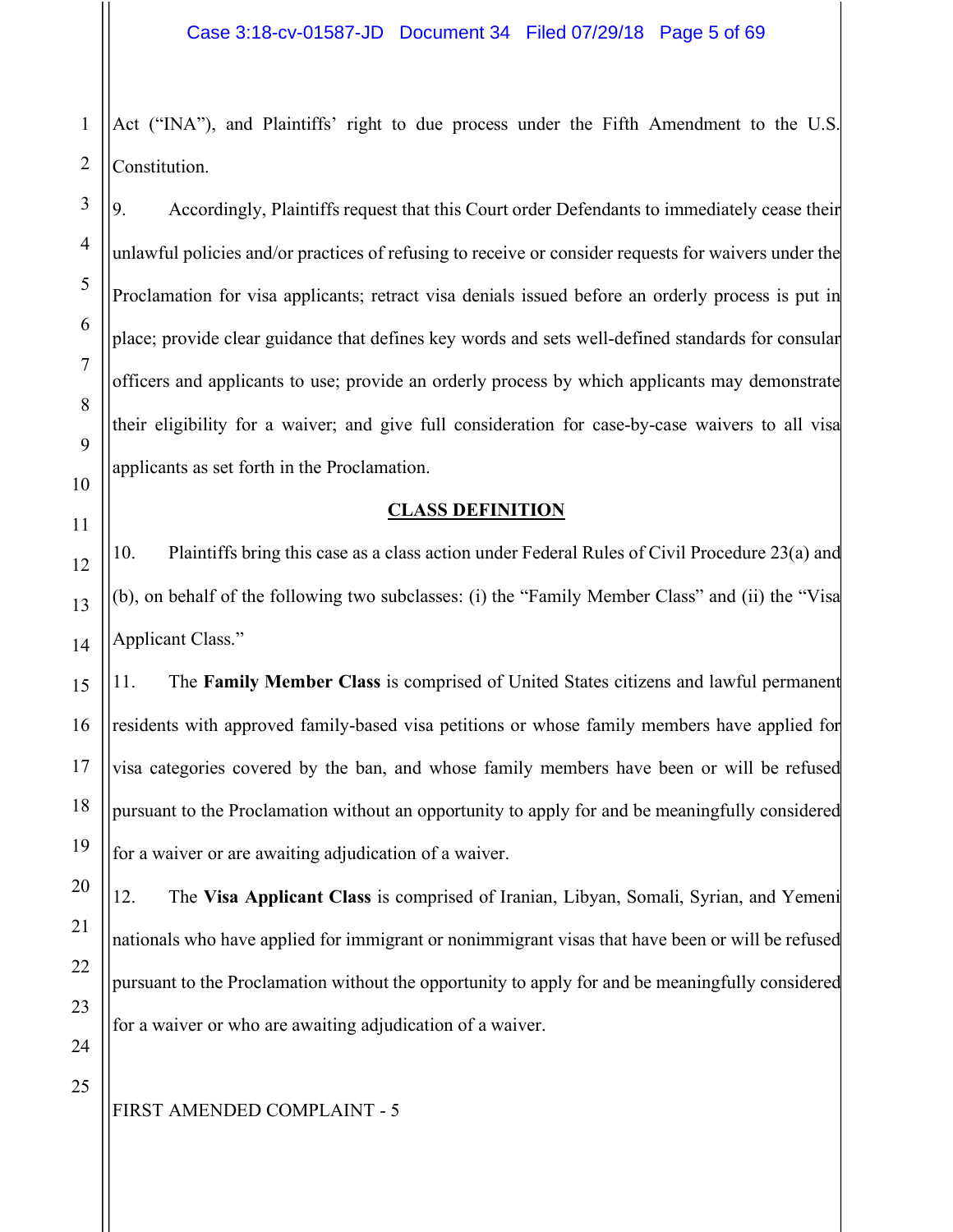Act ("INA"), and Plaintiffs' right to due process under the Fifth Amendment to the U.S. Constitution.

9. Accordingly, Plaintiffs request that this Court order Defendants to immediately cease their unlawful policies and/or practices of refusing to receive or consider requests for waivers under the Proclamation for visa applicants; retract visa denials issued before an orderly process is put in place; provide clear guidance that defines key words and sets well-defined standards for consular officers and applicants to use; provide an orderly process by which applicants may demonstrate their eligibility for a waiver; and give full consideration for case-by-case waivers to all visa applicants as set forth in the Proclamation.

## CLASS DEFINITION

10. Plaintiffs bring this case as a class action under Federal Rules of Civil Procedure 23(a) and (b), on behalf of the following two subclasses: (i) the "Family Member Class" and (ii) the "Visa Applicant Class."

11. The **Family Member Class** is comprised of United States citizens and lawful permanent residents with approved family-based visa petitions or whose family members have applied for visa categories covered by the ban, and whose family members have been or will be refused pursuant to the Proclamation without an opportunity to apply for and be meaningfully considered for a waiver or are awaiting adjudication of a waiver.

12. The **Visa Applicant Class** is comprised of Iranian, Libyan, Somali, Syrian, and Yemeni nationals who have applied for immigrant or nonimmigrant visas that have been or will be refused pursuant to the Proclamation without the opportunity to apply for and be meaningfully considered for a waiver or who are awaiting adjudication of a waiver.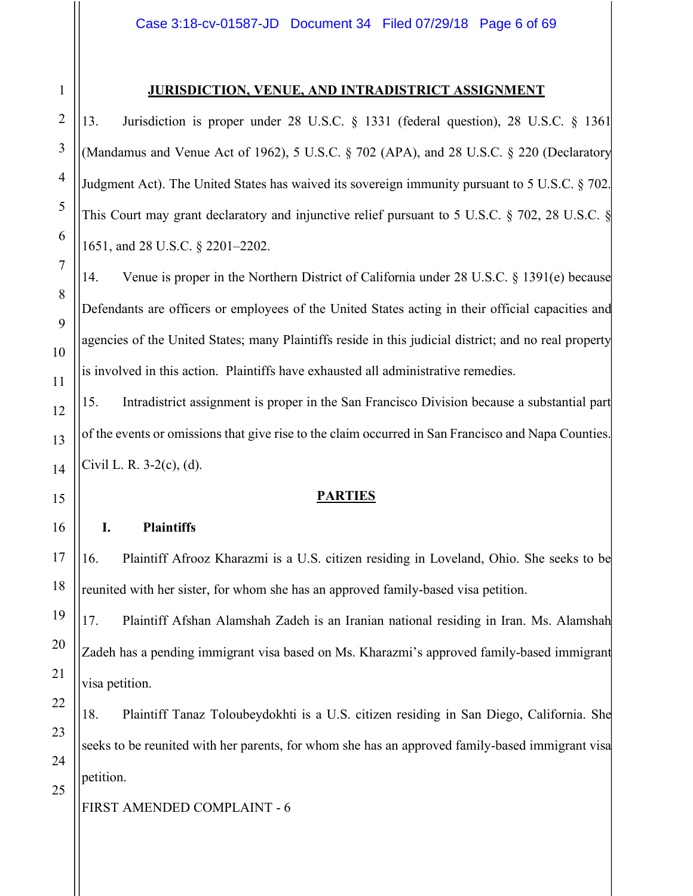## JURISDICTION, VENUE, AND INTRADISTRICT ASSIGNMENT

13. Jurisdiction is proper under 28 U.S.C. § 1331 (federal question), 28 U.S.C. § 1361 (Mandamus and Venue Act of 1962), 5 U.S.C. § 702 (APA), and 28 U.S.C. § 220 (Declaratory Judgment Act). The United States has waived its sovereign immunity pursuant to 5 U.S.C. § 702. This Court may grant declaratory and injunctive relief pursuant to 5 U.S.C. § 702, 28 U.S.C. § 1651, and 28 U.S.C. § 2201–2202.

14. Venue is proper in the Northern District of California under 28 U.S.C. § 1391(e) because Defendants are officers or employees of the United States acting in their official capacities and agencies of the United States; many Plaintiffs reside in this judicial district; and no real property is involved in this action. Plaintiffs have exhausted all administrative remedies.

15. Intradistrict assignment is proper in the San Francisco Division because a substantial part of the events or omissions that give rise to the claim occurred in San Francisco and Napa Counties. Civil L. R. 3-2(c), (d).

## PARTIES

### I. Plaintiffs

16. Plaintiff Afrooz Kharazmi is a U.S. citizen residing in Loveland, Ohio. She seeks to be reunited with her sister, for whom she has an approved family-based visa petition.

17. Plaintiff Afshan Alamshah Zadeh is an Iranian national residing in Iran. Ms. Alamshah Zadeh has a pending immigrant visa based on Ms. Kharazmi's approved family-based immigrant visa petition.

18. Plaintiff Tanaz Toloubeydokhti is a U.S. citizen residing in San Diego, California. She seeks to be reunited with her parents, for whom she has an approved family-based immigrant visa petition.

FIRST AMENDED COMPLAINT - 6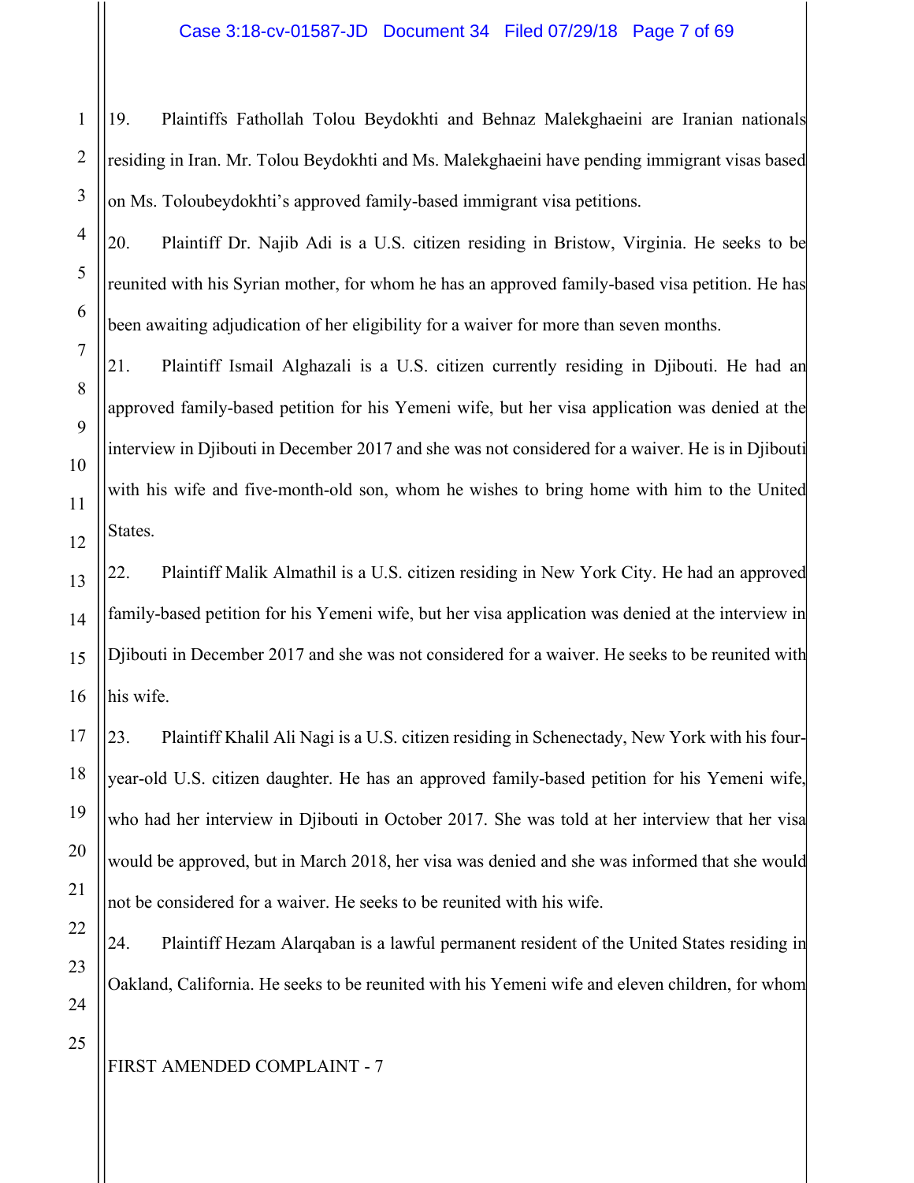19. Plaintiffs Fathollah Tolou Beydokhti and Behnaz Malekghaeini are Iranian nationals residing in Iran. Mr. Tolou Beydokhti and Ms. Malekghaeini have pending immigrant visas based on Ms. Toloubeydokhti's approved family-based immigrant visa petitions.

20. Plaintiff Dr. Najib Adi is a U.S. citizen residing in Bristow, Virginia. He seeks to be reunited with his Syrian mother, for whom he has an approved family-based visa petition. He has been awaiting adjudication of her eligibility for a waiver for more than seven months.

21. Plaintiff Ismail Alghazali is a U.S. citizen currently residing in Djibouti. He had an approved family-based petition for his Yemeni wife, but her visa application was denied at the interview in Djibouti in December 2017 and she was not considered for a waiver. He is in Djibouti with his wife and five-month-old son, whom he wishes to bring home with him to the United States.

22. Plaintiff Malik Almathil is a U.S. citizen residing in New York City. He had an approved family-based petition for his Yemeni wife, but her visa application was denied at the interview in Djibouti in December 2017 and she was not considered for a waiver. He seeks to be reunited with his wife.

23. Plaintiff Khalil Ali Nagi is a U.S. citizen residing in Schenectady, New York with his four-year-old U.S. citizen daughter. He has an approved family-based petition for his Yemeni wife, who had her interview in Djibouti in October 2017. She was told at her interview that her visa would be approved, but in March 2018, her visa was denied and she was informed that she would not be considered for a waiver. He seeks to be reunited with his wife.

24. Plaintiff Hezam Alarqaban is a lawful permanent resident of the United States residing in Oakland, California. He seeks to be reunited with his Yemeni wife and eleven children, for whom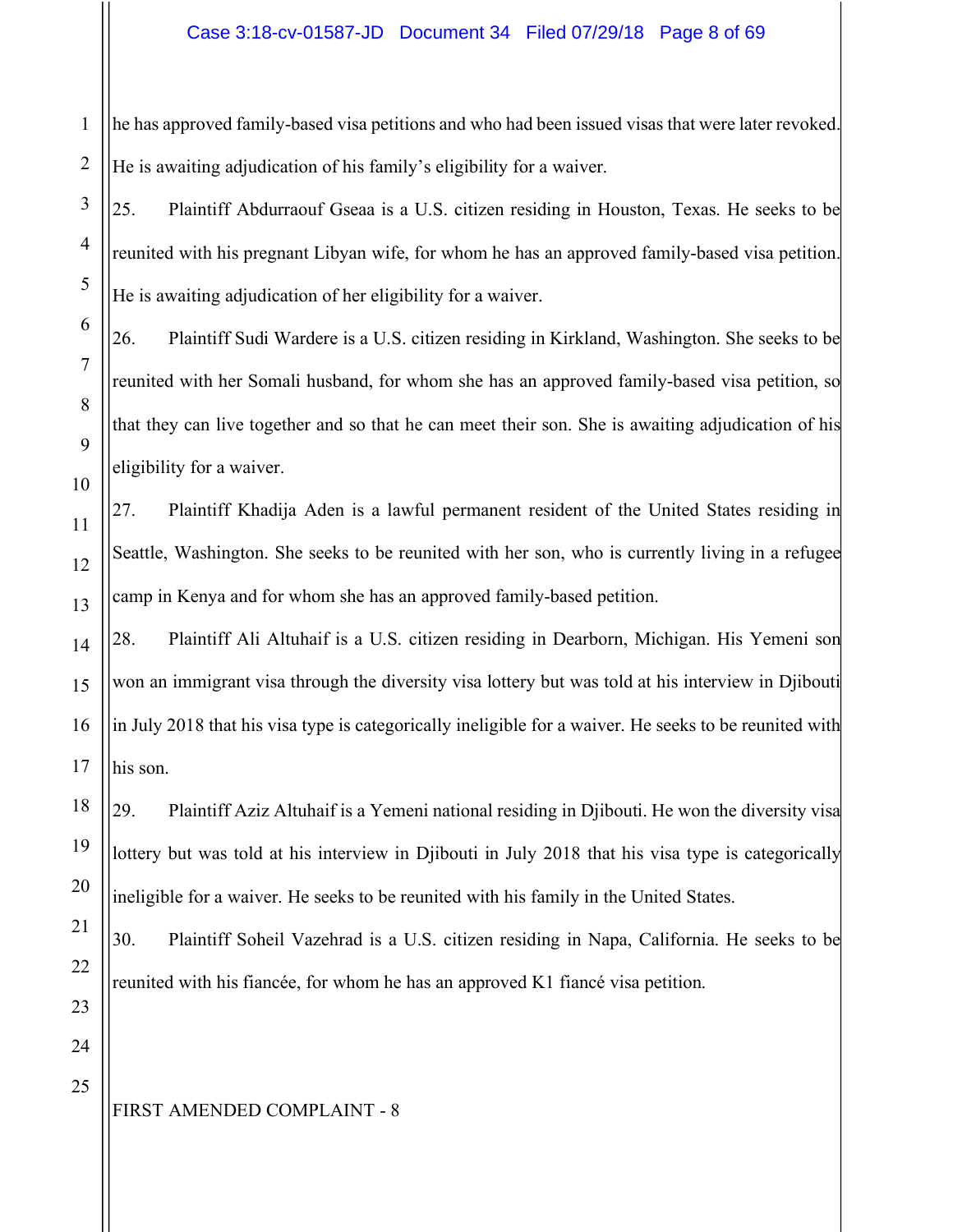he has approved family-based visa petitions and who had been issued visas that were later revoked. He is awaiting adjudication of his family's eligibility for a waiver.

25. Plaintiff Abdurraouf Gseaa is a U.S. citizen residing in Houston, Texas. He seeks to be reunited with his pregnant Libyan wife, for whom he has an approved family-based visa petition. He is awaiting adjudication of her eligibility for a waiver.

26. Plaintiff Sudi Wardere is a U.S. citizen residing in Kirkland, Washington. She seeks to be reunited with her Somali husband, for whom she has an approved family-based visa petition, so that they can live together and so that he can meet their son. She is awaiting adjudication of his eligibility for a waiver.

27. Plaintiff Khadija Aden is a lawful permanent resident of the United States residing in Seattle, Washington. She seeks to be reunited with her son, who is currently living in a refugee camp in Kenya and for whom she has an approved family-based petition.

28. Plaintiff Ali Altuhaif is a U.S. citizen residing in Dearborn, Michigan. His Yemeni son won an immigrant visa through the diversity visa lottery but was told at his interview in Djibouti in July 2018 that his visa type is categorically ineligible for a waiver. He seeks to be reunited with his son.

29. Plaintiff Aziz Altuhaif is a Yemeni national residing in Djibouti. He won the diversity visa lottery but was told at his interview in Djibouti in July 2018 that his visa type is categorically ineligible for a waiver. He seeks to be reunited with his family in the United States.

30. Plaintiff Soheil Vazehrad is a U.S. citizen residing in Napa, California. He seeks to be reunited with his fiancée, for whom he has an approved K1 fiancé visa petition.

FIRST AMENDED COMPLAINT - 8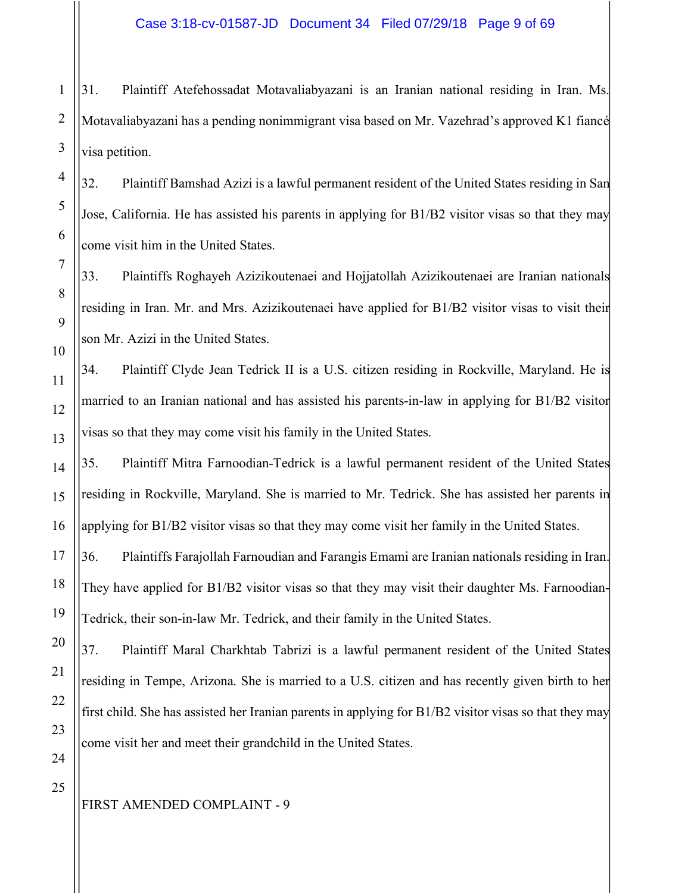31. Plaintiff Atefehossadat Motavaliabyazani is an Iranian national residing in Iran. Ms. Motavaliabyazani has a pending nonimmigrant visa based on Mr. Vazehrad's approved K1 fiancé visa petition.

32. Plaintiff Bamshad Azizi is a lawful permanent resident of the United States residing in San Jose, California. He has assisted his parents in applying for B1/B2 visitor visas so that they may come visit him in the United States.

33. Plaintiffs Roghayeh Azizikoutenaei and Hojjatollah Azizikoutenaei are Iranian nationals residing in Iran. Mr. and Mrs. Azizikoutenaei have applied for B1/B2 visitor visas to visit their son Mr. Azizi in the United States.

34. Plaintiff Clyde Jean Tedrick II is a U.S. citizen residing in Rockville, Maryland. He is married to an Iranian national and has assisted his parents-in-law in applying for B1/B2 visitor visas so that they may come visit his family in the United States.

35. Plaintiff Mitra Farnoodian-Tedrick is a lawful permanent resident of the United States residing in Rockville, Maryland. She is married to Mr. Tedrick. She has assisted her parents in applying for B1/B2 visitor visas so that they may come visit her family in the United States.

36. Plaintiffs Farajollah Farnoudian and Farangis Emami are Iranian nationals residing in Iran. They have applied for B1/B2 visitor visas so that they may visit their daughter Ms. Farnoodian-Tedrick, their son-in-law Mr. Tedrick, and their family in the United States.

37. Plaintiff Maral Charkhtab Tabrizi is a lawful permanent resident of the United States residing in Tempe, Arizona. She is married to a U.S. citizen and has recently given birth to her first child. She has assisted her Iranian parents in applying for B1/B2 visitor visas so that they may come visit her and meet their grandchild in the United States.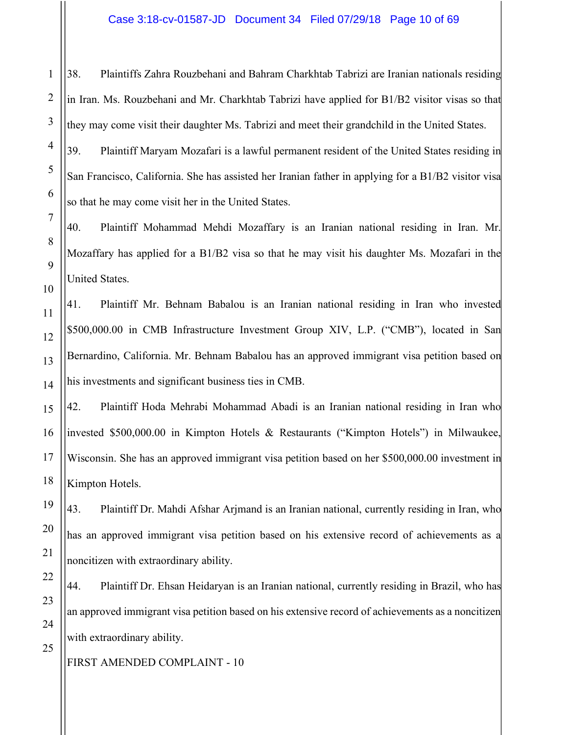38. Plaintiffs Zahra Rouzbehani and Bahram Charkhtab Tabrizi are Iranian nationals residing in Iran. Ms. Rouzbehani and Mr. Charkhtab Tabrizi have applied for B1/B2 visitor visas so that they may come visit their daughter Ms. Tabrizi and meet their grandchild in the United States.

39. Plaintiff Maryam Mozafari is a lawful permanent resident of the United States residing in San Francisco, California. She has assisted her Iranian father in applying for a B1/B2 visitor visa so that he may come visit her in the United States.

40. Plaintiff Mohammad Mehdi Mozaffary is an Iranian national residing in Iran. Mr. Mozaffary has applied for a B1/B2 visa so that he may visit his daughter Ms. Mozafari in the United States.

41. Plaintiff Mr. Behnam Babalou is an Iranian national residing in Iran who invested \$500,000.00 in CMB Infrastructure Investment Group XIV, L.P. ("CMB"), located in San Bernardino, California. Mr. Behnam Babalou has an approved immigrant visa petition based on his investments and significant business ties in CMB.

42. Plaintiff Hoda Mehrabi Mohammad Abadi is an Iranian national residing in Iran who invested \$500,000.00 in Kimpton Hotels & Restaurants ("Kimpton Hotels") in Milwaukee, Wisconsin. She has an approved immigrant visa petition based on her \$500,000.00 investment in Kimpton Hotels.

43. Plaintiff Dr. Mahdi Afshar Arjmand is an Iranian national, currently residing in Iran, who has an approved immigrant visa petition based on his extensive record of achievements as a noncitizen with extraordinary ability.

44. Plaintiff Dr. Ehsan Heidaryan is an Iranian national, currently residing in Brazil, who has an approved immigrant visa petition based on his extensive record of achievements as a noncitizen with extraordinary ability.

FIRST AMENDED COMPLAINT - 10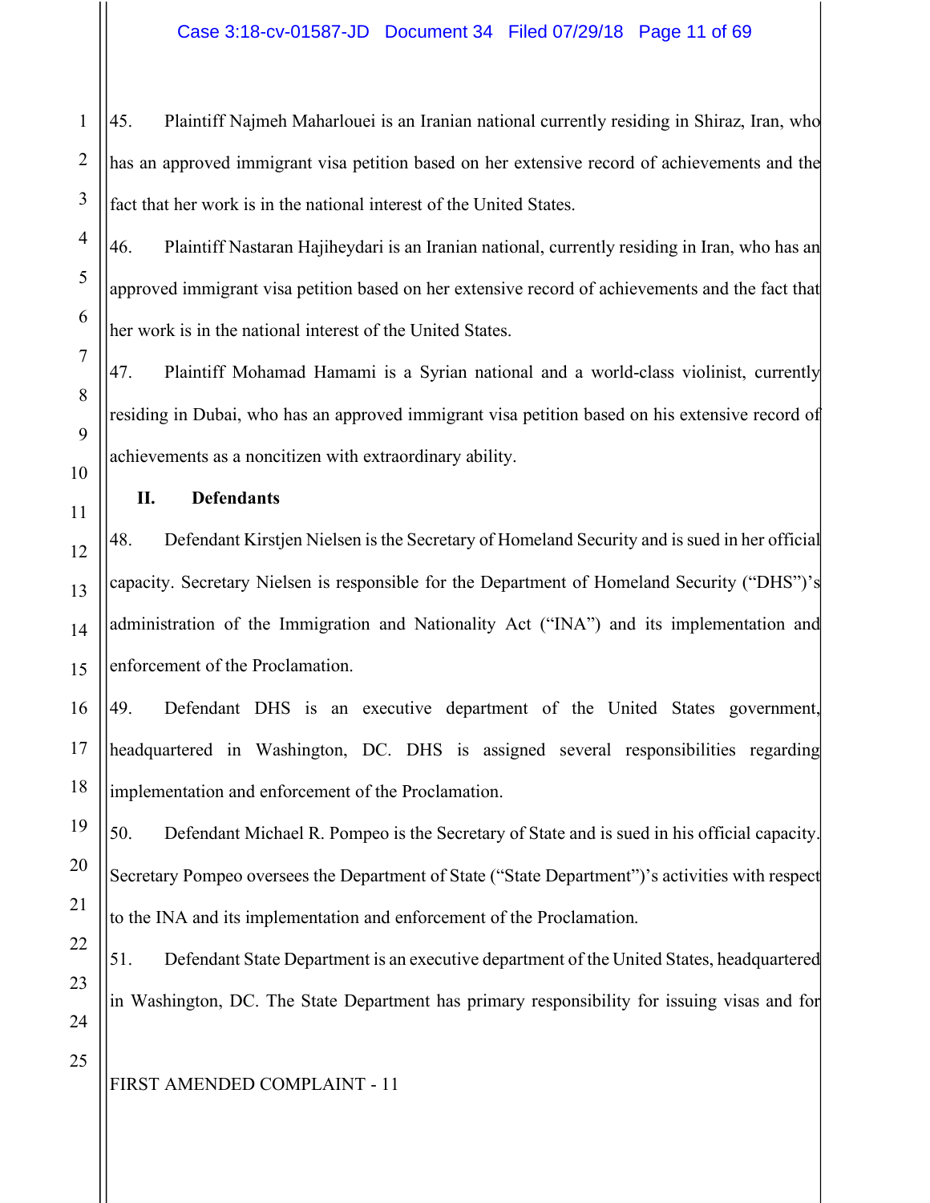45. Plaintiff Najmeh Maharlouei is an Iranian national currently residing in Shiraz, Iran, who has an approved immigrant visa petition based on her extensive record of achievements and the fact that her work is in the national interest of the United States.

46. Plaintiff Nastaran Hajiheydari is an Iranian national, currently residing in Iran, who has an approved immigrant visa petition based on her extensive record of achievements and the fact that her work is in the national interest of the United States.

47. Plaintiff Mohamad Hamami is a Syrian national and a world-class violinist, currently residing in Dubai, who has an approved immigrant visa petition based on his extensive record of achievements as a noncitizen with extraordinary ability.

## II. Defendants

48. Defendant Kirstjen Nielsen is the Secretary of Homeland Security and is sued in her official capacity. Secretary Nielsen is responsible for the Department of Homeland Security ("DHS")'s administration of the Immigration and Nationality Act ("INA") and its implementation and enforcement of the Proclamation.

49. Defendant DHS is an executive department of the United States government, headquartered in Washington, DC. DHS is assigned several responsibilities regarding implementation and enforcement of the Proclamation.

50. Defendant Michael R. Pompeo is the Secretary of State and is sued in his official capacity. Secretary Pompeo oversees the Department of State ("State Department")'s activities with respect to the INA and its implementation and enforcement of the Proclamation.

51. Defendant State Department is an executive department of the United States, headquartered in Washington, DC. The State Department has primary responsibility for issuing visas and for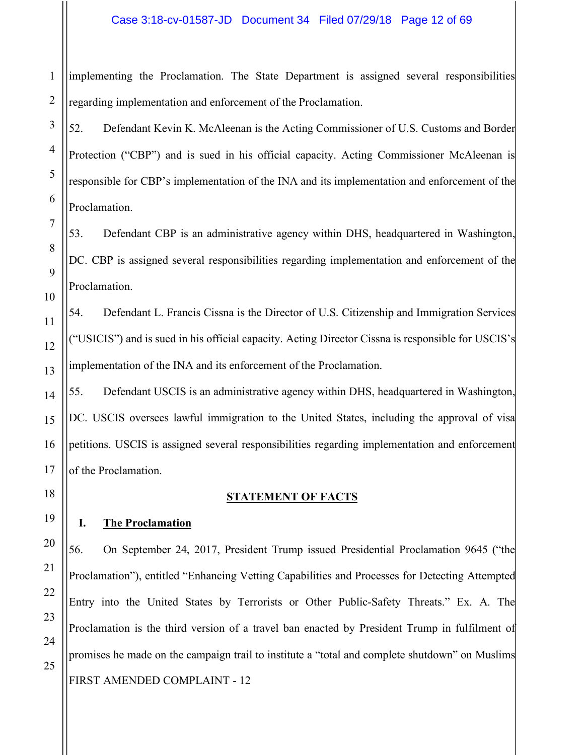implementing the Proclamation. The State Department is assigned several responsibilities regarding implementation and enforcement of the Proclamation.

52. Defendant Kevin K. McAleenan is the Acting Commissioner of U.S. Customs and Border Protection ("CBP") and is sued in his official capacity. Acting Commissioner McAleenan is responsible for CBP's implementation of the INA and its implementation and enforcement of the Proclamation.

53. Defendant CBP is an administrative agency within DHS, headquartered in Washington, DC. CBP is assigned several responsibilities regarding implementation and enforcement of the Proclamation.

54. Defendant L. Francis Cissna is the Director of U.S. Citizenship and Immigration Services ("USICIS") and is sued in his official capacity. Acting Director Cissna is responsible for USCIS's implementation of the INA and its enforcement of the Proclamation.

55. Defendant USCIS is an administrative agency within DHS, headquartered in Washington, DC. USCIS oversees lawful immigration to the United States, including the approval of visa petitions. USCIS is assigned several responsibilities regarding implementation and enforcement of the Proclamation.

## STATEMENT OF FACTS

### I. The Proclamation

56. On September 24, 2017, President Trump issued Presidential Proclamation 9645 ("the Proclamation"), entitled "Enhancing Vetting Capabilities and Processes for Detecting Attempted Entry into the United States by Terrorists or Other Public-Safety Threats." Ex. A. The Proclamation is the third version of a travel ban enacted by President Trump in fulfilment of promises he made on the campaign trail to institute a "total and complete shutdown" on Muslims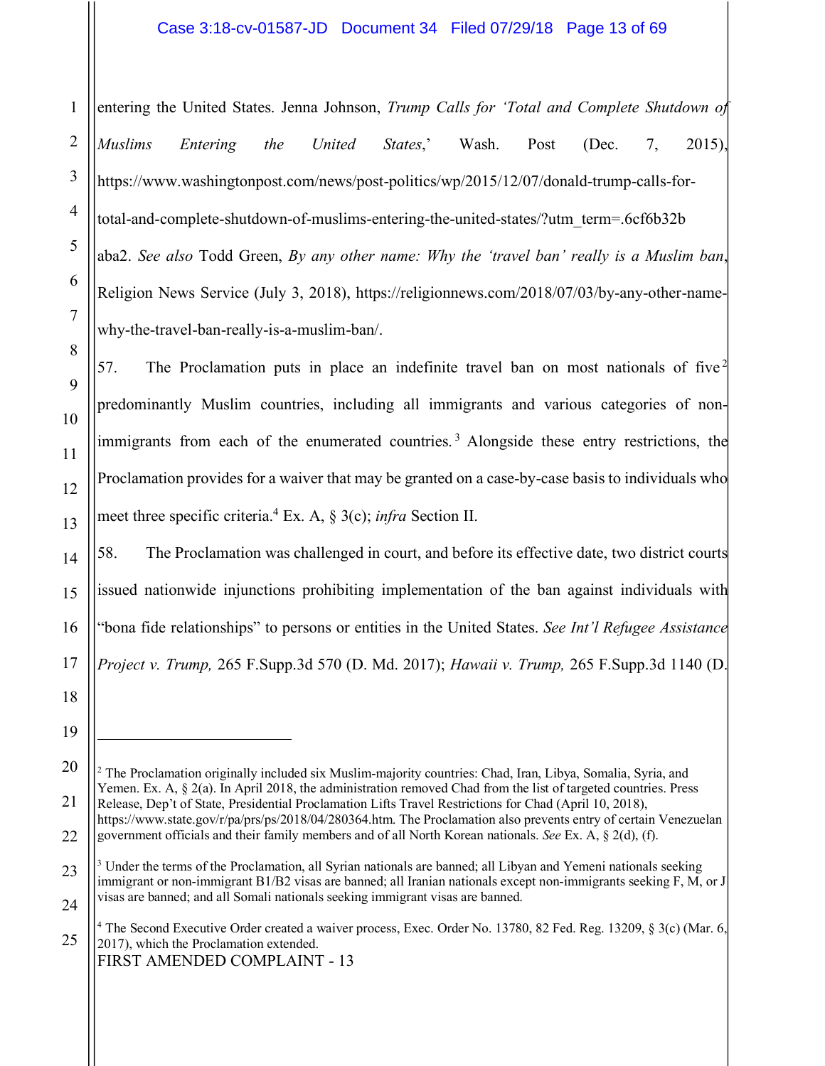entering the United States. Jenna Johnson, *Trump Calls for 'Total and Complete Shutdown of Muslims Entering the United States,'* Wash. Post (Dec. 7, 2015), https://www.washingtonpost.com/news/post-politics/wp/2015/12/07/donald-trump-calls-for-total-and-complete-shutdown-of-muslims-entering-the-united-states/?utm_term=.6cf6b32baba2. *See also* Todd Green, *By any other name: Why the 'travel ban' really is a Muslim ban*, Religion News Service (July 3, 2018), https://religionnews.com/2018/07/03/by-any-other-name-why-the-travel-ban-really-is-a-muslim-ban/.

57. The Proclamation puts in place an indefinite travel ban on most nationals of five[2] predominantly Muslim countries, including all immigrants and various categories of non-immigrants from each of the enumerated countries.[3] Alongside these entry restrictions, the Proclamation provides for a waiver that may be granted on a case-by-case basis to individuals who meet three specific criteria.[4] Ex. A, § 3(c); *infra* Section II.

58. The Proclamation was challenged in court, and before its effective date, two district courts issued nationwide injunctions prohibiting implementation of the ban against individuals with "bona fide relationships" to persons or entities in the United States. *See Int'l Refugee Assistance Project v. Trump,* 265 F.Supp.3d 570 (D. Md. 2017); *Hawaii v. Trump,* 265 F.Supp.3d 1140 (D.

---

[2] The Proclamation originally included six Muslim-majority countries: Chad, Iran, Libya, Somalia, Syria, and Yemen. Ex. A, § 2(a). In April 2018, the administration removed Chad from the list of targeted countries. Press Release, Dep't of State, Presidential Proclamation Lifts Travel Restrictions for Chad (April 10, 2018), https://www.state.gov/r/pa/prs/ps/2018/04/280364.htm. The Proclamation also prevents entry of certain Venezuelan government officials and their family members and of all North Korean nationals. *See* Ex. A, § 2(d), (f).

[3] Under the terms of the Proclamation, all Syrian nationals are banned; all Libyan and Yemeni nationals seeking immigrant or non-immigrant B1/B2 visas are banned; all Iranian nationals except non-immigrants seeking F, M, or J visas are banned; and all Somali nationals seeking immigrant visas are banned.

[4] The Second Executive Order created a waiver process, Exec. Order No. 13780, 82 Fed. Reg. 13209, § 3(c) (Mar. 6, 2017), which the Proclamation extended.

FIRST AMENDED COMPLAINT - 13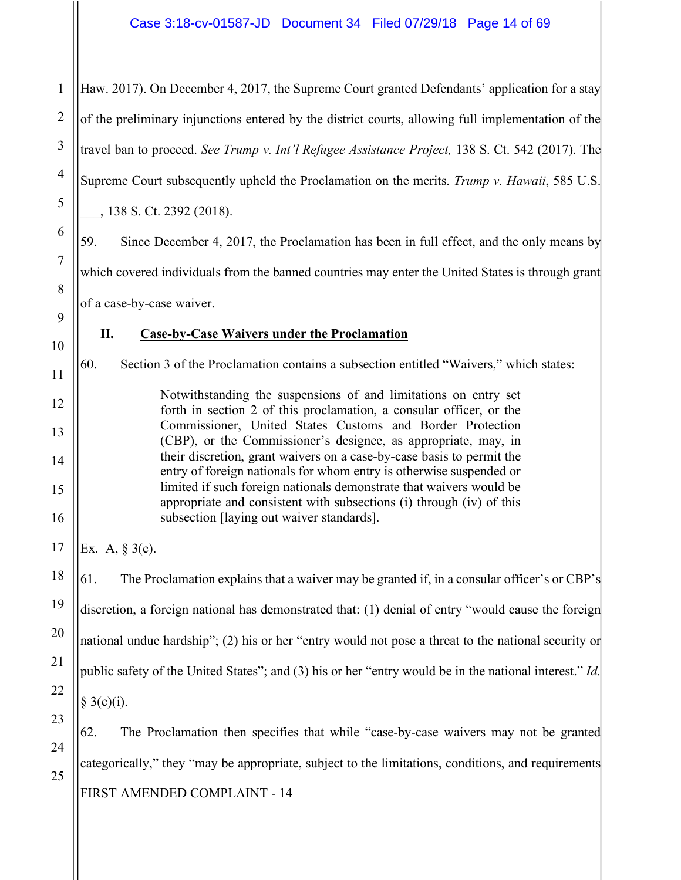Haw. 2017). On December 4, 2017, the Supreme Court granted Defendants' application for a stay of the preliminary injunctions entered by the district courts, allowing full implementation of the travel ban to proceed. *See Trump v. Int'l Refugee Assistance Project,* 138 S. Ct. 542 (2017). The Supreme Court subsequently upheld the Proclamation on the merits. *Trump v. Hawaii*, 585 U.S. ___, 138 S. Ct. 2392 (2018).

59. Since December 4, 2017, the Proclamation has been in full effect, and the only means by which covered individuals from the banned countries may enter the United States is through grant of a case-by-case waiver.

## II. Case-by-Case Waivers under the Proclamation

60. Section 3 of the Proclamation contains a subsection entitled "Waivers," which states:

> Notwithstanding the suspensions of and limitations on entry set forth in section 2 of this proclamation, a consular officer, or the Commissioner, United States Customs and Border Protection (CBP), or the Commissioner's designee, as appropriate, may, in their discretion, grant waivers on a case-by-case basis to permit the entry of foreign nationals for whom entry is otherwise suspended or limited if such foreign nationals demonstrate that waivers would be appropriate and consistent with subsections (i) through (iv) of this subsection [laying out waiver standards].

Ex. A, § 3(c).

61. The Proclamation explains that a waiver may be granted if, in a consular officer's or CBP's discretion, a foreign national has demonstrated that: (1) denial of entry "would cause the foreign national undue hardship"; (2) his or her "entry would not pose a threat to the national security or public safety of the United States"; and (3) his or her "entry would be in the national interest." *Id.* § 3(c)(i).

62. The Proclamation then specifies that while "case-by-case waivers may not be granted categorically," they "may be appropriate, subject to the limitations, conditions, and requirements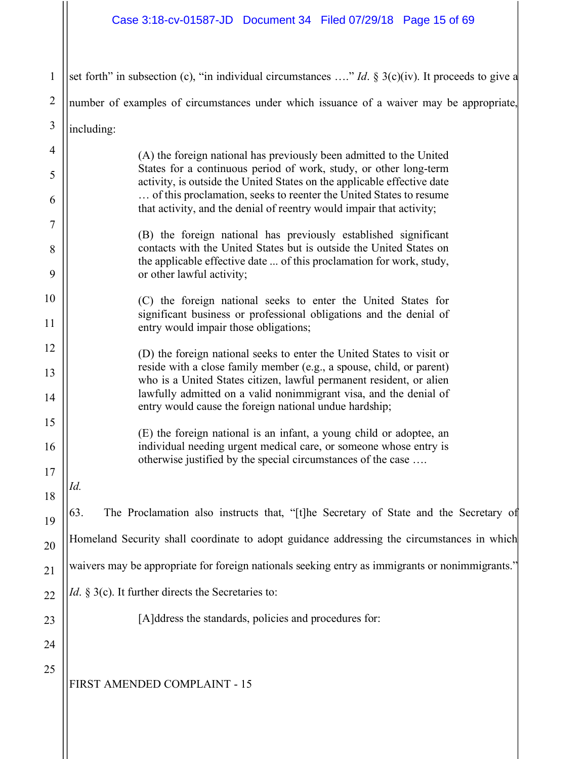set forth" in subsection (c), "in individual circumstances …." *Id*. § 3(c)(iv). It proceeds to give a number of examples of circumstances under which issuance of a waiver may be appropriate, including:

> (A) the foreign national has previously been admitted to the United States for a continuous period of work, study, or other long-term activity, is outside the United States on the applicable effective date … of this proclamation, seeks to reenter the United States to resume that activity, and the denial of reentry would impair that activity;
>
> (B) the foreign national has previously established significant contacts with the United States but is outside the United States on the applicable effective date ... of this proclamation for work, study, or other lawful activity;
>
> (C) the foreign national seeks to enter the United States for significant business or professional obligations and the denial of entry would impair those obligations;
>
> (D) the foreign national seeks to enter the United States to visit or reside with a close family member (e.g., a spouse, child, or parent) who is a United States citizen, lawful permanent resident, or alien lawfully admitted on a valid nonimmigrant visa, and the denial of entry would cause the foreign national undue hardship;
>
> (E) the foreign national is an infant, a young child or adoptee, an individual needing urgent medical care, or someone whose entry is otherwise justified by the special circumstances of the case ….

*Id.*

63. The Proclamation also instructs that, "[t]he Secretary of State and the Secretary of Homeland Security shall coordinate to adopt guidance addressing the circumstances in which waivers may be appropriate for foreign nationals seeking entry as immigrants or nonimmigrants." *Id*. § 3(c). It further directs the Secretaries to:

> [A]ddress the standards, policies and procedures for: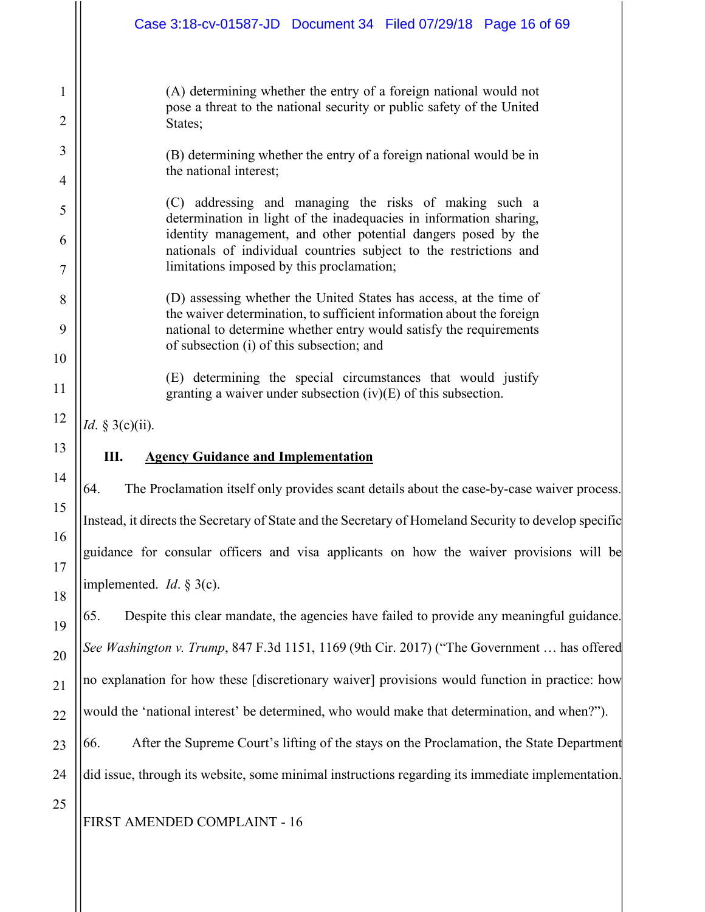> (A) determining whether the entry of a foreign national would not pose a threat to the national security or public safety of the United States;
>
> (B) determining whether the entry of a foreign national would be in the national interest;
>
> (C) addressing and managing the risks of making such a determination in light of the inadequacies in information sharing, identity management, and other potential dangers posed by the nationals of individual countries subject to the restrictions and limitations imposed by this proclamation;
>
> (D) assessing whether the United States has access, at the time of the waiver determination, to sufficient information about the foreign national to determine whether entry would satisfy the requirements of subsection (i) of this subsection; and
>
> (E) determining the special circumstances that would justify granting a waiver under subsection (iv)(E) of this subsection.

*Id*. § 3(c)(ii).

## III. Agency Guidance and Implementation

64. The Proclamation itself only provides scant details about the case-by-case waiver process. Instead, it directs the Secretary of State and the Secretary of Homeland Security to develop specific guidance for consular officers and visa applicants on how the waiver provisions will be implemented. *Id*. § 3(c).

65. Despite this clear mandate, the agencies have failed to provide any meaningful guidance. *See Washington v. Trump*, 847 F.3d 1151, 1169 (9th Cir. 2017) ("The Government … has offered no explanation for how these [discretionary waiver] provisions would function in practice: how would the 'national interest' be determined, who would make that determination, and when?").

66. After the Supreme Court's lifting of the stays on the Proclamation, the State Department did issue, through its website, some minimal instructions regarding its immediate implementation.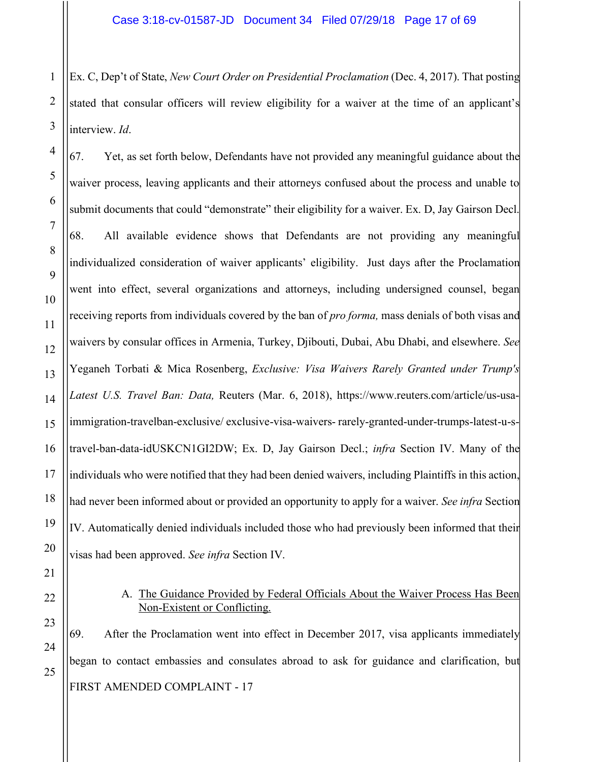Ex. C, Dep't of State, *New Court Order on Presidential Proclamation* (Dec. 4, 2017). That posting stated that consular officers will review eligibility for a waiver at the time of an applicant's interview. *Id*.

67. Yet, as set forth below, Defendants have not provided any meaningful guidance about the waiver process, leaving applicants and their attorneys confused about the process and unable to submit documents that could "demonstrate" their eligibility for a waiver. Ex. D, Jay Gairson Decl.

68. All available evidence shows that Defendants are not providing any meaningful individualized consideration of waiver applicants' eligibility. Just days after the Proclamation went into effect, several organizations and attorneys, including undersigned counsel, began receiving reports from individuals covered by the ban of *pro forma,* mass denials of both visas and waivers by consular offices in Armenia, Turkey, Djibouti, Dubai, Abu Dhabi, and elsewhere. *See* Yeganeh Torbati & Mica Rosenberg, *Exclusive: Visa Waivers Rarely Granted under Trump's Latest U.S. Travel Ban: Data,* Reuters (Mar. 6, 2018), https://www.reuters.com/article/us-usa-immigration-travelban-exclusive/ exclusive-visa-waivers- rarely-granted-under-trumps-latest-u-s-travel-ban-data-idUSKCN1GI2DW; Ex. D, Jay Gairson Decl.; *infra* Section IV. Many of the individuals who were notified that they had been denied waivers, including Plaintiffs in this action, had never been informed about or provided an opportunity to apply for a waiver. *See infra* Section IV. Automatically denied individuals included those who had previously been informed that their visas had been approved. *See infra* Section IV.

### A. The Guidance Provided by Federal Officials About the Waiver Process Has Been Non-Existent or Conflicting.

69. After the Proclamation went into effect in December 2017, visa applicants immediately began to contact embassies and consulates abroad to ask for guidance and clarification, but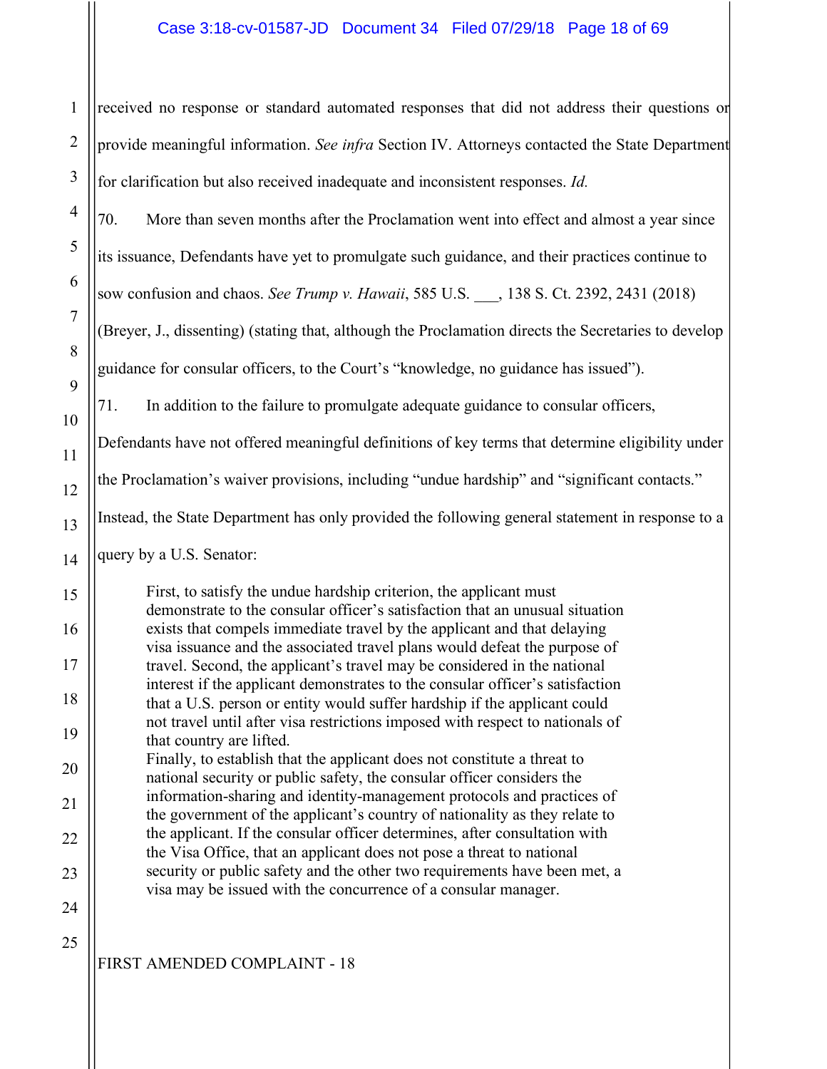received no response or standard automated responses that did not address their questions or provide meaningful information. *See infra* Section IV. Attorneys contacted the State Department for clarification but also received inadequate and inconsistent responses. *Id.*

70. More than seven months after the Proclamation went into effect and almost a year since its issuance, Defendants have yet to promulgate such guidance, and their practices continue to sow confusion and chaos. *See Trump v. Hawaii*, 585 U.S. ___, 138 S. Ct. 2392, 2431 (2018) (Breyer, J., dissenting) (stating that, although the Proclamation directs the Secretaries to develop guidance for consular officers, to the Court's "knowledge, no guidance has issued").

71. In addition to the failure to promulgate adequate guidance to consular officers, Defendants have not offered meaningful definitions of key terms that determine eligibility under the Proclamation's waiver provisions, including "undue hardship" and "significant contacts." Instead, the State Department has only provided the following general statement in response to a query by a U.S. Senator:

> First, to satisfy the undue hardship criterion, the applicant must demonstrate to the consular officer's satisfaction that an unusual situation exists that compels immediate travel by the applicant and that delaying visa issuance and the associated travel plans would defeat the purpose of travel. Second, the applicant's travel may be considered in the national interest if the applicant demonstrates to the consular officer's satisfaction that a U.S. person or entity would suffer hardship if the applicant could not travel until after visa restrictions imposed with respect to nationals of that country are lifted.
> Finally, to establish that the applicant does not constitute a threat to national security or public safety, the consular officer considers the information-sharing and identity-management protocols and practices of the government of the applicant's country of nationality as they relate to the applicant. If the consular officer determines, after consultation with the Visa Office, that an applicant does not pose a threat to national security or public safety and the other two requirements have been met, a visa may be issued with the concurrence of a consular manager.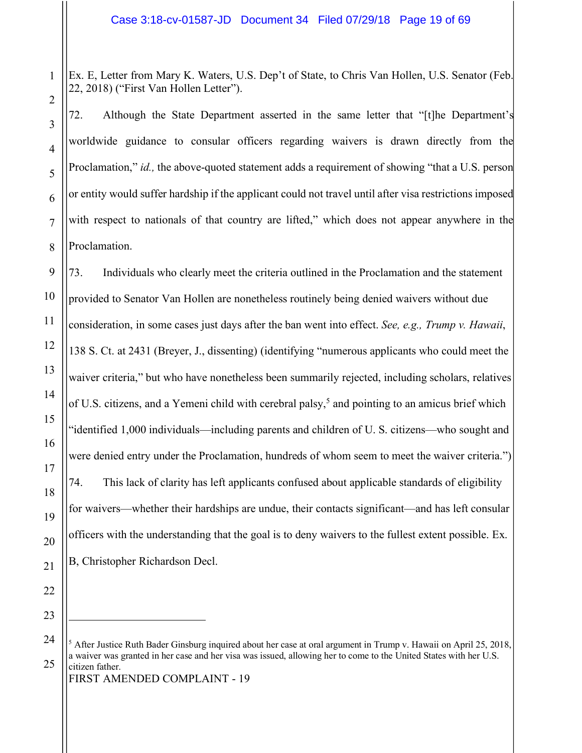Ex. E, Letter from Mary K. Waters, U.S. Dep't of State, to Chris Van Hollen, U.S. Senator (Feb. 22, 2018) ("First Van Hollen Letter").

72. Although the State Department asserted in the same letter that "[t]he Department's worldwide guidance to consular officers regarding waivers is drawn directly from the Proclamation," *id.,* the above-quoted statement adds a requirement of showing "that a U.S. person or entity would suffer hardship if the applicant could not travel until after visa restrictions imposed with respect to nationals of that country are lifted," which does not appear anywhere in the Proclamation.

73. Individuals who clearly meet the criteria outlined in the Proclamation and the statement provided to Senator Van Hollen are nonetheless routinely being denied waivers without due consideration, in some cases just days after the ban went into effect. *See, e.g., Trump v. Hawaii*, 138 S. Ct. at 2431 (Breyer, J., dissenting) (identifying "numerous applicants who could meet the waiver criteria," but who have nonetheless been summarily rejected, including scholars, relatives of U.S. citizens, and a Yemeni child with cerebral palsy,[5] and pointing to an amicus brief which "identified 1,000 individuals—including parents and children of U. S. citizens—who sought and were denied entry under the Proclamation, hundreds of whom seem to meet the waiver criteria.")

74. This lack of clarity has left applicants confused about applicable standards of eligibility for waivers—whether their hardships are undue, their contacts significant—and has left consular officers with the understanding that the goal is to deny waivers to the fullest extent possible. Ex. B, Christopher Richardson Decl.

---

[5] After Justice Ruth Bader Ginsburg inquired about her case at oral argument in Trump v. Hawaii on April 25, 2018, a waiver was granted in her case and her visa was issued, allowing her to come to the United States with her U.S. citizen father.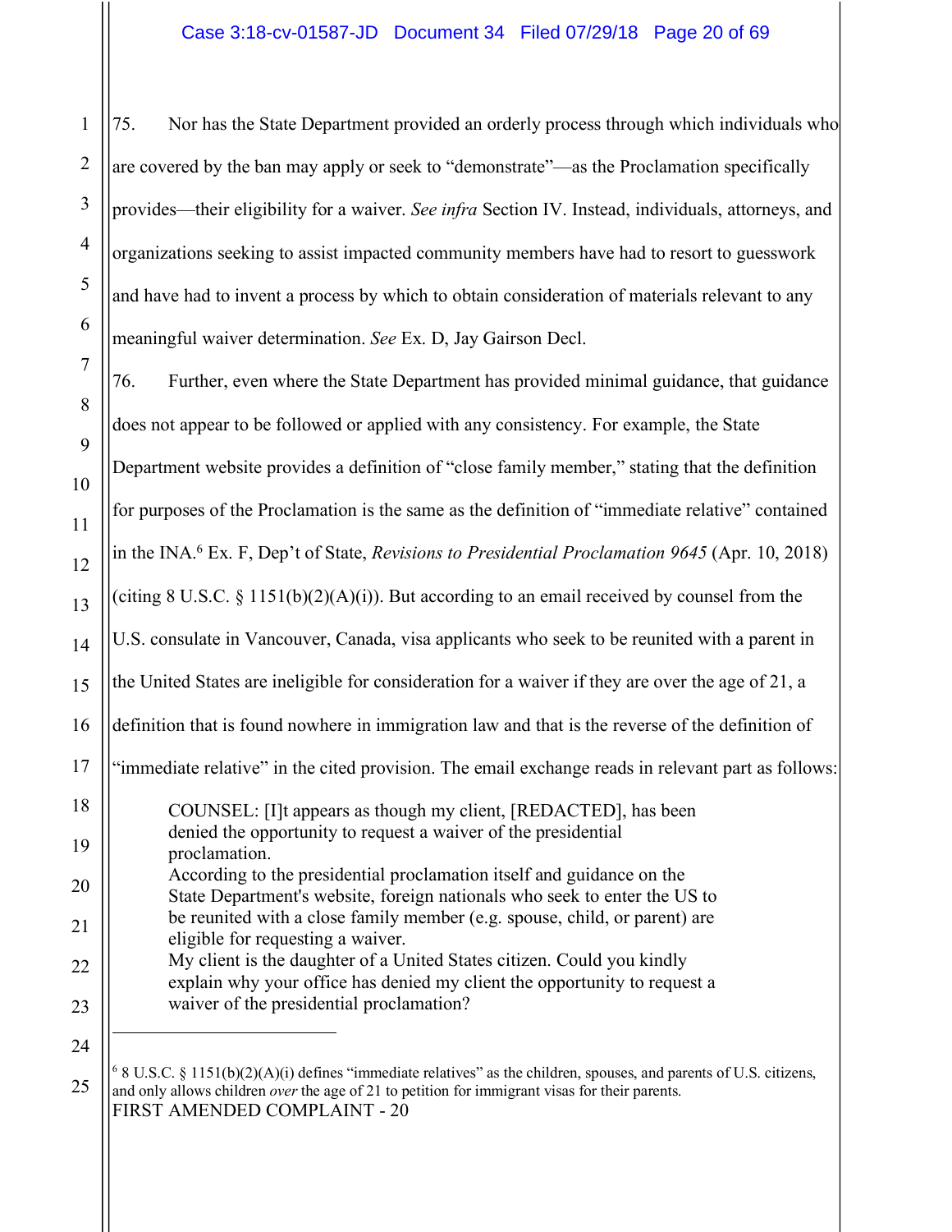75. Nor has the State Department provided an orderly process through which individuals who are covered by the ban may apply or seek to "demonstrate"—as the Proclamation specifically provides—their eligibility for a waiver. *See infra* Section IV. Instead, individuals, attorneys, and organizations seeking to assist impacted community members have had to resort to guesswork and have had to invent a process by which to obtain consideration of materials relevant to any meaningful waiver determination. *See* Ex. D, Jay Gairson Decl.

76. Further, even where the State Department has provided minimal guidance, that guidance does not appear to be followed or applied with any consistency. For example, the State Department website provides a definition of "close family member," stating that the definition for purposes of the Proclamation is the same as the definition of "immediate relative" contained in the INA.[6] Ex. F, Dep't of State, *Revisions to Presidential Proclamation 9645* (Apr. 10, 2018) (citing 8 U.S.C. § 1151(b)(2)(A)(i)). But according to an email received by counsel from the U.S. consulate in Vancouver, Canada, visa applicants who seek to be reunited with a parent in the United States are ineligible for consideration for a waiver if they are over the age of 21, a definition that is found nowhere in immigration law and that is the reverse of the definition of "immediate relative" in the cited provision. The email exchange reads in relevant part as follows:

> COUNSEL: [I]t appears as though my client, [REDACTED], has been denied the opportunity to request a waiver of the presidential proclamation.
> According to the presidential proclamation itself and guidance on the State Department's website, foreign nationals who seek to enter the US to be reunited with a close family member (e.g. spouse, child, or parent) are eligible for requesting a waiver.
> My client is the daughter of a United States citizen. Could you kindly explain why your office has denied my client the opportunity to request a waiver of the presidential proclamation?

---

[6] 8 U.S.C. § 1151(b)(2)(A)(i) defines "immediate relatives" as the children, spouses, and parents of U.S. citizens, and only allows children *over* the age of 21 to petition for immigrant visas for their parents.

FIRST AMENDED COMPLAINT - 20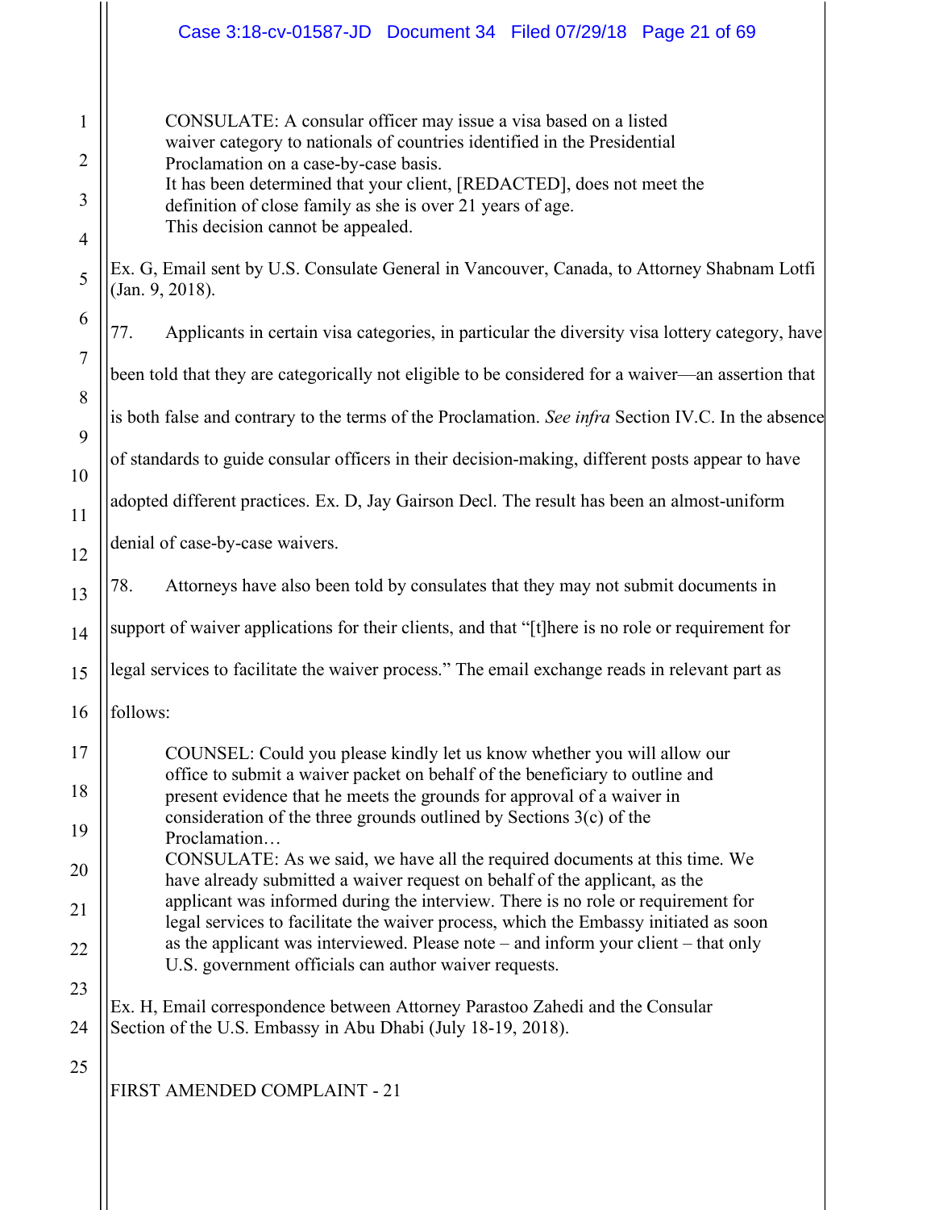> CONSULATE: A consular officer may issue a visa based on a listed waiver category to nationals of countries identified in the Presidential Proclamation on a case-by-case basis.
> It has been determined that your client, [REDACTED], does not meet the definition of close family as she is over 21 years of age.
> This decision cannot be appealed.

Ex. G, Email sent by U.S. Consulate General in Vancouver, Canada, to Attorney Shabnam Lotfi (Jan. 9, 2018).

77. Applicants in certain visa categories, in particular the diversity visa lottery category, have been told that they are categorically not eligible to be considered for a waiver—an assertion that is both false and contrary to the terms of the Proclamation. *See infra* Section IV.C. In the absence of standards to guide consular officers in their decision-making, different posts appear to have adopted different practices. Ex. D, Jay Gairson Decl. The result has been an almost-uniform denial of case-by-case waivers.

78. Attorneys have also been told by consulates that they may not submit documents in support of waiver applications for their clients, and that "[t]here is no role or requirement for legal services to facilitate the waiver process." The email exchange reads in relevant part as follows:

> COUNSEL: Could you please kindly let us know whether you will allow our office to submit a waiver packet on behalf of the beneficiary to outline and present evidence that he meets the grounds for approval of a waiver in consideration of the three grounds outlined by Sections 3(c) of the Proclamation…
> CONSULATE: As we said, we have all the required documents at this time. We have already submitted a waiver request on behalf of the applicant, as the applicant was informed during the interview. There is no role or requirement for legal services to facilitate the waiver process, which the Embassy initiated as soon as the applicant was interviewed. Please note – and inform your client – that only U.S. government officials can author waiver requests.

Ex. H, Email correspondence between Attorney Parastoo Zahedi and the Consular Section of the U.S. Embassy in Abu Dhabi (July 18-19, 2018).

FIRST AMENDED COMPLAINT - 21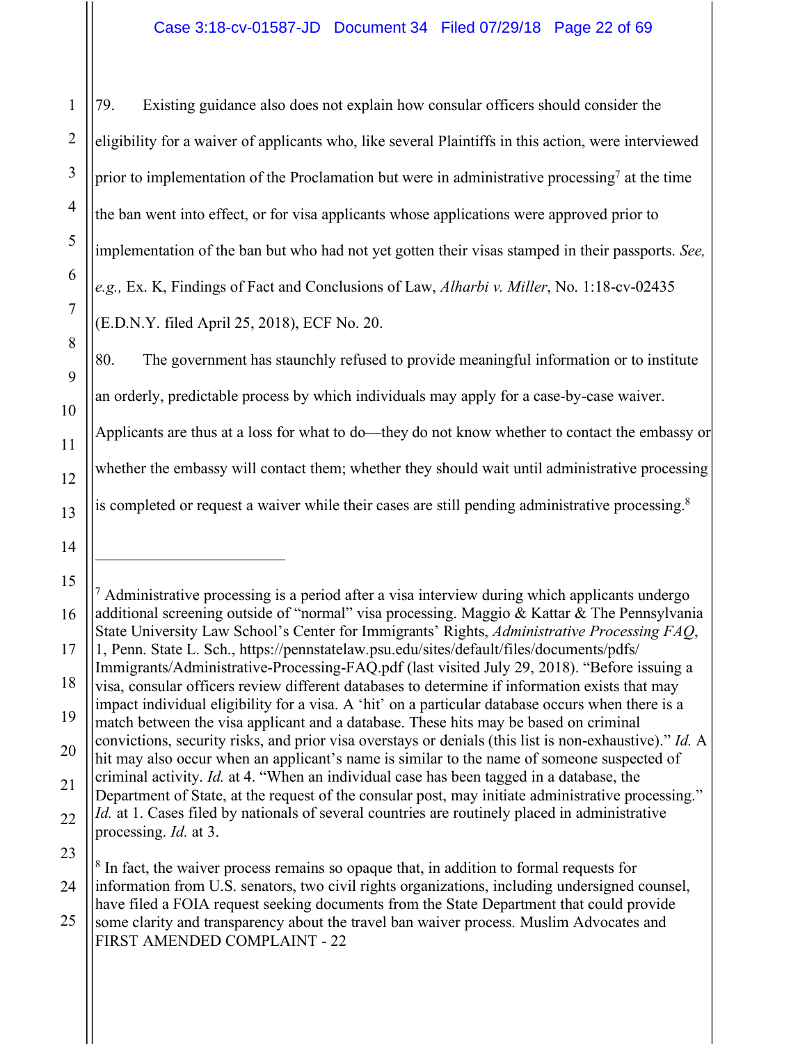79. Existing guidance also does not explain how consular officers should consider the eligibility for a waiver of applicants who, like several Plaintiffs in this action, were interviewed prior to implementation of the Proclamation but were in administrative processing[7] at the time the ban went into effect, or for visa applicants whose applications were approved prior to implementation of the ban but who had not yet gotten their visas stamped in their passports. *See, e.g.,* Ex. K, Findings of Fact and Conclusions of Law, *Alharbi v. Miller*, No. 1:18-cv-02435 (E.D.N.Y. filed April 25, 2018), ECF No. 20.

80. The government has staunchly refused to provide meaningful information or to institute an orderly, predictable process by which individuals may apply for a case-by-case waiver. Applicants are thus at a loss for what to do—they do not know whether to contact the embassy or whether the embassy will contact them; whether they should wait until administrative processing is completed or request a waiver while their cases are still pending administrative processing.[8]

---

[7] Administrative processing is a period after a visa interview during which applicants undergo additional screening outside of "normal" visa processing. Maggio & Kattar & The Pennsylvania State University Law School's Center for Immigrants' Rights, *Administrative Processing FAQ*, 1, Penn. State L. Sch., https://pennstatelaw.psu.edu/sites/default/files/documents/pdfs/Immigrants/Administrative-Processing-FAQ.pdf (last visited July 29, 2018). "Before issuing a visa, consular officers review different databases to determine if information exists that may impact individual eligibility for a visa. A 'hit' on a particular database occurs when there is a match between the visa applicant and a database. These hits may be based on criminal convictions, security risks, and prior visa overstays or denials (this list is non-exhaustive)." *Id.* A hit may also occur when an applicant's name is similar to the name of someone suspected of criminal activity. *Id.* at 4. "When an individual case has been tagged in a database, the Department of State, at the request of the consular post, may initiate administrative processing." *Id.* at 1. Cases filed by nationals of several countries are routinely placed in administrative processing. *Id.* at 3.

[8] In fact, the waiver process remains so opaque that, in addition to formal requests for information from U.S. senators, two civil rights organizations, including undersigned counsel, have filed a FOIA request seeking documents from the State Department that could provide some clarity and transparency about the travel ban waiver process. Muslim Advocates and

FIRST AMENDED COMPLAINT - 22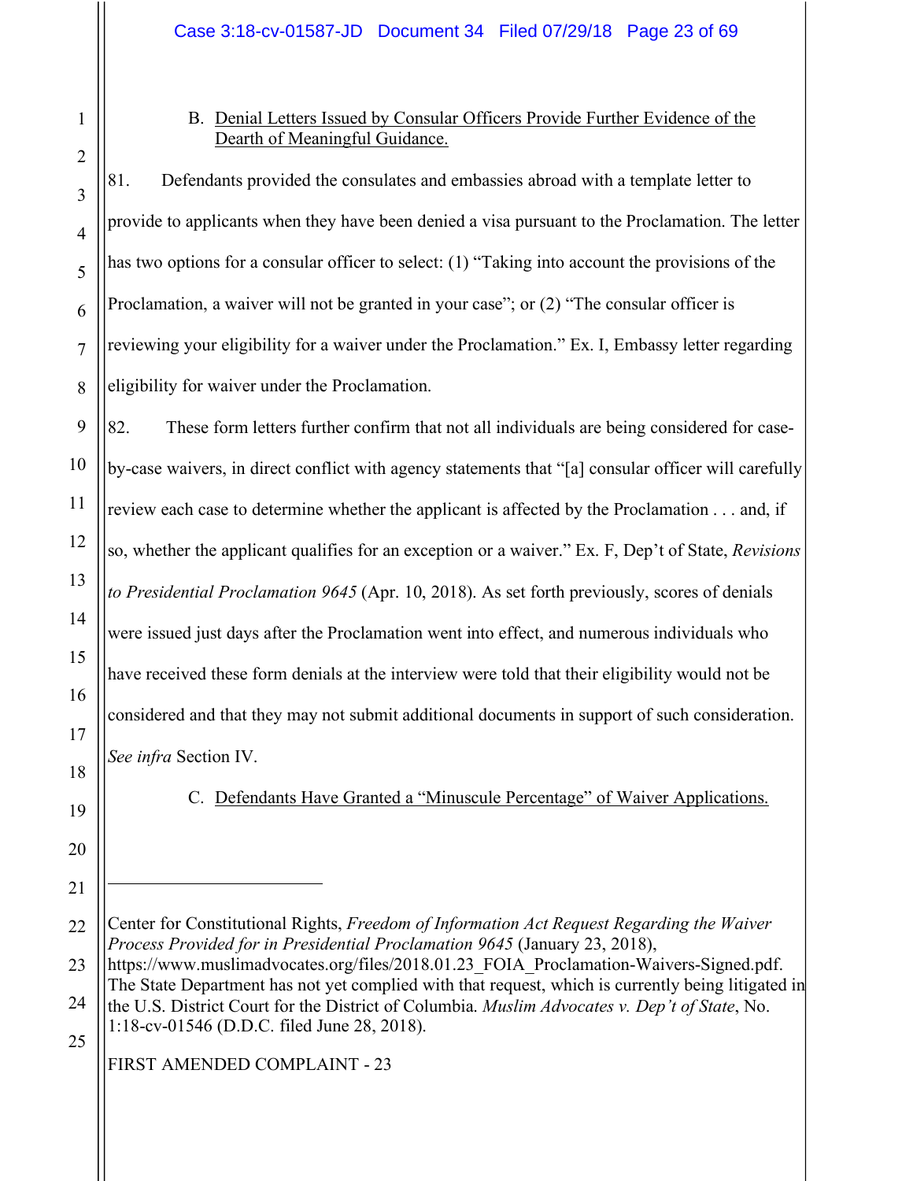### B. Denial Letters Issued by Consular Officers Provide Further Evidence of the Dearth of Meaningful Guidance.

81. Defendants provided the consulates and embassies abroad with a template letter to provide to applicants when they have been denied a visa pursuant to the Proclamation. The letter has two options for a consular officer to select: (1) "Taking into account the provisions of the Proclamation, a waiver will not be granted in your case"; or (2) "The consular officer is reviewing your eligibility for a waiver under the Proclamation." Ex. I, Embassy letter regarding eligibility for waiver under the Proclamation.

82. These form letters further confirm that not all individuals are being considered for case-by-case waivers, in direct conflict with agency statements that "[a] consular officer will carefully review each case to determine whether the applicant is affected by the Proclamation . . . and, if so, whether the applicant qualifies for an exception or a waiver." Ex. F, Dep't of State, *Revisions to Presidential Proclamation 9645* (Apr. 10, 2018). As set forth previously, scores of denials were issued just days after the Proclamation went into effect, and numerous individuals who have received these form denials at the interview were told that their eligibility would not be considered and that they may not submit additional documents in support of such consideration. *See infra* Section IV.

### C. Defendants Have Granted a "Minuscule Percentage" of Waiver Applications.

---

Center for Constitutional Rights, *Freedom of Information Act Request Regarding the Waiver Process Provided for in Presidential Proclamation 9645* (January 23, 2018), https://www.muslimadvocates.org/files/2018.01.23_FOIA_Proclamation-Waivers-Signed.pdf. The State Department has not yet complied with that request, which is currently being litigated in the U.S. District Court for the District of Columbia. *Muslim Advocates v. Dep't of State*, No. 1:18-cv-01546 (D.D.C. filed June 28, 2018).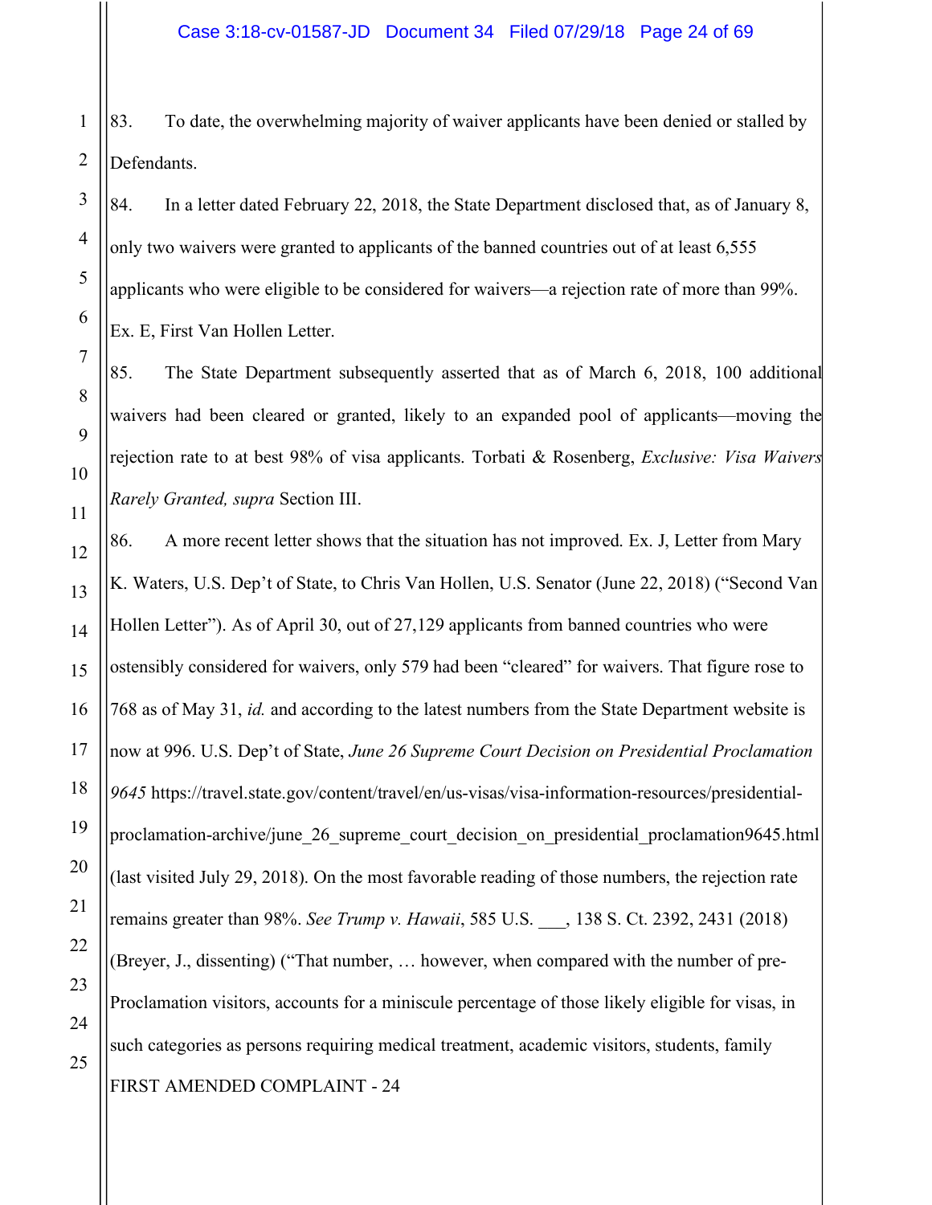83. To date, the overwhelming majority of waiver applicants have been denied or stalled by Defendants.

84. In a letter dated February 22, 2018, the State Department disclosed that, as of January 8, only two waivers were granted to applicants of the banned countries out of at least 6,555 applicants who were eligible to be considered for waivers—a rejection rate of more than 99%. Ex. E, First Van Hollen Letter.

85. The State Department subsequently asserted that as of March 6, 2018, 100 additional waivers had been cleared or granted, likely to an expanded pool of applicants—moving the rejection rate to at best 98% of visa applicants. Torbati & Rosenberg, *Exclusive: Visa Waivers Rarely Granted, supra* Section III.

86. A more recent letter shows that the situation has not improved. Ex. J, Letter from Mary K. Waters, U.S. Dep't of State, to Chris Van Hollen, U.S. Senator (June 22, 2018) ("Second Van Hollen Letter"). As of April 30, out of 27,129 applicants from banned countries who were ostensibly considered for waivers, only 579 had been "cleared" for waivers. That figure rose to 768 as of May 31, *id.* and according to the latest numbers from the State Department website is now at 996. U.S. Dep't of State, *June 26 Supreme Court Decision on Presidential Proclamation 9645* https://travel.state.gov/content/travel/en/us-visas/visa-information-resources/presidential-proclamation-archive/june_26_supreme_court_decision_on_presidential_proclamation9645.html (last visited July 29, 2018). On the most favorable reading of those numbers, the rejection rate remains greater than 98%. *See Trump v. Hawaii*, 585 U.S. ___, 138 S. Ct. 2392, 2431 (2018) (Breyer, J., dissenting) ("That number, … however, when compared with the number of pre-Proclamation visitors, accounts for a miniscule percentage of those likely eligible for visas, in such categories as persons requiring medical treatment, academic visitors, students, family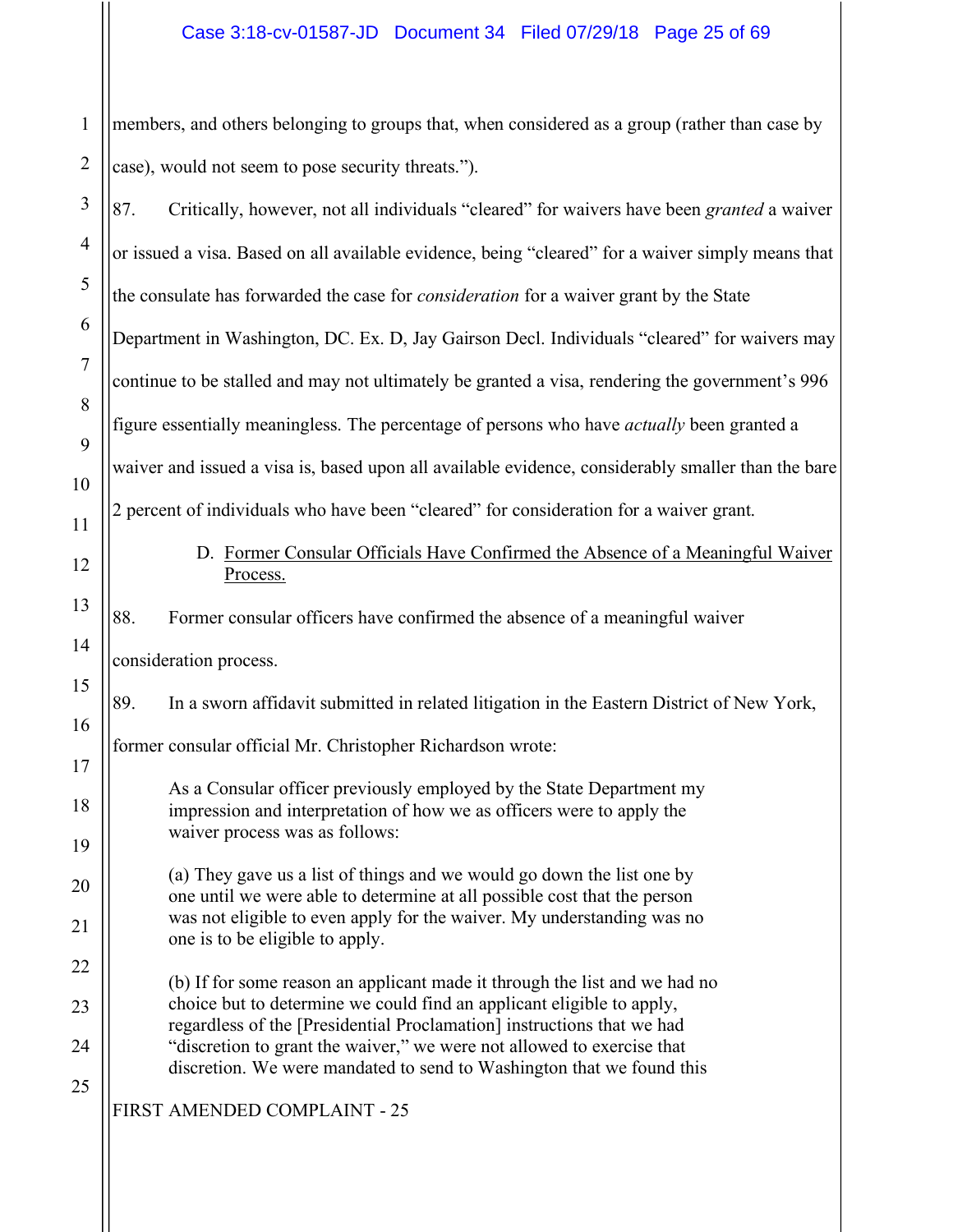members, and others belonging to groups that, when considered as a group (rather than case by case), would not seem to pose security threats.").

87. Critically, however, not all individuals "cleared" for waivers have been *granted* a waiver or issued a visa. Based on all available evidence, being "cleared" for a waiver simply means that the consulate has forwarded the case for *consideration* for a waiver grant by the State Department in Washington, DC. Ex. D, Jay Gairson Decl. Individuals "cleared" for waivers may continue to be stalled and may not ultimately be granted a visa, rendering the government's 996 figure essentially meaningless. The percentage of persons who have *actually* been granted a waiver and issued a visa is, based upon all available evidence, considerably smaller than the bare 2 percent of individuals who have been "cleared" for consideration for a waiver grant.

### D. Former Consular Officials Have Confirmed the Absence of a Meaningful Waiver Process.

88. Former consular officers have confirmed the absence of a meaningful waiver consideration process.

89. In a sworn affidavit submitted in related litigation in the Eastern District of New York, former consular official Mr. Christopher Richardson wrote:

> As a Consular officer previously employed by the State Department my impression and interpretation of how we as officers were to apply the waiver process was as follows:
>
> (a) They gave us a list of things and we would go down the list one by one until we were able to determine at all possible cost that the person was not eligible to even apply for the waiver. My understanding was no one is to be eligible to apply.
>
> (b) If for some reason an applicant made it through the list and we had no choice but to determine we could find an applicant eligible to apply, regardless of the [Presidential Proclamation] instructions that we had "discretion to grant the waiver," we were not allowed to exercise that discretion. We were mandated to send to Washington that we found this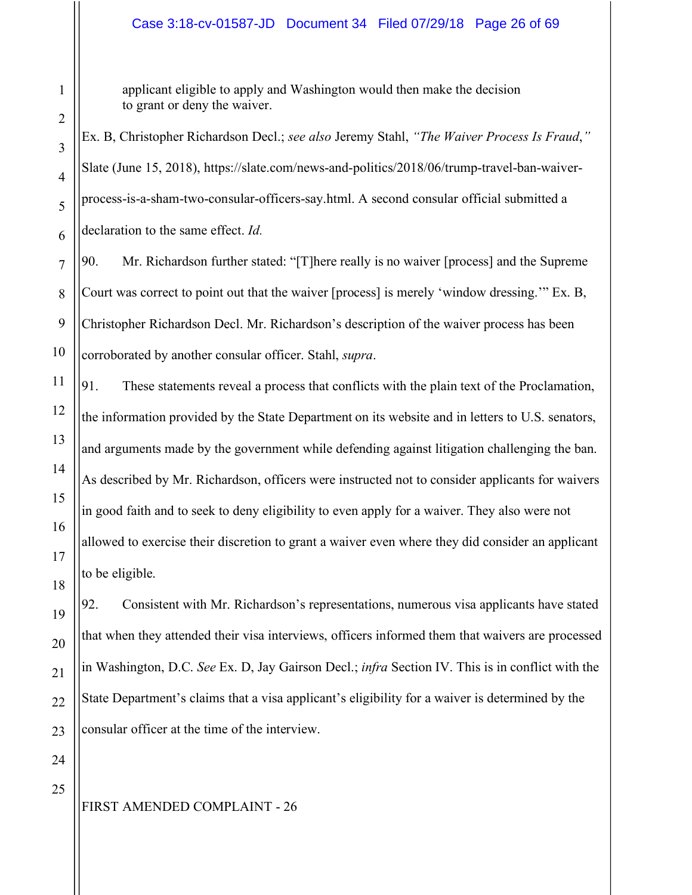> applicant eligible to apply and Washington would then make the decision to grant or deny the waiver.

Ex. B, Christopher Richardson Decl.; *see also* Jeremy Stahl, *"The Waiver Process Is Fraud,"* Slate (June 15, 2018), https://slate.com/news-and-politics/2018/06/trump-travel-ban-waiver-process-is-a-sham-two-consular-officers-say.html. A second consular official submitted a declaration to the same effect. *Id.*

90. Mr. Richardson further stated: "[T]here really is no waiver [process] and the Supreme Court was correct to point out that the waiver [process] is merely 'window dressing.'" Ex. B, Christopher Richardson Decl. Mr. Richardson's description of the waiver process has been corroborated by another consular officer. Stahl, *supra*.

91. These statements reveal a process that conflicts with the plain text of the Proclamation, the information provided by the State Department on its website and in letters to U.S. senators, and arguments made by the government while defending against litigation challenging the ban. As described by Mr. Richardson, officers were instructed not to consider applicants for waivers in good faith and to seek to deny eligibility to even apply for a waiver. They also were not allowed to exercise their discretion to grant a waiver even where they did consider an applicant to be eligible.

92. Consistent with Mr. Richardson's representations, numerous visa applicants have stated that when they attended their visa interviews, officers informed them that waivers are processed in Washington, D.C. *See* Ex. D, Jay Gairson Decl.; *infra* Section IV. This is in conflict with the State Department's claims that a visa applicant's eligibility for a waiver is determined by the consular officer at the time of the interview.

FIRST AMENDED COMPLAINT - 26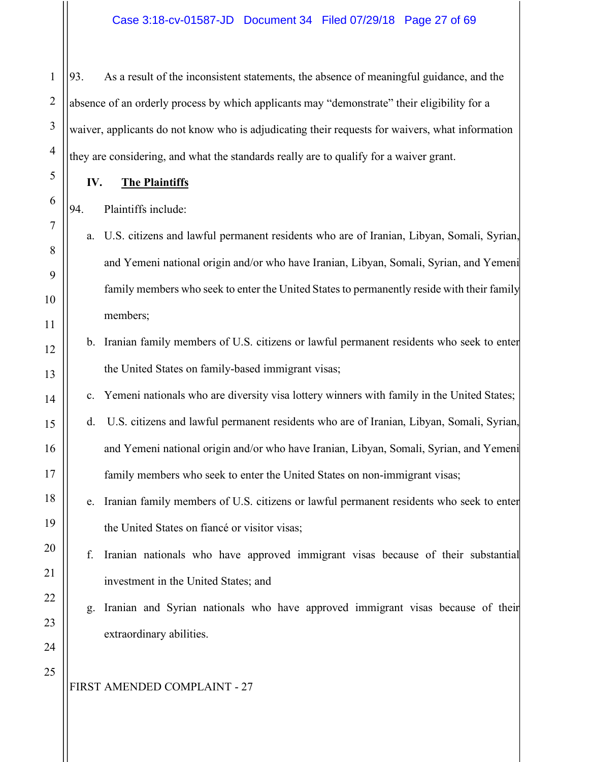93. As a result of the inconsistent statements, the absence of meaningful guidance, and the absence of an orderly process by which applicants may "demonstrate" their eligibility for a waiver, applicants do not know who is adjudicating their requests for waivers, what information they are considering, and what the standards really are to qualify for a waiver grant.

## IV. **The Plaintiffs**

94. Plaintiffs include:

a. U.S. citizens and lawful permanent residents who are of Iranian, Libyan, Somali, Syrian, and Yemeni national origin and/or who have Iranian, Libyan, Somali, Syrian, and Yemeni family members who seek to enter the United States to permanently reside with their family members;

b. Iranian family members of U.S. citizens or lawful permanent residents who seek to enter the United States on family-based immigrant visas;

c. Yemeni nationals who are diversity visa lottery winners with family in the United States;

d. U.S. citizens and lawful permanent residents who are of Iranian, Libyan, Somali, Syrian, and Yemeni national origin and/or who have Iranian, Libyan, Somali, Syrian, and Yemeni family members who seek to enter the United States on non-immigrant visas;

e. Iranian family members of U.S. citizens or lawful permanent residents who seek to enter the United States on fiancé or visitor visas;

f. Iranian nationals who have approved immigrant visas because of their substantial investment in the United States; and

g. Iranian and Syrian nationals who have approved immigrant visas because of their extraordinary abilities.

FIRST AMENDED COMPLAINT - 27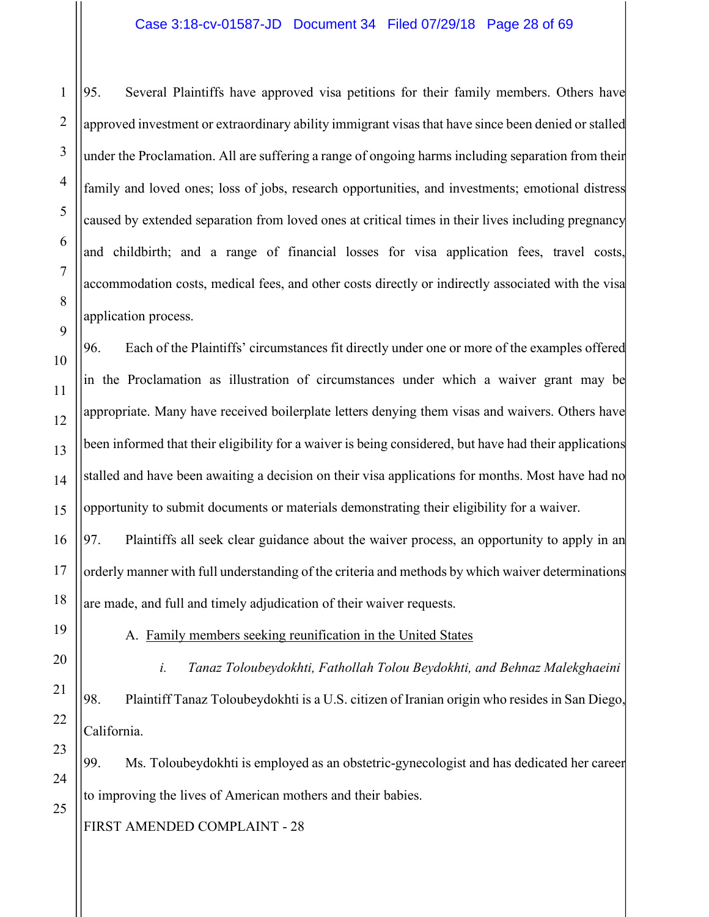95. Several Plaintiffs have approved visa petitions for their family members. Others have approved investment or extraordinary ability immigrant visas that have since been denied or stalled under the Proclamation. All are suffering a range of ongoing harms including separation from their family and loved ones; loss of jobs, research opportunities, and investments; emotional distress caused by extended separation from loved ones at critical times in their lives including pregnancy and childbirth; and a range of financial losses for visa application fees, travel costs, accommodation costs, medical fees, and other costs directly or indirectly associated with the visa application process.

96. Each of the Plaintiffs' circumstances fit directly under one or more of the examples offered in the Proclamation as illustration of circumstances under which a waiver grant may be appropriate. Many have received boilerplate letters denying them visas and waivers. Others have been informed that their eligibility for a waiver is being considered, but have had their applications stalled and have been awaiting a decision on their visa applications for months. Most have had no opportunity to submit documents or materials demonstrating their eligibility for a waiver.

97. Plaintiffs all seek clear guidance about the waiver process, an opportunity to apply in an orderly manner with full understanding of the criteria and methods by which waiver determinations are made, and full and timely adjudication of their waiver requests.

A. Family members seeking reunification in the United States

*i. Tanaz Toloubeydokhti, Fathollah Tolou Beydokhti, and Behnaz Malekghaeini*

98. Plaintiff Tanaz Toloubeydokhti is a U.S. citizen of Iranian origin who resides in San Diego, California.

99. Ms. Toloubeydokhti is employed as an obstetric-gynecologist and has dedicated her career to improving the lives of American mothers and their babies.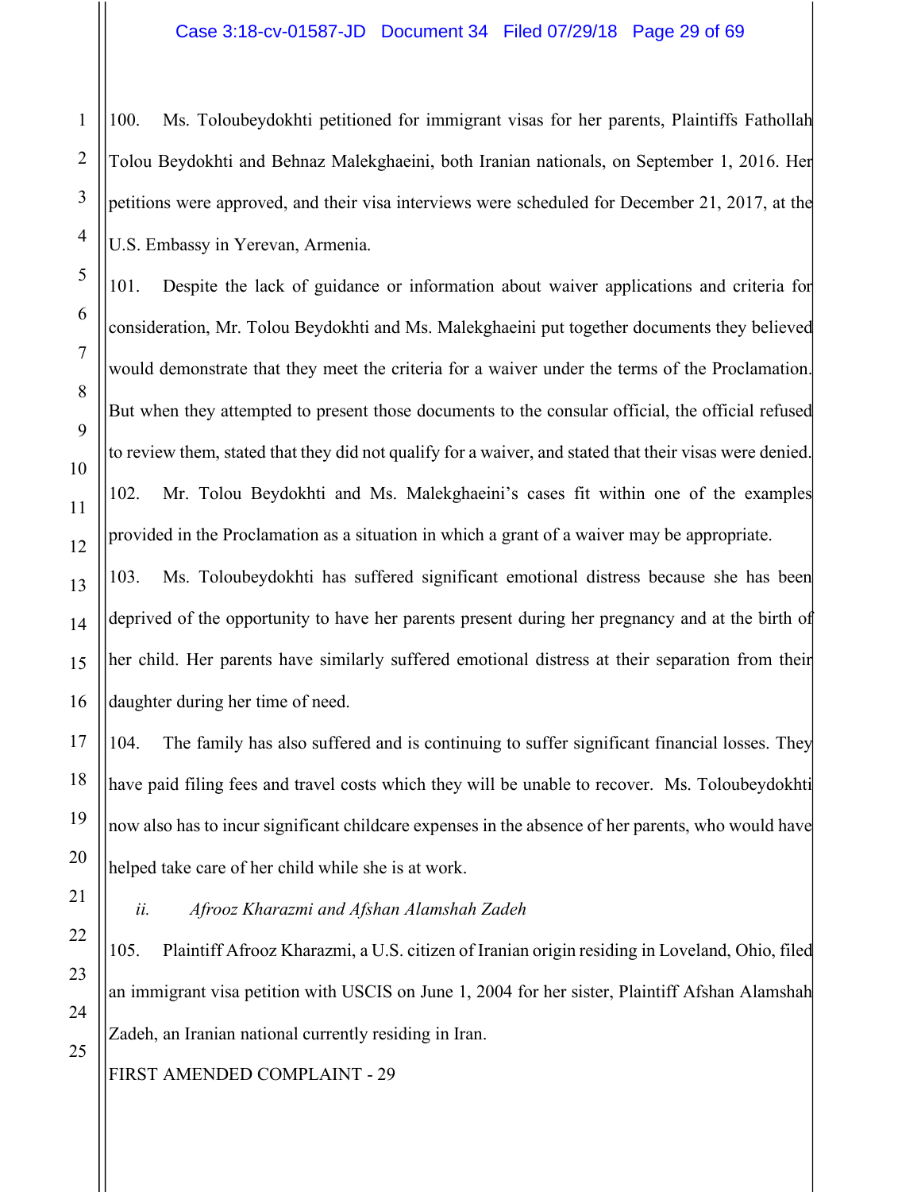100. Ms. Toloubeydokhti petitioned for immigrant visas for her parents, Plaintiffs Fathollah Tolou Beydokhti and Behnaz Malekghaeini, both Iranian nationals, on September 1, 2016. Her petitions were approved, and their visa interviews were scheduled for December 21, 2017, at the U.S. Embassy in Yerevan, Armenia.

101. Despite the lack of guidance or information about waiver applications and criteria for consideration, Mr. Tolou Beydokhti and Ms. Malekghaeini put together documents they believed would demonstrate that they meet the criteria for a waiver under the terms of the Proclamation. But when they attempted to present those documents to the consular official, the official refused to review them, stated that they did not qualify for a waiver, and stated that their visas were denied.

102. Mr. Tolou Beydokhti and Ms. Malekghaeini's cases fit within one of the examples provided in the Proclamation as a situation in which a grant of a waiver may be appropriate.

103. Ms. Toloubeydokhti has suffered significant emotional distress because she has been deprived of the opportunity to have her parents present during her pregnancy and at the birth of her child. Her parents have similarly suffered emotional distress at their separation from their daughter during her time of need.

104. The family has also suffered and is continuing to suffer significant financial losses. They have paid filing fees and travel costs which they will be unable to recover. Ms. Toloubeydokhti now also has to incur significant childcare expenses in the absence of her parents, who would have helped take care of her child while she is at work.

*ii. Afrooz Kharazmi and Afshan Alamshah Zadeh*

105. Plaintiff Afrooz Kharazmi, a U.S. citizen of Iranian origin residing in Loveland, Ohio, filed an immigrant visa petition with USCIS on June 1, 2004 for her sister, Plaintiff Afshan Alamshah Zadeh, an Iranian national currently residing in Iran.

FIRST AMENDED COMPLAINT - 29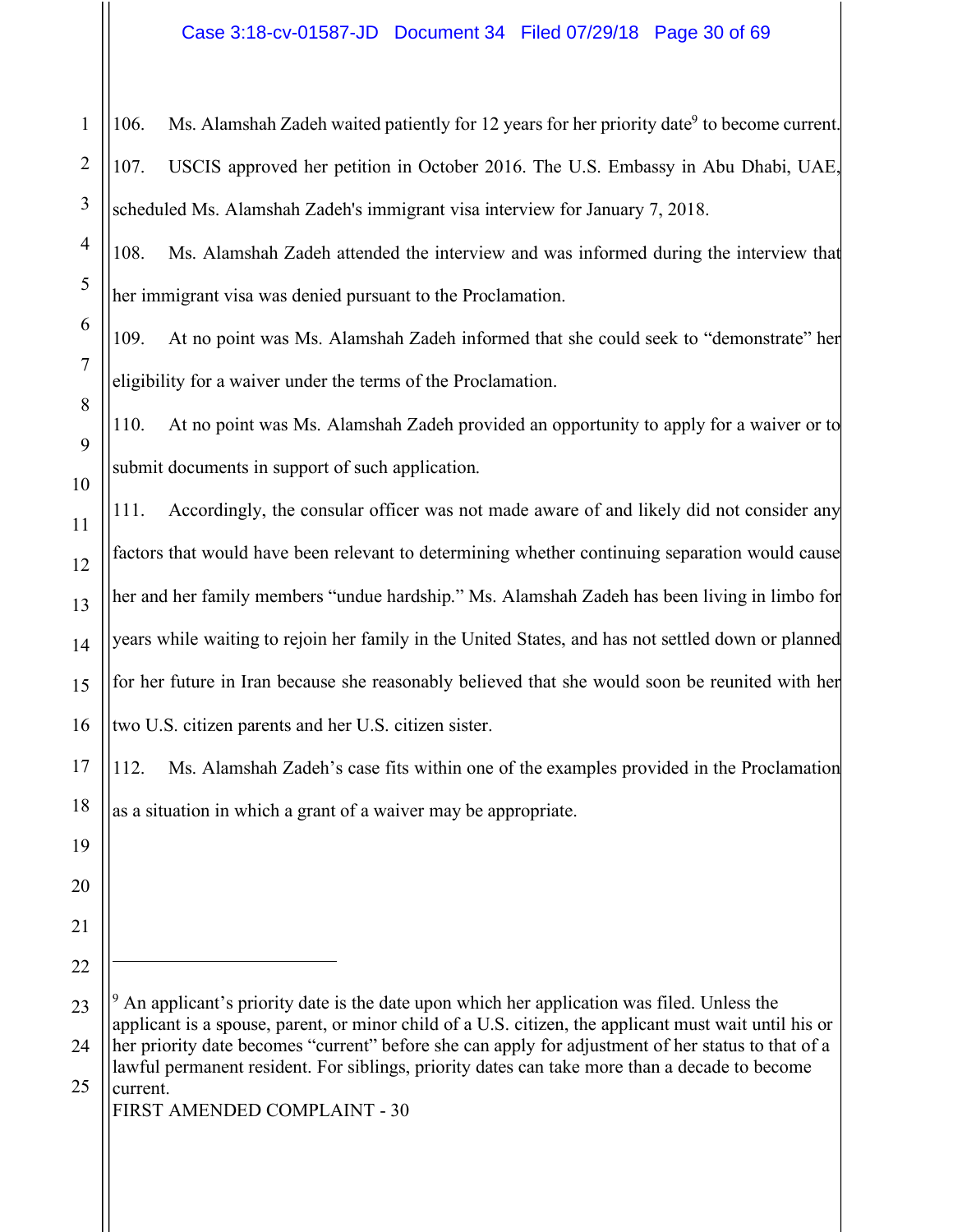106. Ms. Alamshah Zadeh waited patiently for 12 years for her priority date[9] to become current.

107. USCIS approved her petition in October 2016. The U.S. Embassy in Abu Dhabi, UAE, scheduled Ms. Alamshah Zadeh's immigrant visa interview for January 7, 2018.

108. Ms. Alamshah Zadeh attended the interview and was informed during the interview that her immigrant visa was denied pursuant to the Proclamation.

109. At no point was Ms. Alamshah Zadeh informed that she could seek to "demonstrate" her eligibility for a waiver under the terms of the Proclamation.

110. At no point was Ms. Alamshah Zadeh provided an opportunity to apply for a waiver or to submit documents in support of such application.

111. Accordingly, the consular officer was not made aware of and likely did not consider any factors that would have been relevant to determining whether continuing separation would cause her and her family members "undue hardship." Ms. Alamshah Zadeh has been living in limbo for years while waiting to rejoin her family in the United States, and has not settled down or planned for her future in Iran because she reasonably believed that she would soon be reunited with her two U.S. citizen parents and her U.S. citizen sister.

112. Ms. Alamshah Zadeh's case fits within one of the examples provided in the Proclamation as a situation in which a grant of a waiver may be appropriate.

---

[9] An applicant's priority date is the date upon which her application was filed. Unless the applicant is a spouse, parent, or minor child of a U.S. citizen, the applicant must wait until his or her priority date becomes "current" before she can apply for adjustment of her status to that of a lawful permanent resident. For siblings, priority dates can take more than a decade to become current.

FIRST AMENDED COMPLAINT - 30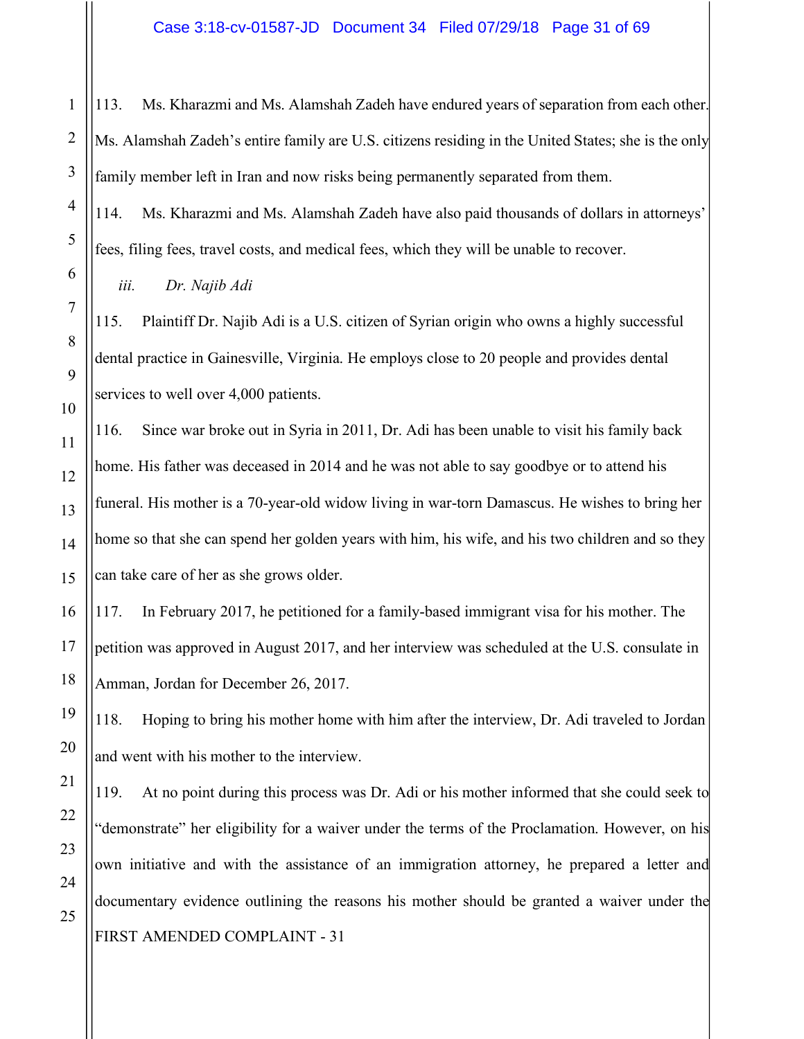113. Ms. Kharazmi and Ms. Alamshah Zadeh have endured years of separation from each other. Ms. Alamshah Zadeh's entire family are U.S. citizens residing in the United States; she is the only family member left in Iran and now risks being permanently separated from them.

114. Ms. Kharazmi and Ms. Alamshah Zadeh have also paid thousands of dollars in attorneys' fees, filing fees, travel costs, and medical fees, which they will be unable to recover.

*iii. Dr. Najib Adi*

115. Plaintiff Dr. Najib Adi is a U.S. citizen of Syrian origin who owns a highly successful dental practice in Gainesville, Virginia. He employs close to 20 people and provides dental services to well over 4,000 patients.

116. Since war broke out in Syria in 2011, Dr. Adi has been unable to visit his family back home. His father was deceased in 2014 and he was not able to say goodbye or to attend his funeral. His mother is a 70-year-old widow living in war-torn Damascus. He wishes to bring her home so that she can spend her golden years with him, his wife, and his two children and so they can take care of her as she grows older.

117. In February 2017, he petitioned for a family-based immigrant visa for his mother. The petition was approved in August 2017, and her interview was scheduled at the U.S. consulate in Amman, Jordan for December 26, 2017.

118. Hoping to bring his mother home with him after the interview, Dr. Adi traveled to Jordan and went with his mother to the interview.

119. At no point during this process was Dr. Adi or his mother informed that she could seek to "demonstrate" her eligibility for a waiver under the terms of the Proclamation. However, on his own initiative and with the assistance of an immigration attorney, he prepared a letter and documentary evidence outlining the reasons his mother should be granted a waiver under the

FIRST AMENDED COMPLAINT - 31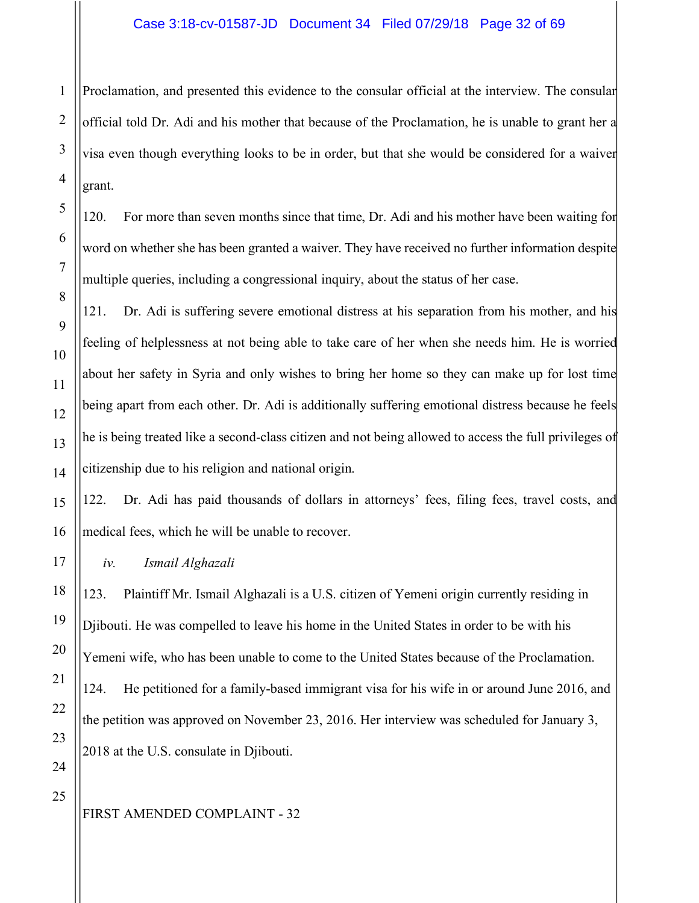Proclamation, and presented this evidence to the consular official at the interview. The consular official told Dr. Adi and his mother that because of the Proclamation, he is unable to grant her a visa even though everything looks to be in order, but that she would be considered for a waiver grant.

120. For more than seven months since that time, Dr. Adi and his mother have been waiting for word on whether she has been granted a waiver. They have received no further information despite multiple queries, including a congressional inquiry, about the status of her case.

121. Dr. Adi is suffering severe emotional distress at his separation from his mother, and his feeling of helplessness at not being able to take care of her when she needs him. He is worried about her safety in Syria and only wishes to bring her home so they can make up for lost time being apart from each other. Dr. Adi is additionally suffering emotional distress because he feels he is being treated like a second-class citizen and not being allowed to access the full privileges of citizenship due to his religion and national origin.

122. Dr. Adi has paid thousands of dollars in attorneys' fees, filing fees, travel costs, and medical fees, which he will be unable to recover.

*iv. Ismail Alghazali*

123. Plaintiff Mr. Ismail Alghazali is a U.S. citizen of Yemeni origin currently residing in Djibouti. He was compelled to leave his home in the United States in order to be with his Yemeni wife, who has been unable to come to the United States because of the Proclamation.

124. He petitioned for a family-based immigrant visa for his wife in or around June 2016, and the petition was approved on November 23, 2016. Her interview was scheduled for January 3, 2018 at the U.S. consulate in Djibouti.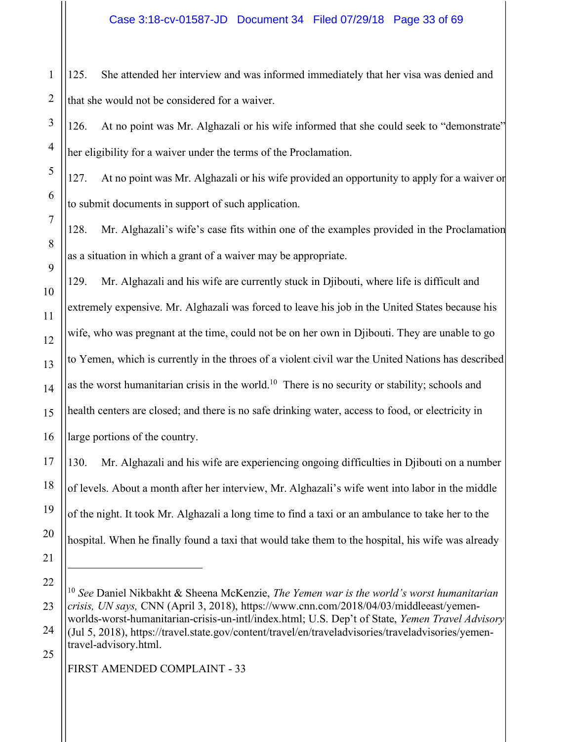125. She attended her interview and was informed immediately that her visa was denied and that she would not be considered for a waiver.

126. At no point was Mr. Alghazali or his wife informed that she could seek to "demonstrate" her eligibility for a waiver under the terms of the Proclamation.

127. At no point was Mr. Alghazali or his wife provided an opportunity to apply for a waiver or to submit documents in support of such application.

128. Mr. Alghazali's wife's case fits within one of the examples provided in the Proclamation as a situation in which a grant of a waiver may be appropriate.

129. Mr. Alghazali and his wife are currently stuck in Djibouti, where life is difficult and extremely expensive. Mr. Alghazali was forced to leave his job in the United States because his wife, who was pregnant at the time, could not be on her own in Djibouti. They are unable to go to Yemen, which is currently in the throes of a violent civil war the United Nations has described as the worst humanitarian crisis in the world.[10] There is no security or stability; schools and health centers are closed; and there is no safe drinking water, access to food, or electricity in large portions of the country.

130. Mr. Alghazali and his wife are experiencing ongoing difficulties in Djibouti on a number of levels. About a month after her interview, Mr. Alghazali's wife went into labor in the middle of the night. It took Mr. Alghazali a long time to find a taxi or an ambulance to take her to the hospital. When he finally found a taxi that would take them to the hospital, his wife was already

---

[10] *See* Daniel Nikbakht & Sheena McKenzie, *The Yemen war is the world's worst humanitarian crisis, UN says,* CNN (April 3, 2018), https://www.cnn.com/2018/04/03/middleeast/yemen-worlds-worst-humanitarian-crisis-un-intl/index.html; U.S. Dep't of State, *Yemen Travel Advisory* (Jul 5, 2018), https://travel.state.gov/content/travel/en/traveladvisories/traveladvisories/yemen-travel-advisory.html.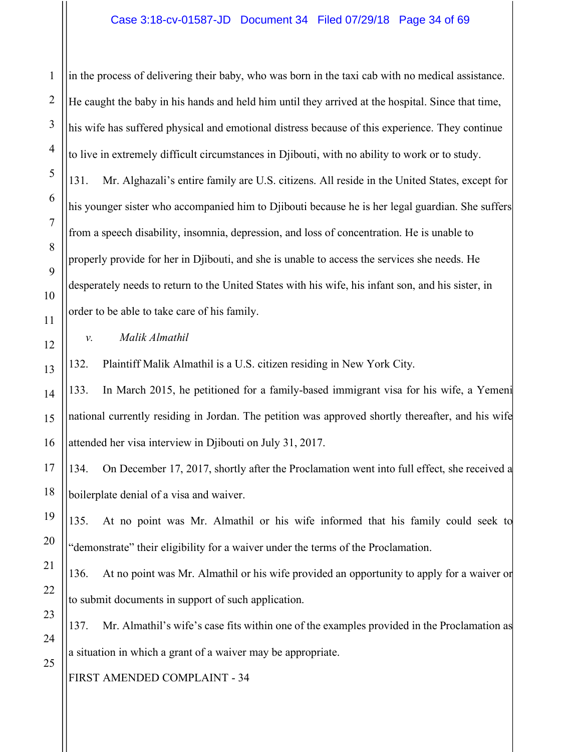in the process of delivering their baby, who was born in the taxi cab with no medical assistance. He caught the baby in his hands and held him until they arrived at the hospital. Since that time, his wife has suffered physical and emotional distress because of this experience. They continue to live in extremely difficult circumstances in Djibouti, with no ability to work or to study.

131. Mr. Alghazali's entire family are U.S. citizens. All reside in the United States, except for his younger sister who accompanied him to Djibouti because he is her legal guardian. She suffers from a speech disability, insomnia, depression, and loss of concentration. He is unable to properly provide for her in Djibouti, and she is unable to access the services she needs. He desperately needs to return to the United States with his wife, his infant son, and his sister, in order to be able to take care of his family.

*v. Malik Almathil*

132. Plaintiff Malik Almathil is a U.S. citizen residing in New York City.

133. In March 2015, he petitioned for a family-based immigrant visa for his wife, a Yemeni national currently residing in Jordan. The petition was approved shortly thereafter, and his wife attended her visa interview in Djibouti on July 31, 2017.

134. On December 17, 2017, shortly after the Proclamation went into full effect, she received a boilerplate denial of a visa and waiver.

135. At no point was Mr. Almathil or his wife informed that his family could seek to "demonstrate" their eligibility for a waiver under the terms of the Proclamation.

136. At no point was Mr. Almathil or his wife provided an opportunity to apply for a waiver or to submit documents in support of such application.

137. Mr. Almathil's wife's case fits within one of the examples provided in the Proclamation as a situation in which a grant of a waiver may be appropriate.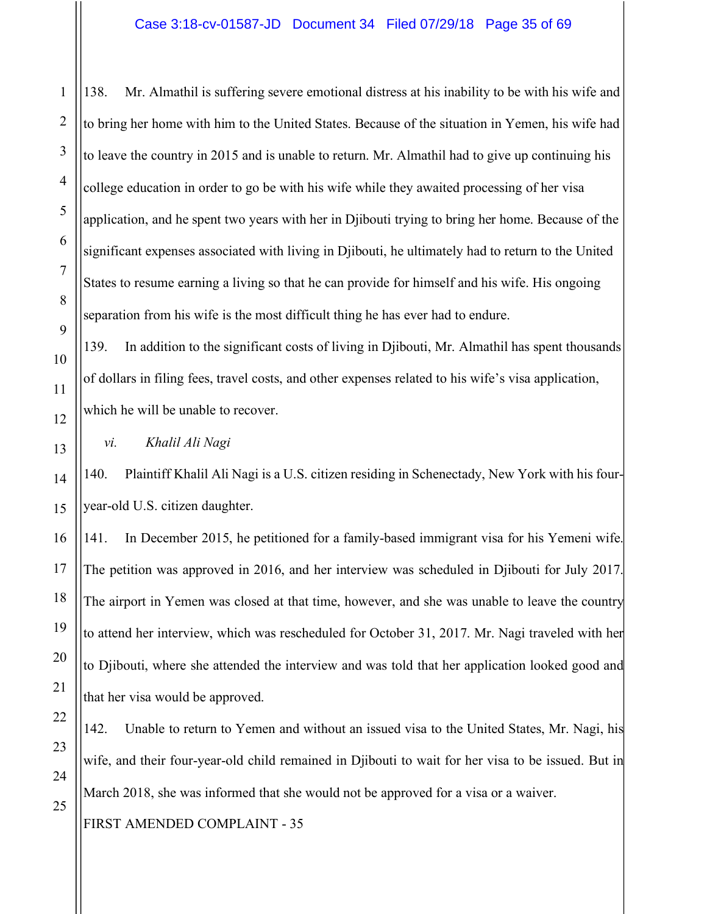138. Mr. Almathil is suffering severe emotional distress at his inability to be with his wife and to bring her home with him to the United States. Because of the situation in Yemen, his wife had to leave the country in 2015 and is unable to return. Mr. Almathil had to give up continuing his college education in order to go be with his wife while they awaited processing of her visa application, and he spent two years with her in Djibouti trying to bring her home. Because of the significant expenses associated with living in Djibouti, he ultimately had to return to the United States to resume earning a living so that he can provide for himself and his wife. His ongoing separation from his wife is the most difficult thing he has ever had to endure.

139. In addition to the significant costs of living in Djibouti, Mr. Almathil has spent thousands of dollars in filing fees, travel costs, and other expenses related to his wife's visa application, which he will be unable to recover.

*vi. Khalil Ali Nagi*

140. Plaintiff Khalil Ali Nagi is a U.S. citizen residing in Schenectady, New York with his four-year-old U.S. citizen daughter.

141. In December 2015, he petitioned for a family-based immigrant visa for his Yemeni wife. The petition was approved in 2016, and her interview was scheduled in Djibouti for July 2017. The airport in Yemen was closed at that time, however, and she was unable to leave the country to attend her interview, which was rescheduled for October 31, 2017. Mr. Nagi traveled with her to Djibouti, where she attended the interview and was told that her application looked good and that her visa would be approved.

142. Unable to return to Yemen and without an issued visa to the United States, Mr. Nagi, his wife, and their four-year-old child remained in Djibouti to wait for her visa to be issued. But in March 2018, she was informed that she would not be approved for a visa or a waiver.

FIRST AMENDED COMPLAINT - 35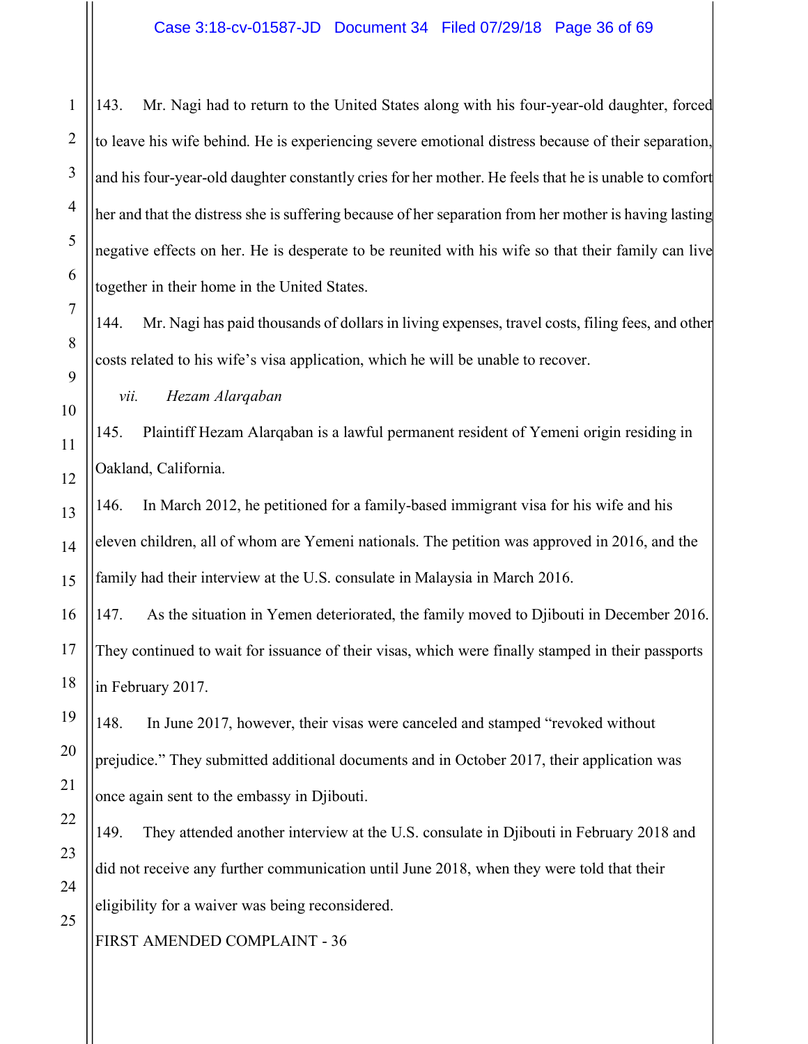143. Mr. Nagi had to return to the United States along with his four-year-old daughter, forced to leave his wife behind. He is experiencing severe emotional distress because of their separation, and his four-year-old daughter constantly cries for her mother. He feels that he is unable to comfort her and that the distress she is suffering because of her separation from her mother is having lasting negative effects on her. He is desperate to be reunited with his wife so that their family can live together in their home in the United States.

144. Mr. Nagi has paid thousands of dollars in living expenses, travel costs, filing fees, and other costs related to his wife's visa application, which he will be unable to recover.

*vii. Hezam Alarqaban*

145. Plaintiff Hezam Alarqaban is a lawful permanent resident of Yemeni origin residing in Oakland, California.

146. In March 2012, he petitioned for a family-based immigrant visa for his wife and his eleven children, all of whom are Yemeni nationals. The petition was approved in 2016, and the family had their interview at the U.S. consulate in Malaysia in March 2016.

147. As the situation in Yemen deteriorated, the family moved to Djibouti in December 2016. They continued to wait for issuance of their visas, which were finally stamped in their passports in February 2017.

148. In June 2017, however, their visas were canceled and stamped "revoked without prejudice." They submitted additional documents and in October 2017, their application was once again sent to the embassy in Djibouti.

149. They attended another interview at the U.S. consulate in Djibouti in February 2018 and did not receive any further communication until June 2018, when they were told that their eligibility for a waiver was being reconsidered.

FIRST AMENDED COMPLAINT - 36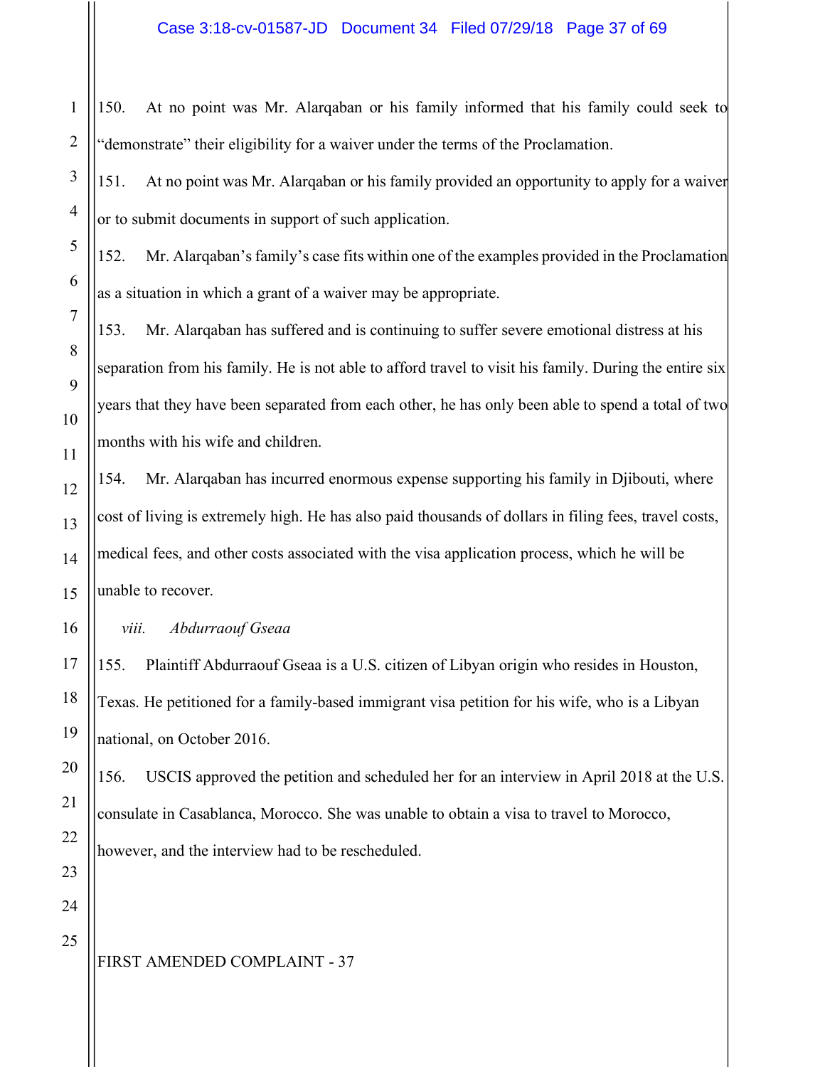150. At no point was Mr. Alarqaban or his family informed that his family could seek to "demonstrate" their eligibility for a waiver under the terms of the Proclamation.

151. At no point was Mr. Alarqaban or his family provided an opportunity to apply for a waiver or to submit documents in support of such application.

152. Mr. Alarqaban's family's case fits within one of the examples provided in the Proclamation as a situation in which a grant of a waiver may be appropriate.

153. Mr. Alarqaban has suffered and is continuing to suffer severe emotional distress at his separation from his family. He is not able to afford travel to visit his family. During the entire six years that they have been separated from each other, he has only been able to spend a total of two months with his wife and children.

154. Mr. Alarqaban has incurred enormous expense supporting his family in Djibouti, where cost of living is extremely high. He has also paid thousands of dollars in filing fees, travel costs, medical fees, and other costs associated with the visa application process, which he will be unable to recover.

*viii. Abdurraouf Gseaa*

155. Plaintiff Abdurraouf Gseaa is a U.S. citizen of Libyan origin who resides in Houston, Texas. He petitioned for a family-based immigrant visa petition for his wife, who is a Libyan national, on October 2016.

156. USCIS approved the petition and scheduled her for an interview in April 2018 at the U.S. consulate in Casablanca, Morocco. She was unable to obtain a visa to travel to Morocco, however, and the interview had to be rescheduled.

FIRST AMENDED COMPLAINT - 37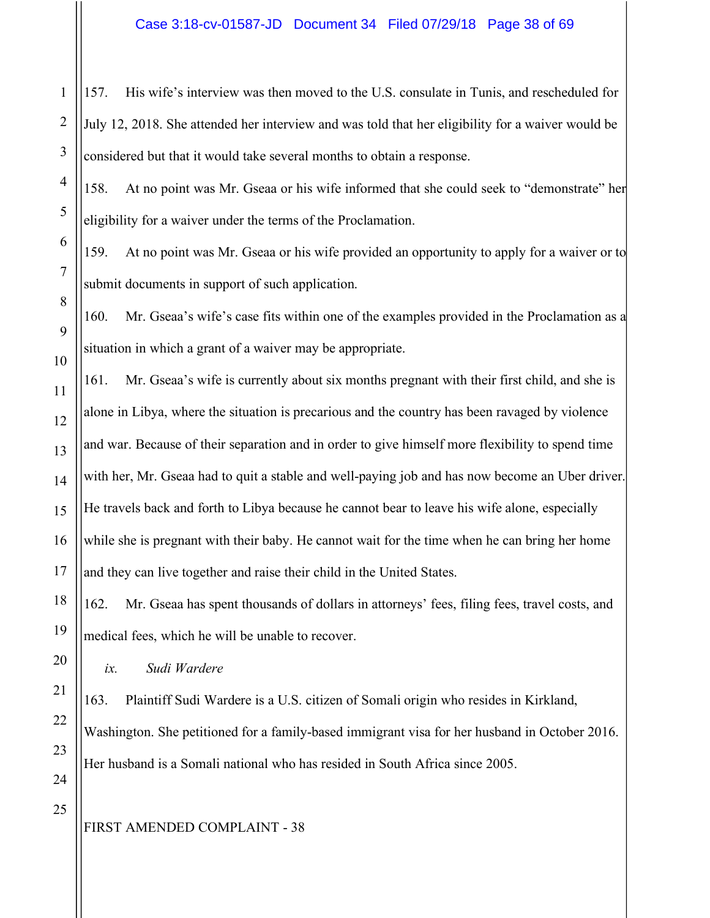157. His wife's interview was then moved to the U.S. consulate in Tunis, and rescheduled for July 12, 2018. She attended her interview and was told that her eligibility for a waiver would be considered but that it would take several months to obtain a response.

158. At no point was Mr. Gseaa or his wife informed that she could seek to "demonstrate" her eligibility for a waiver under the terms of the Proclamation.

159. At no point was Mr. Gseaa or his wife provided an opportunity to apply for a waiver or to submit documents in support of such application.

160. Mr. Gseaa's wife's case fits within one of the examples provided in the Proclamation as a situation in which a grant of a waiver may be appropriate.

161. Mr. Gseaa's wife is currently about six months pregnant with their first child, and she is alone in Libya, where the situation is precarious and the country has been ravaged by violence and war. Because of their separation and in order to give himself more flexibility to spend time with her, Mr. Gseaa had to quit a stable and well-paying job and has now become an Uber driver. He travels back and forth to Libya because he cannot bear to leave his wife alone, especially while she is pregnant with their baby. He cannot wait for the time when he can bring her home and they can live together and raise their child in the United States.

162. Mr. Gseaa has spent thousands of dollars in attorneys' fees, filing fees, travel costs, and medical fees, which he will be unable to recover.

*ix. Sudi Wardere*

163. Plaintiff Sudi Wardere is a U.S. citizen of Somali origin who resides in Kirkland, Washington. She petitioned for a family-based immigrant visa for her husband in October 2016. Her husband is a Somali national who has resided in South Africa since 2005.

FIRST AMENDED COMPLAINT - 38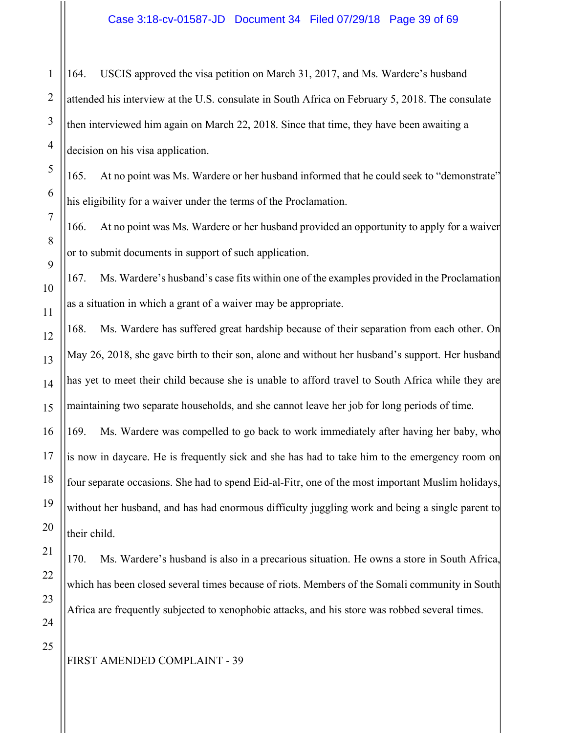164. USCIS approved the visa petition on March 31, 2017, and Ms. Wardere's husband attended his interview at the U.S. consulate in South Africa on February 5, 2018. The consulate then interviewed him again on March 22, 2018. Since that time, they have been awaiting a decision on his visa application.

165. At no point was Ms. Wardere or her husband informed that he could seek to "demonstrate" his eligibility for a waiver under the terms of the Proclamation.

166. At no point was Ms. Wardere or her husband provided an opportunity to apply for a waiver or to submit documents in support of such application.

167. Ms. Wardere's husband's case fits within one of the examples provided in the Proclamation as a situation in which a grant of a waiver may be appropriate.

168. Ms. Wardere has suffered great hardship because of their separation from each other. On May 26, 2018, she gave birth to their son, alone and without her husband's support. Her husband has yet to meet their child because she is unable to afford travel to South Africa while they are maintaining two separate households, and she cannot leave her job for long periods of time.

169. Ms. Wardere was compelled to go back to work immediately after having her baby, who is now in daycare. He is frequently sick and she has had to take him to the emergency room on four separate occasions. She had to spend Eid-al-Fitr, one of the most important Muslim holidays, without her husband, and has had enormous difficulty juggling work and being a single parent to their child.

170. Ms. Wardere's husband is also in a precarious situation. He owns a store in South Africa, which has been closed several times because of riots. Members of the Somali community in South Africa are frequently subjected to xenophobic attacks, and his store was robbed several times.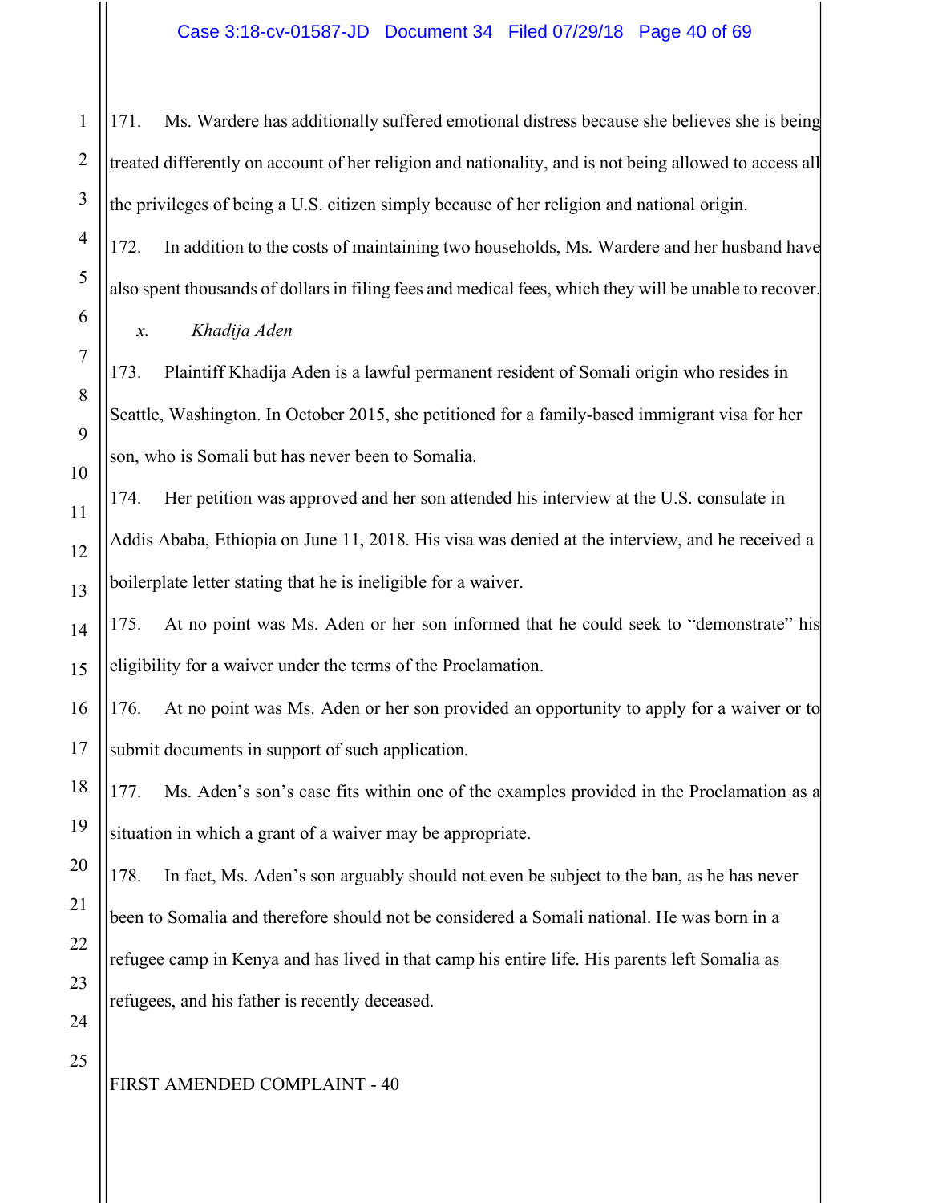171. Ms. Wardere has additionally suffered emotional distress because she believes she is being treated differently on account of her religion and nationality, and is not being allowed to access all the privileges of being a U.S. citizen simply because of her religion and national origin.

172. In addition to the costs of maintaining two households, Ms. Wardere and her husband have also spent thousands of dollars in filing fees and medical fees, which they will be unable to recover.

*x. Khadija Aden*

173. Plaintiff Khadija Aden is a lawful permanent resident of Somali origin who resides in Seattle, Washington. In October 2015, she petitioned for a family-based immigrant visa for her son, who is Somali but has never been to Somalia.

174. Her petition was approved and her son attended his interview at the U.S. consulate in Addis Ababa, Ethiopia on June 11, 2018. His visa was denied at the interview, and he received a boilerplate letter stating that he is ineligible for a waiver.

175. At no point was Ms. Aden or her son informed that he could seek to "demonstrate" his eligibility for a waiver under the terms of the Proclamation.

176. At no point was Ms. Aden or her son provided an opportunity to apply for a waiver or to submit documents in support of such application.

177. Ms. Aden's son's case fits within one of the examples provided in the Proclamation as a situation in which a grant of a waiver may be appropriate.

178. In fact, Ms. Aden's son arguably should not even be subject to the ban, as he has never been to Somalia and therefore should not be considered a Somali national. He was born in a refugee camp in Kenya and has lived in that camp his entire life. His parents left Somalia as refugees, and his father is recently deceased.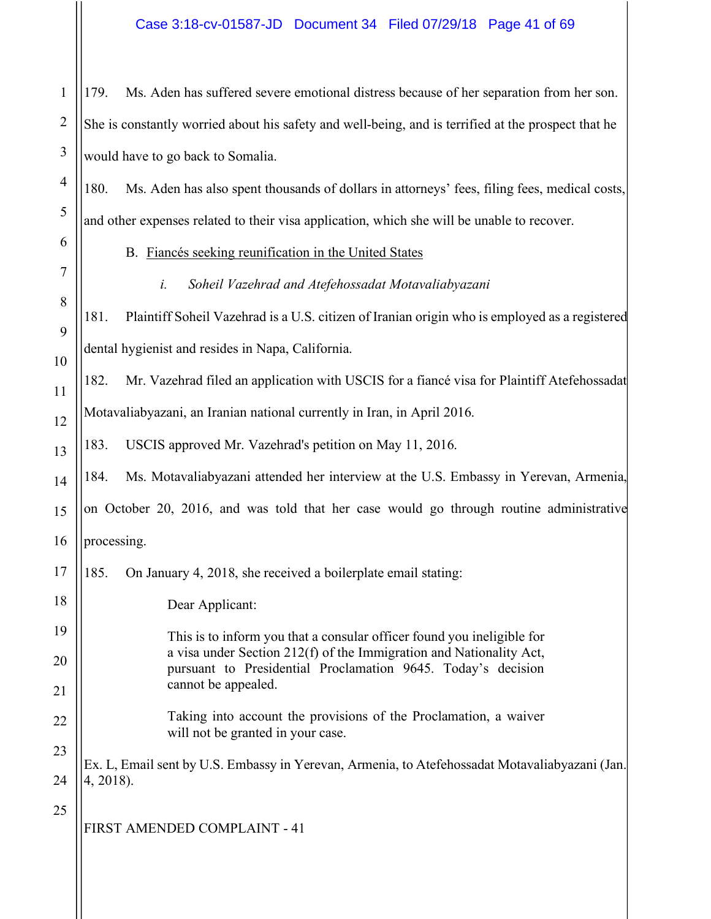179. Ms. Aden has suffered severe emotional distress because of her separation from her son. She is constantly worried about his safety and well-being, and is terrified at the prospect that he would have to go back to Somalia.

180. Ms. Aden has also spent thousands of dollars in attorneys' fees, filing fees, medical costs, and other expenses related to their visa application, which she will be unable to recover.

B. <u>Fiancés seeking reunification in the United States</u>

*i. Soheil Vazehrad and Atefehossadat Motavaliabyazani*

181. Plaintiff Soheil Vazehrad is a U.S. citizen of Iranian origin who is employed as a registered dental hygienist and resides in Napa, California.

182. Mr. Vazehrad filed an application with USCIS for a fiancé visa for Plaintiff Atefehossadat Motavaliabyazani, an Iranian national currently in Iran, in April 2016.

183. USCIS approved Mr. Vazehrad's petition on May 11, 2016.

184. Ms. Motavaliabyazani attended her interview at the U.S. Embassy in Yerevan, Armenia, on October 20, 2016, and was told that her case would go through routine administrative processing.

185. On January 4, 2018, she received a boilerplate email stating:

> Dear Applicant:
>
> This is to inform you that a consular officer found you ineligible for a visa under Section 212(f) of the Immigration and Nationality Act, pursuant to Presidential Proclamation 9645. Today's decision cannot be appealed.
>
> Taking into account the provisions of the Proclamation, a waiver will not be granted in your case.

Ex. L, Email sent by U.S. Embassy in Yerevan, Armenia, to Atefehossadat Motavaliabyazani (Jan. 4, 2018).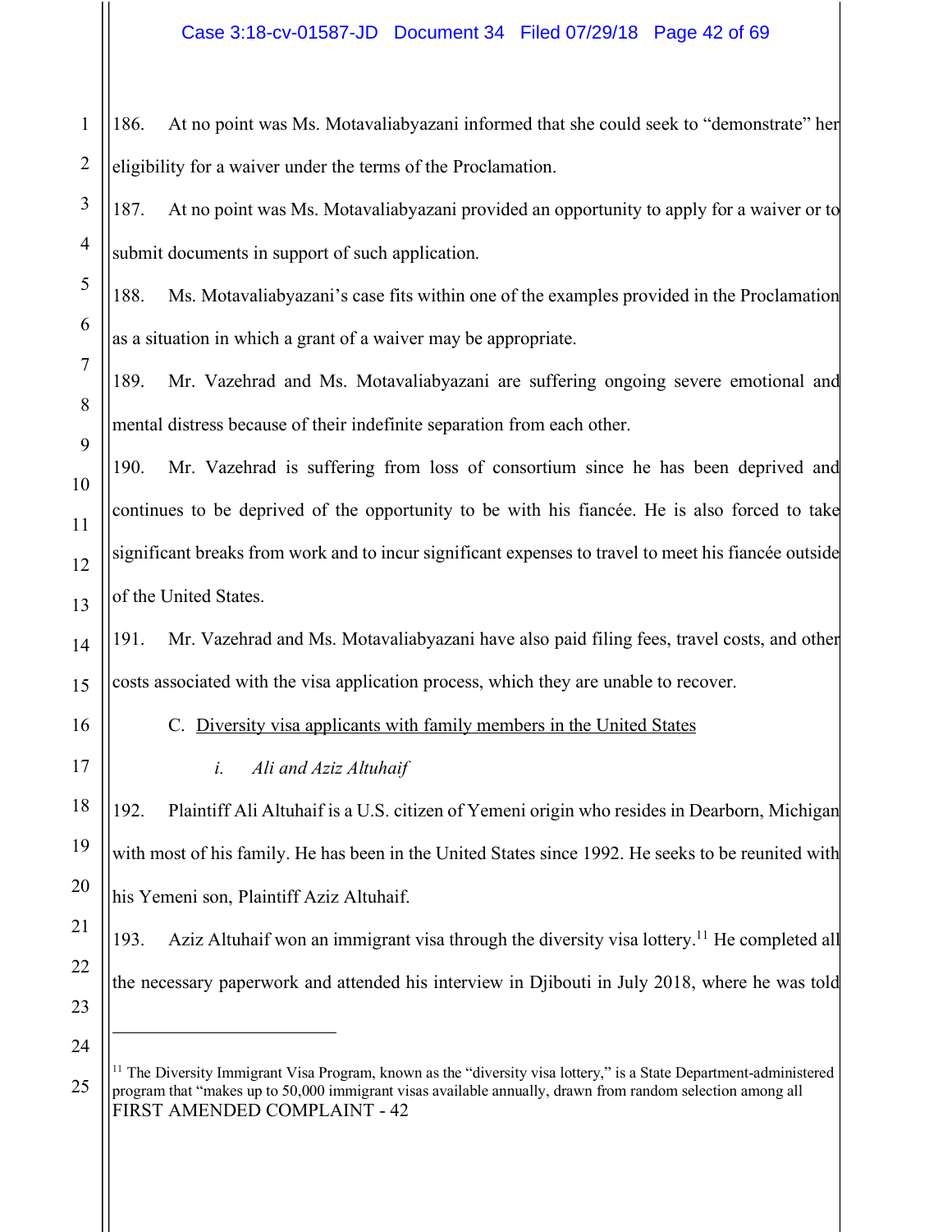186. At no point was Ms. Motavaliabyazani informed that she could seek to "demonstrate" her eligibility for a waiver under the terms of the Proclamation.

187. At no point was Ms. Motavaliabyazani provided an opportunity to apply for a waiver or to submit documents in support of such application.

188. Ms. Motavaliabyazani's case fits within one of the examples provided in the Proclamation as a situation in which a grant of a waiver may be appropriate.

189. Mr. Vazehrad and Ms. Motavaliabyazani are suffering ongoing severe emotional and mental distress because of their indefinite separation from each other.

190. Mr. Vazehrad is suffering from loss of consortium since he has been deprived and continues to be deprived of the opportunity to be with his fiancée. He is also forced to take significant breaks from work and to incur significant expenses to travel to meet his fiancée outside of the United States.

191. Mr. Vazehrad and Ms. Motavaliabyazani have also paid filing fees, travel costs, and other costs associated with the visa application process, which they are unable to recover.

C. Diversity visa applicants with family members in the United States

*i. Ali and Aziz Altuhaif*

192. Plaintiff Ali Altuhaif is a U.S. citizen of Yemeni origin who resides in Dearborn, Michigan with most of his family. He has been in the United States since 1992. He seeks to be reunited with his Yemeni son, Plaintiff Aziz Altuhaif.

193. Aziz Altuhaif won an immigrant visa through the diversity visa lottery.[11] He completed all the necessary paperwork and attended his interview in Djibouti in July 2018, where he was told

---

[11] The Diversity Immigrant Visa Program, known as the "diversity visa lottery," is a State Department-administered program that "makes up to 50,000 immigrant visas available annually, drawn from random selection among all

FIRST AMENDED COMPLAINT - 42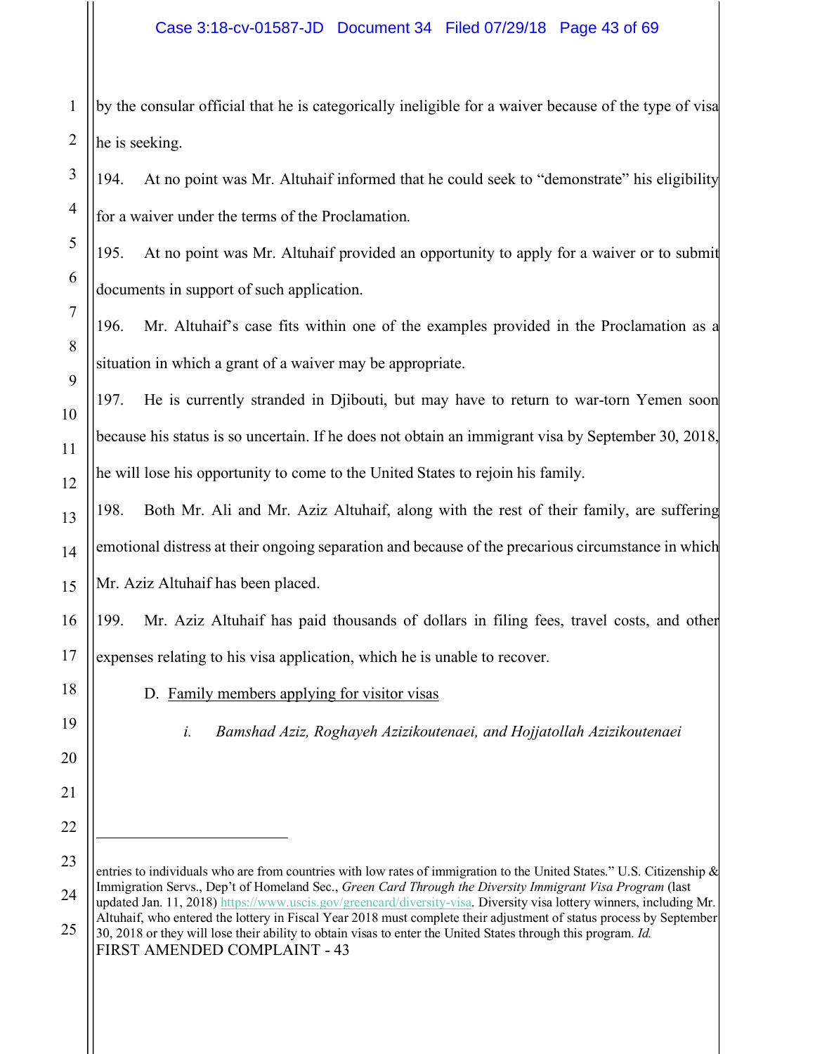by the consular official that he is categorically ineligible for a waiver because of the type of visa he is seeking.

194. At no point was Mr. Altuhaif informed that he could seek to "demonstrate" his eligibility for a waiver under the terms of the Proclamation.

195. At no point was Mr. Altuhaif provided an opportunity to apply for a waiver or to submit documents in support of such application.

196. Mr. Altuhaif's case fits within one of the examples provided in the Proclamation as a situation in which a grant of a waiver may be appropriate.

197. He is currently stranded in Djibouti, but may have to return to war-torn Yemen soon because his status is so uncertain. If he does not obtain an immigrant visa by September 30, 2018, he will lose his opportunity to come to the United States to rejoin his family.

198. Both Mr. Ali and Mr. Aziz Altuhaif, along with the rest of their family, are suffering emotional distress at their ongoing separation and because of the precarious circumstance in which Mr. Aziz Altuhaif has been placed.

199. Mr. Aziz Altuhaif has paid thousands of dollars in filing fees, travel costs, and other expenses relating to his visa application, which he is unable to recover.

D. Family members applying for visitor visas

*i. Bamshad Aziz, Roghayeh Azizikoutenaei, and Hojjatollah Azizikoutenaei*

---

entries to individuals who are from countries with low rates of immigration to the United States." U.S. Citizenship & Immigration Servs., Dep't of Homeland Sec., *Green Card Through the Diversity Immigrant Visa Program* (last updated Jan. 11, 2018) https://www.uscis.gov/greencard/diversity-visa. Diversity visa lottery winners, including Mr. Altuhaif, who entered the lottery in Fiscal Year 2018 must complete their adjustment of status process by September 30, 2018 or they will lose their ability to obtain visas to enter the United States through this program. *Id.*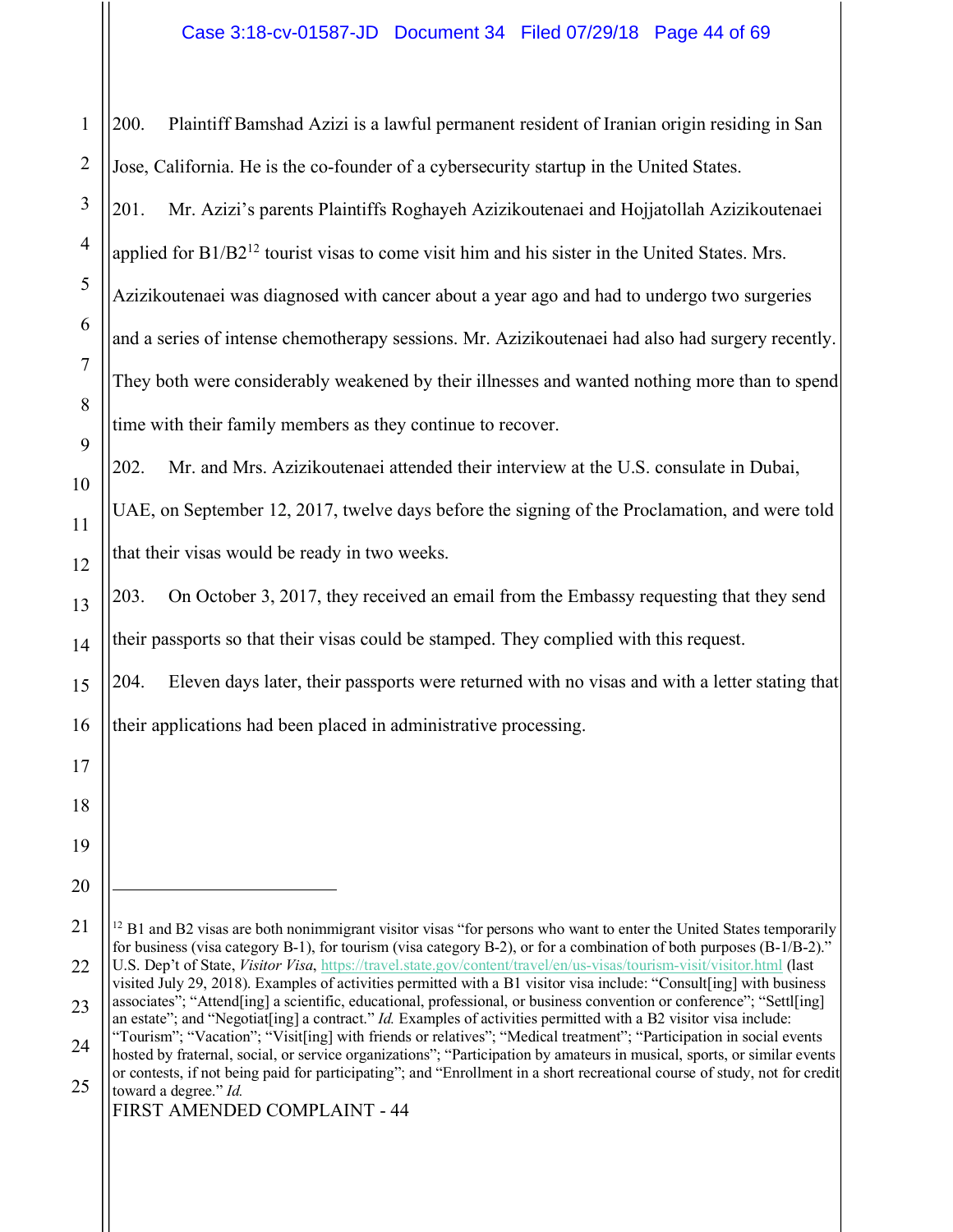200. Plaintiff Bamshad Azizi is a lawful permanent resident of Iranian origin residing in San Jose, California. He is the co-founder of a cybersecurity startup in the United States.

201. Mr. Azizi's parents Plaintiffs Roghayeh Azizikoutenaei and Hojjatollah Azizikoutenaei applied for B1/B2[12] tourist visas to come visit him and his sister in the United States. Mrs. Azizikoutenaei was diagnosed with cancer about a year ago and had to undergo two surgeries and a series of intense chemotherapy sessions. Mr. Azizikoutenaei had also had surgery recently. They both were considerably weakened by their illnesses and wanted nothing more than to spend time with their family members as they continue to recover.

202. Mr. and Mrs. Azizikoutenaei attended their interview at the U.S. consulate in Dubai, UAE, on September 12, 2017, twelve days before the signing of the Proclamation, and were told that their visas would be ready in two weeks.

203. On October 3, 2017, they received an email from the Embassy requesting that they send their passports so that their visas could be stamped. They complied with this request.

204. Eleven days later, their passports were returned with no visas and with a letter stating that their applications had been placed in administrative processing.

---

[12] B1 and B2 visas are both nonimmigrant visitor visas "for persons who want to enter the United States temporarily for business (visa category B-1), for tourism (visa category B-2), or for a combination of both purposes (B-1/B-2)." U.S. Dep't of State, *Visitor Visa*, https://travel.state.gov/content/travel/en/us-visas/tourism-visit/visitor.html (last visited July 29, 2018). Examples of activities permitted with a B1 visitor visa include: "Consult[ing] with business associates"; "Attend[ing] a scientific, educational, professional, or business convention or conference"; "Settl[ing] an estate"; and "Negotiat[ing] a contract." *Id.* Examples of activities permitted with a B2 visitor visa include: "Tourism"; "Vacation"; "Visit[ing] with friends or relatives"; "Medical treatment"; "Participation in social events hosted by fraternal, social, or service organizations"; "Participation by amateurs in musical, sports, or similar events or contests, if not being paid for participating"; and "Enrollment in a short recreational course of study, not for credit toward a degree." *Id.*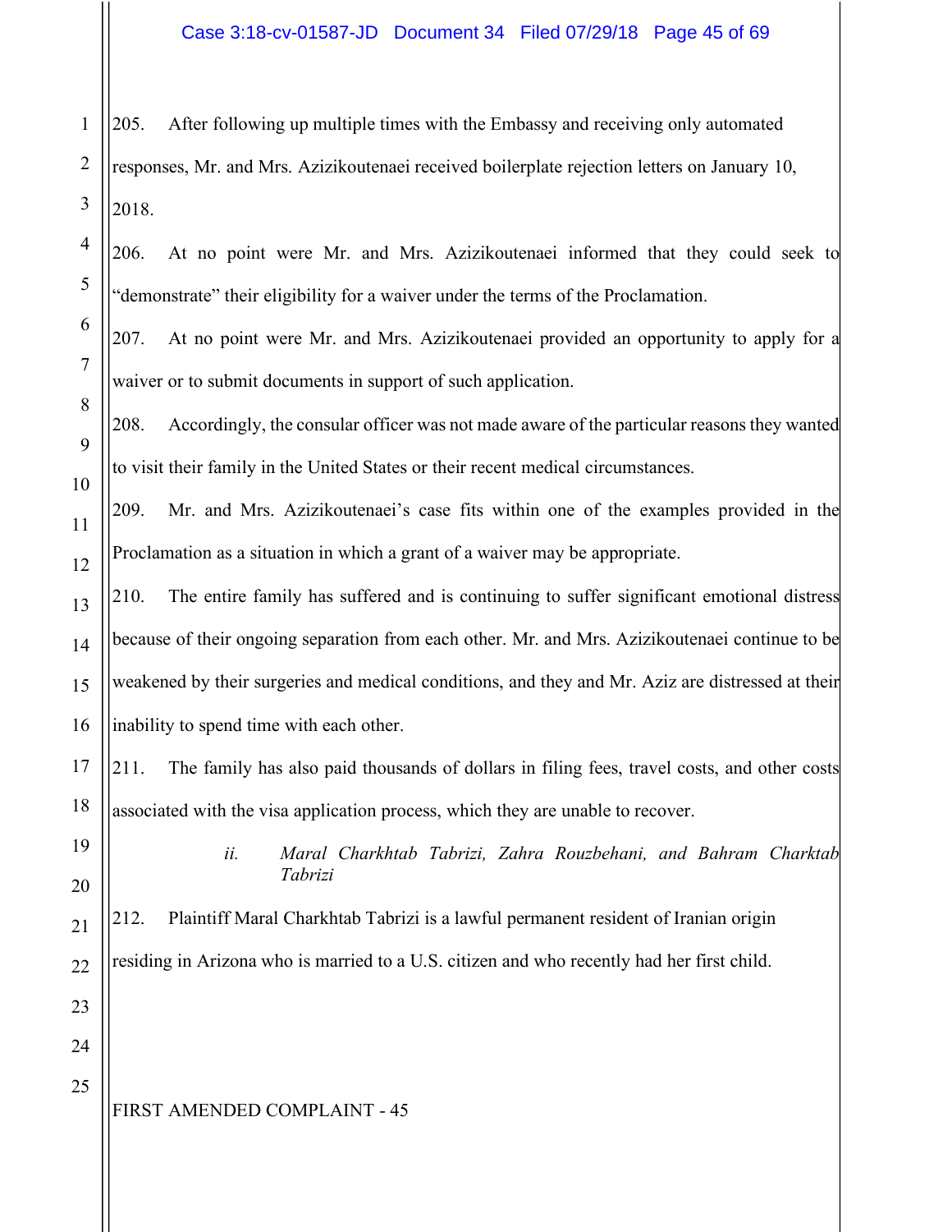205. After following up multiple times with the Embassy and receiving only automated responses, Mr. and Mrs. Azizikoutenaei received boilerplate rejection letters on January 10, 2018.

206. At no point were Mr. and Mrs. Azizikoutenaei informed that they could seek to "demonstrate" their eligibility for a waiver under the terms of the Proclamation.

207. At no point were Mr. and Mrs. Azizikoutenaei provided an opportunity to apply for a waiver or to submit documents in support of such application.

208. Accordingly, the consular officer was not made aware of the particular reasons they wanted to visit their family in the United States or their recent medical circumstances.

209. Mr. and Mrs. Azizikoutenaei's case fits within one of the examples provided in the Proclamation as a situation in which a grant of a waiver may be appropriate.

210. The entire family has suffered and is continuing to suffer significant emotional distress because of their ongoing separation from each other. Mr. and Mrs. Azizikoutenaei continue to be weakened by their surgeries and medical conditions, and they and Mr. Aziz are distressed at their inability to spend time with each other.

211. The family has also paid thousands of dollars in filing fees, travel costs, and other costs associated with the visa application process, which they are unable to recover.

*ii. Maral Charkhtab Tabrizi, Zahra Rouzbehani, and Bahram Charktab Tabrizi*

212. Plaintiff Maral Charkhtab Tabrizi is a lawful permanent resident of Iranian origin residing in Arizona who is married to a U.S. citizen and who recently had her first child.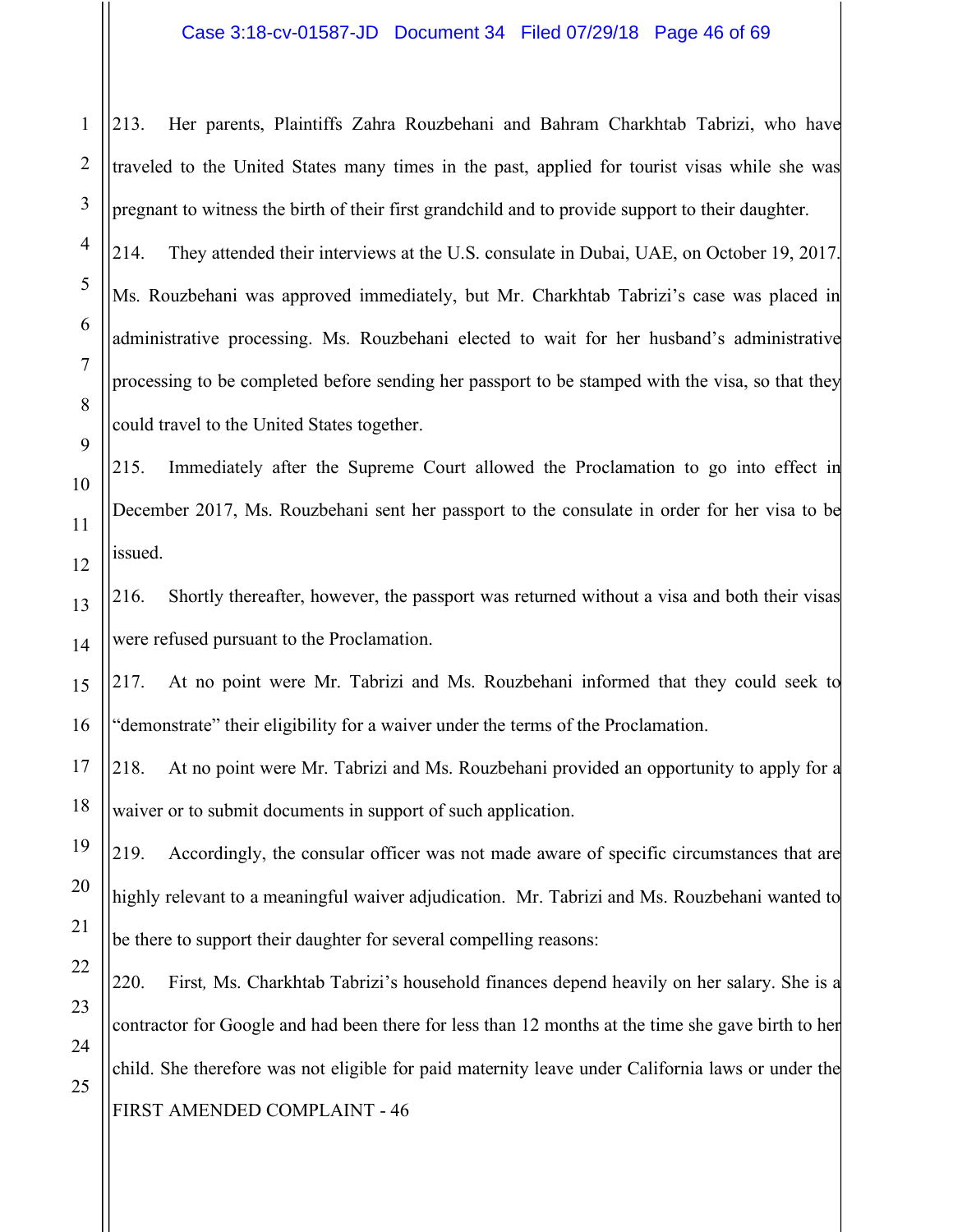213. Her parents, Plaintiffs Zahra Rouzbehani and Bahram Charkhtab Tabrizi, who have traveled to the United States many times in the past, applied for tourist visas while she was pregnant to witness the birth of their first grandchild and to provide support to their daughter.

214. They attended their interviews at the U.S. consulate in Dubai, UAE, on October 19, 2017. Ms. Rouzbehani was approved immediately, but Mr. Charkhtab Tabrizi's case was placed in administrative processing. Ms. Rouzbehani elected to wait for her husband's administrative processing to be completed before sending her passport to be stamped with the visa, so that they could travel to the United States together.

215. Immediately after the Supreme Court allowed the Proclamation to go into effect in December 2017, Ms. Rouzbehani sent her passport to the consulate in order for her visa to be issued.

216. Shortly thereafter, however, the passport was returned without a visa and both their visas were refused pursuant to the Proclamation.

217. At no point were Mr. Tabrizi and Ms. Rouzbehani informed that they could seek to "demonstrate" their eligibility for a waiver under the terms of the Proclamation.

218. At no point were Mr. Tabrizi and Ms. Rouzbehani provided an opportunity to apply for a waiver or to submit documents in support of such application.

219. Accordingly, the consular officer was not made aware of specific circumstances that are highly relevant to a meaningful waiver adjudication. Mr. Tabrizi and Ms. Rouzbehani wanted to be there to support their daughter for several compelling reasons:

220. First*,* Ms. Charkhtab Tabrizi's household finances depend heavily on her salary. She is a contractor for Google and had been there for less than 12 months at the time she gave birth to her child. She therefore was not eligible for paid maternity leave under California laws or under the

FIRST AMENDED COMPLAINT - 46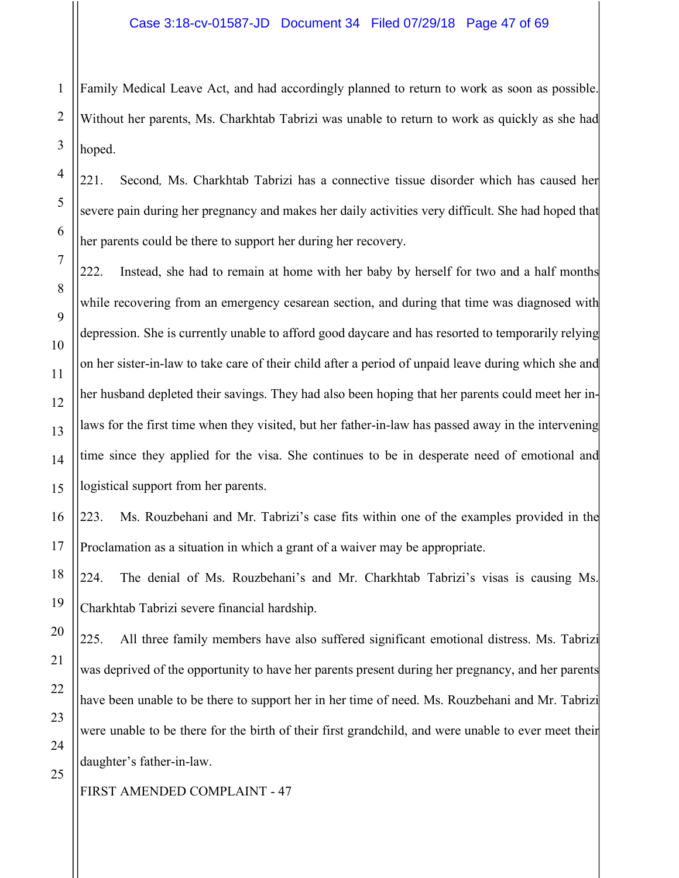Family Medical Leave Act, and had accordingly planned to return to work as soon as possible. Without her parents, Ms. Charkhtab Tabrizi was unable to return to work as quickly as she had hoped.

221. Second, Ms. Charkhtab Tabrizi has a connective tissue disorder which has caused her severe pain during her pregnancy and makes her daily activities very difficult. She had hoped that her parents could be there to support her during her recovery.

222. Instead, she had to remain at home with her baby by herself for two and a half months while recovering from an emergency cesarean section, and during that time was diagnosed with depression. She is currently unable to afford good daycare and has resorted to temporarily relying on her sister-in-law to take care of their child after a period of unpaid leave during which she and her husband depleted their savings. They had also been hoping that her parents could meet her in-laws for the first time when they visited, but her father-in-law has passed away in the intervening time since they applied for the visa. She continues to be in desperate need of emotional and logistical support from her parents.

223. Ms. Rouzbehani and Mr. Tabrizi's case fits within one of the examples provided in the Proclamation as a situation in which a grant of a waiver may be appropriate.

224. The denial of Ms. Rouzbehani's and Mr. Charkhtab Tabrizi's visas is causing Ms. Charkhtab Tabrizi severe financial hardship.

225. All three family members have also suffered significant emotional distress. Ms. Tabrizi was deprived of the opportunity to have her parents present during her pregnancy, and her parents have been unable to be there to support her in her time of need. Ms. Rouzbehani and Mr. Tabrizi were unable to be there for the birth of their first grandchild, and were unable to ever meet their daughter's father-in-law.

FIRST AMENDED COMPLAINT - 47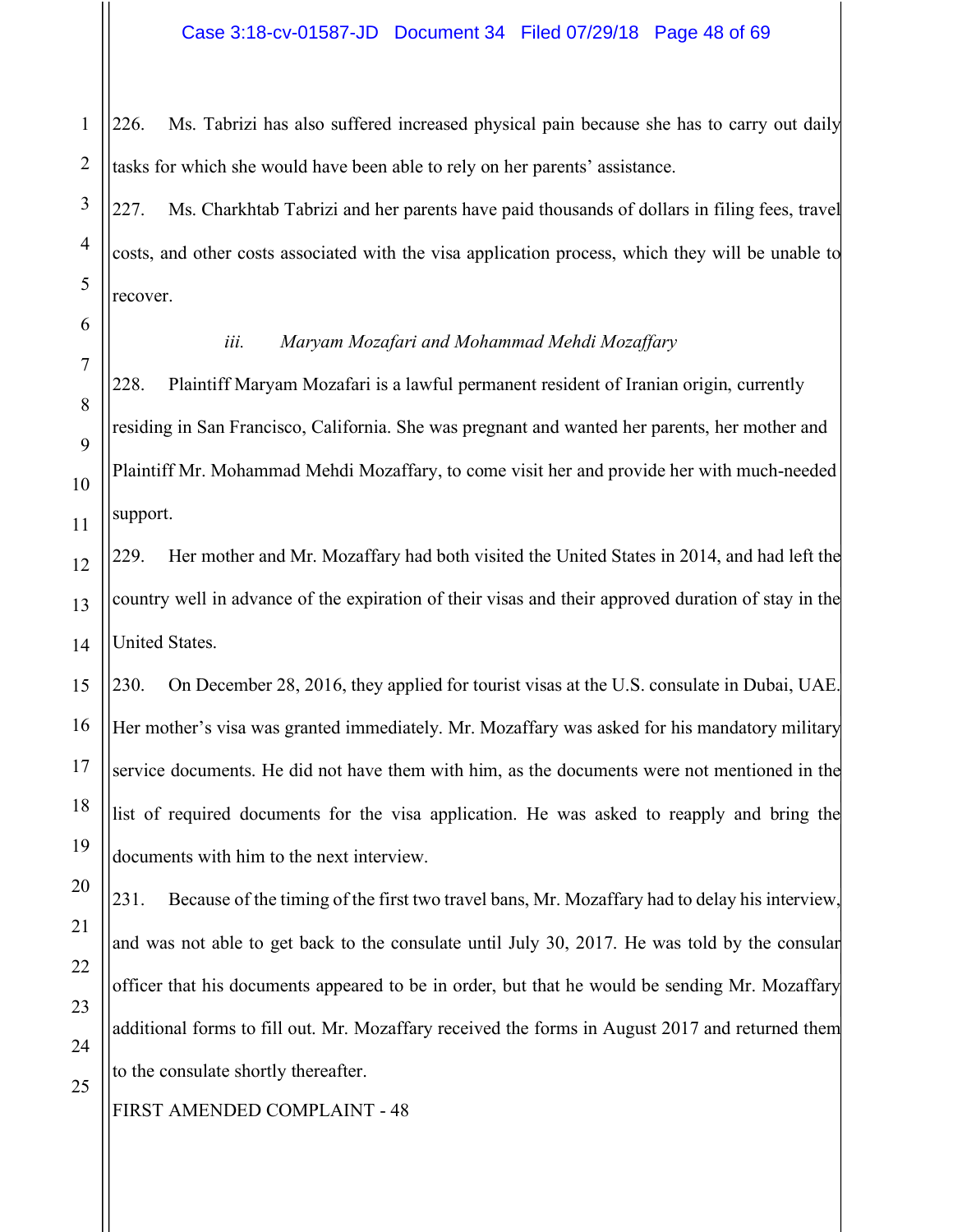226. Ms. Tabrizi has also suffered increased physical pain because she has to carry out daily tasks for which she would have been able to rely on her parents' assistance.

227. Ms. Charkhtab Tabrizi and her parents have paid thousands of dollars in filing fees, travel costs, and other costs associated with the visa application process, which they will be unable to recover.

*iii. Maryam Mozafari and Mohammad Mehdi Mozaffary*

228. Plaintiff Maryam Mozafari is a lawful permanent resident of Iranian origin, currently residing in San Francisco, California. She was pregnant and wanted her parents, her mother and Plaintiff Mr. Mohammad Mehdi Mozaffary, to come visit her and provide her with much-needed support.

229. Her mother and Mr. Mozaffary had both visited the United States in 2014, and had left the country well in advance of the expiration of their visas and their approved duration of stay in the United States.

230. On December 28, 2016, they applied for tourist visas at the U.S. consulate in Dubai, UAE. Her mother's visa was granted immediately. Mr. Mozaffary was asked for his mandatory military service documents. He did not have them with him, as the documents were not mentioned in the list of required documents for the visa application. He was asked to reapply and bring the documents with him to the next interview.

231. Because of the timing of the first two travel bans, Mr. Mozaffary had to delay his interview, and was not able to get back to the consulate until July 30, 2017. He was told by the consular officer that his documents appeared to be in order, but that he would be sending Mr. Mozaffary additional forms to fill out. Mr. Mozaffary received the forms in August 2017 and returned them to the consulate shortly thereafter.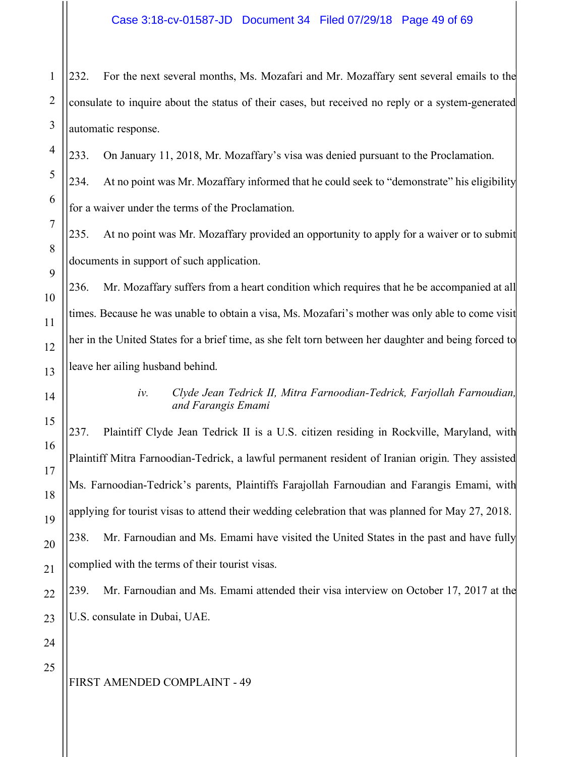232. For the next several months, Ms. Mozafari and Mr. Mozaffary sent several emails to the consulate to inquire about the status of their cases, but received no reply or a system-generated automatic response.

233. On January 11, 2018, Mr. Mozaffary's visa was denied pursuant to the Proclamation.

234. At no point was Mr. Mozaffary informed that he could seek to "demonstrate" his eligibility for a waiver under the terms of the Proclamation.

235. At no point was Mr. Mozaffary provided an opportunity to apply for a waiver or to submit documents in support of such application.

236. Mr. Mozaffary suffers from a heart condition which requires that he be accompanied at all times. Because he was unable to obtain a visa, Ms. Mozafari's mother was only able to come visit her in the United States for a brief time, as she felt torn between her daughter and being forced to leave her ailing husband behind.

*iv. Clyde Jean Tedrick II, Mitra Farnoodian-Tedrick, Farjollah Farnoudian, and Farangis Emami*

237. Plaintiff Clyde Jean Tedrick II is a U.S. citizen residing in Rockville, Maryland, with Plaintiff Mitra Farnoodian-Tedrick, a lawful permanent resident of Iranian origin. They assisted Ms. Farnoodian-Tedrick's parents, Plaintiffs Farajollah Farnoudian and Farangis Emami, with applying for tourist visas to attend their wedding celebration that was planned for May 27, 2018.

238. Mr. Farnoudian and Ms. Emami have visited the United States in the past and have fully complied with the terms of their tourist visas.

239. Mr. Farnoudian and Ms. Emami attended their visa interview on October 17, 2017 at the U.S. consulate in Dubai, UAE.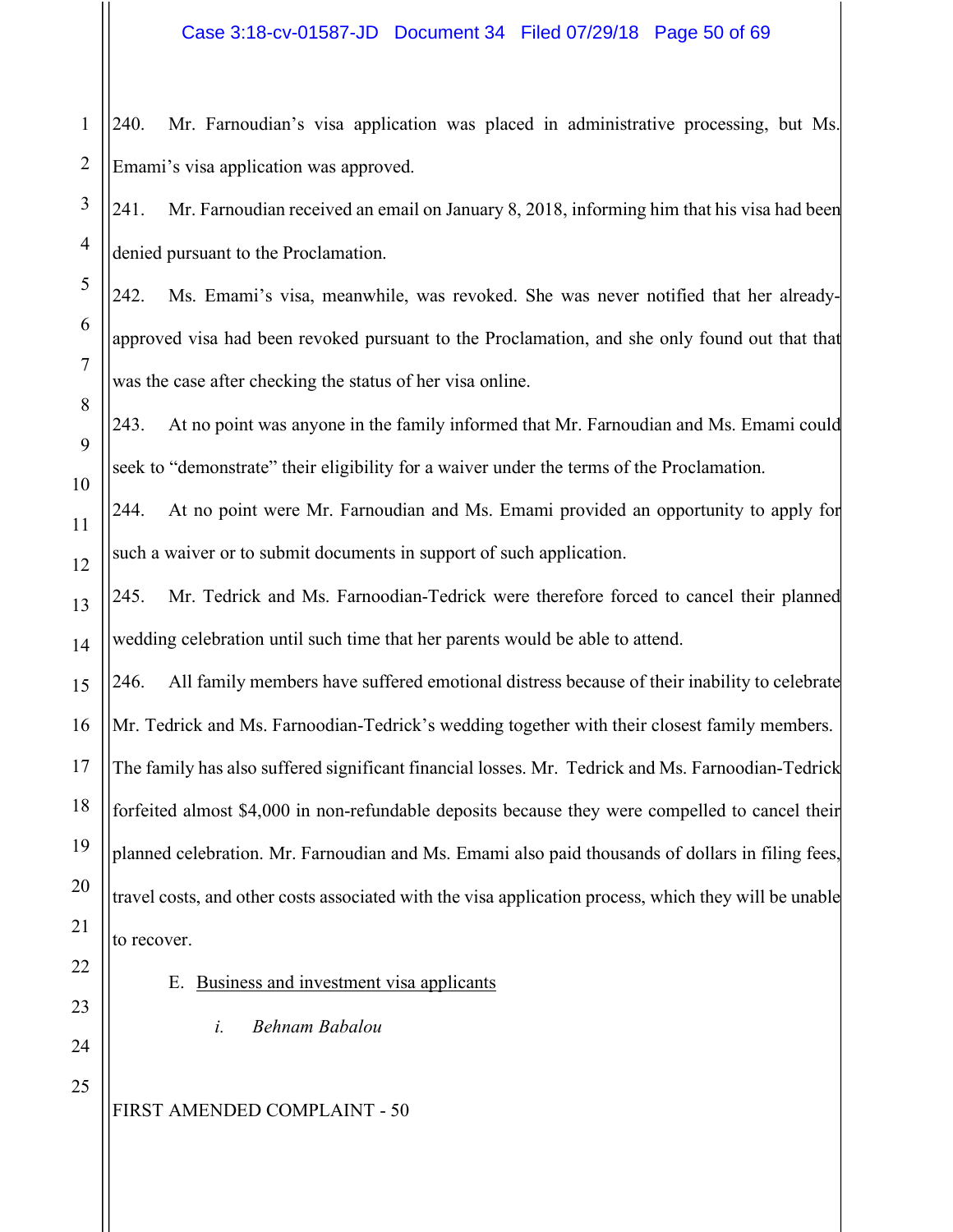240. Mr. Farnoudian's visa application was placed in administrative processing, but Ms. Emami's visa application was approved.

241. Mr. Farnoudian received an email on January 8, 2018, informing him that his visa had been denied pursuant to the Proclamation.

242. Ms. Emami's visa, meanwhile, was revoked. She was never notified that her already-approved visa had been revoked pursuant to the Proclamation, and she only found out that that was the case after checking the status of her visa online.

243. At no point was anyone in the family informed that Mr. Farnoudian and Ms. Emami could seek to "demonstrate" their eligibility for a waiver under the terms of the Proclamation.

244. At no point were Mr. Farnoudian and Ms. Emami provided an opportunity to apply for such a waiver or to submit documents in support of such application.

245. Mr. Tedrick and Ms. Farnoodian-Tedrick were therefore forced to cancel their planned wedding celebration until such time that her parents would be able to attend.

246. All family members have suffered emotional distress because of their inability to celebrate Mr. Tedrick and Ms. Farnoodian-Tedrick's wedding together with their closest family members. The family has also suffered significant financial losses. Mr. Tedrick and Ms. Farnoodian-Tedrick forfeited almost $4,000 in non-refundable deposits because they were compelled to cancel their planned celebration. Mr. Farnoudian and Ms. Emami also paid thousands of dollars in filing fees, travel costs, and other costs associated with the visa application process, which they will be unable to recover.

E. Business and investment visa applicants

*i. Behnam Babalou*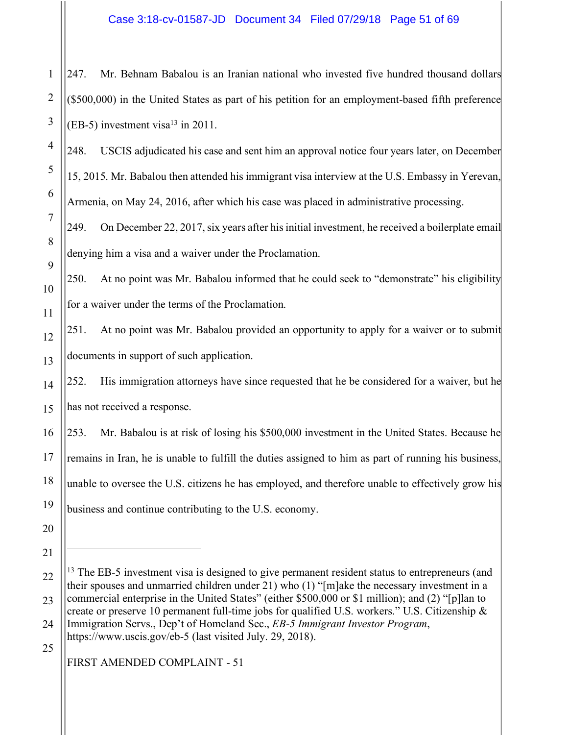247. Mr. Behnam Babalou is an Iranian national who invested five hundred thousand dollars ($500,000) in the United States as part of his petition for an employment-based fifth preference (EB-5) investment visa[13] in 2011.

248. USCIS adjudicated his case and sent him an approval notice four years later, on December 15, 2015. Mr. Babalou then attended his immigrant visa interview at the U.S. Embassy in Yerevan, Armenia, on May 24, 2016, after which his case was placed in administrative processing.

249. On December 22, 2017, six years after his initial investment, he received a boilerplate email denying him a visa and a waiver under the Proclamation.

250. At no point was Mr. Babalou informed that he could seek to "demonstrate" his eligibility for a waiver under the terms of the Proclamation.

251. At no point was Mr. Babalou provided an opportunity to apply for a waiver or to submit documents in support of such application.

252. His immigration attorneys have since requested that he be considered for a waiver, but he has not received a response.

253. Mr. Babalou is at risk of losing his $500,000 investment in the United States. Because he remains in Iran, he is unable to fulfill the duties assigned to him as part of running his business, unable to oversee the U.S. citizens he has employed, and therefore unable to effectively grow his business and continue contributing to the U.S. economy.

---

[13] The EB-5 investment visa is designed to give permanent resident status to entrepreneurs (and their spouses and unmarried children under 21) who (1) "[m]ake the necessary investment in a commercial enterprise in the United States" (either $500,000 or $1 million); and (2) "[p]lan to create or preserve 10 permanent full-time jobs for qualified U.S. workers." U.S. Citizenship & Immigration Servs., Dep't of Homeland Sec., *EB-5 Immigrant Investor Program*, https://www.uscis.gov/eb-5 (last visited July. 29, 2018).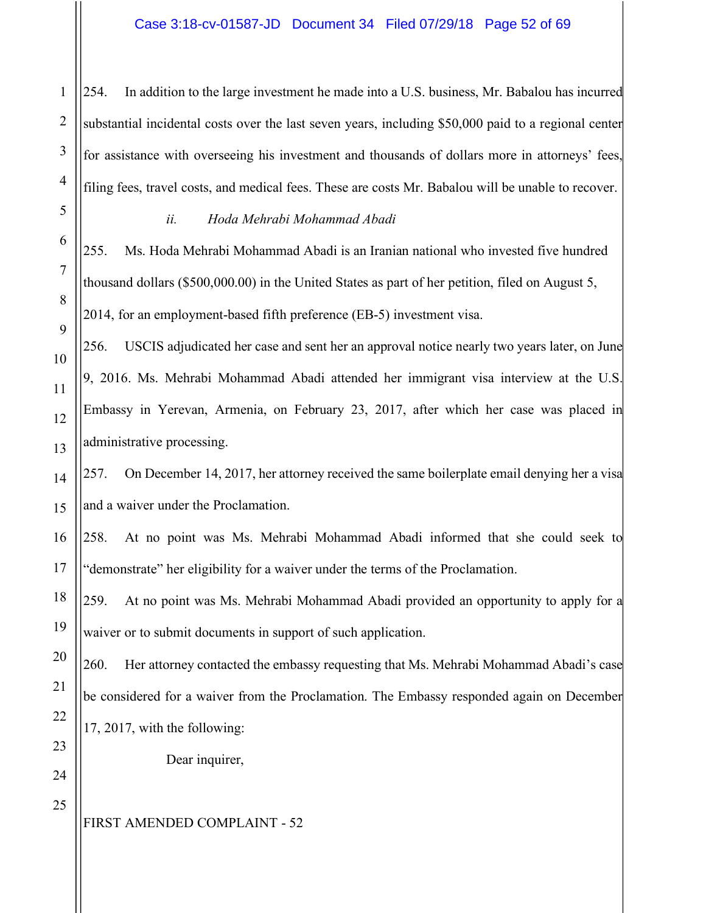254. In addition to the large investment he made into a U.S. business, Mr. Babalou has incurred substantial incidental costs over the last seven years, including $50,000 paid to a regional center for assistance with overseeing his investment and thousands of dollars more in attorneys' fees, filing fees, travel costs, and medical fees. These are costs Mr. Babalou will be unable to recover.

*ii. Hoda Mehrabi Mohammad Abadi*

255. Ms. Hoda Mehrabi Mohammad Abadi is an Iranian national who invested five hundred thousand dollars ($500,000.00) in the United States as part of her petition, filed on August 5, 2014, for an employment-based fifth preference (EB-5) investment visa.

256. USCIS adjudicated her case and sent her an approval notice nearly two years later, on June 9, 2016. Ms. Mehrabi Mohammad Abadi attended her immigrant visa interview at the U.S. Embassy in Yerevan, Armenia, on February 23, 2017, after which her case was placed in administrative processing.

257. On December 14, 2017, her attorney received the same boilerplate email denying her a visa and a waiver under the Proclamation.

258. At no point was Ms. Mehrabi Mohammad Abadi informed that she could seek to "demonstrate" her eligibility for a waiver under the terms of the Proclamation.

259. At no point was Ms. Mehrabi Mohammad Abadi provided an opportunity to apply for a waiver or to submit documents in support of such application.

260. Her attorney contacted the embassy requesting that Ms. Mehrabi Mohammad Abadi's case be considered for a waiver from the Proclamation. The Embassy responded again on December 17, 2017, with the following:

> Dear inquirer,

FIRST AMENDED COMPLAINT - 52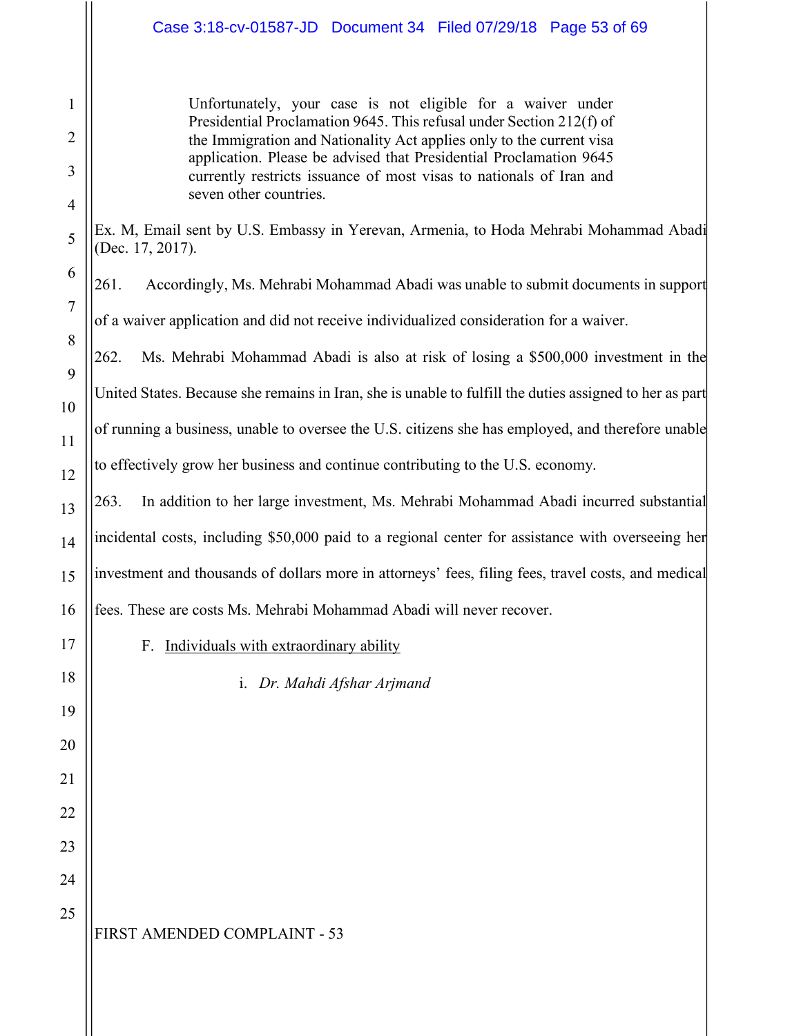> Unfortunately, your case is not eligible for a waiver under Presidential Proclamation 9645. This refusal under Section 212(f) of the Immigration and Nationality Act applies only to the current visa application. Please be advised that Presidential Proclamation 9645 currently restricts issuance of most visas to nationals of Iran and seven other countries.

Ex. M, Email sent by U.S. Embassy in Yerevan, Armenia, to Hoda Mehrabi Mohammad Abadi (Dec. 17, 2017).

261. Accordingly, Ms. Mehrabi Mohammad Abadi was unable to submit documents in support of a waiver application and did not receive individualized consideration for a waiver.

262. Ms. Mehrabi Mohammad Abadi is also at risk of losing a $500,000 investment in the United States. Because she remains in Iran, she is unable to fulfill the duties assigned to her as part of running a business, unable to oversee the U.S. citizens she has employed, and therefore unable to effectively grow her business and continue contributing to the U.S. economy.

263. In addition to her large investment, Ms. Mehrabi Mohammad Abadi incurred substantial incidental costs, including $50,000 paid to a regional center for assistance with overseeing her investment and thousands of dollars more in attorneys' fees, filing fees, travel costs, and medical fees. These are costs Ms. Mehrabi Mohammad Abadi will never recover.

F. Individuals with extraordinary ability

i. *Dr. Mahdi Afshar Arjmand*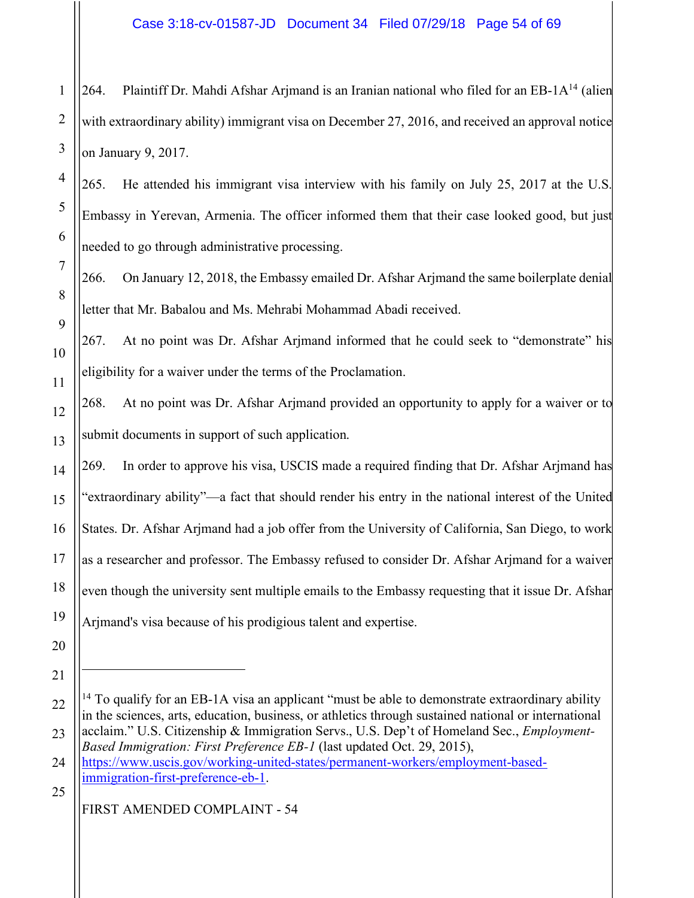264. Plaintiff Dr. Mahdi Afshar Arjmand is an Iranian national who filed for an EB-1A[14] (alien with extraordinary ability) immigrant visa on December 27, 2016, and received an approval notice on January 9, 2017.

265. He attended his immigrant visa interview with his family on July 25, 2017 at the U.S. Embassy in Yerevan, Armenia. The officer informed them that their case looked good, but just needed to go through administrative processing.

266. On January 12, 2018, the Embassy emailed Dr. Afshar Arjmand the same boilerplate denial letter that Mr. Babalou and Ms. Mehrabi Mohammad Abadi received.

267. At no point was Dr. Afshar Arjmand informed that he could seek to "demonstrate" his eligibility for a waiver under the terms of the Proclamation.

268. At no point was Dr. Afshar Arjmand provided an opportunity to apply for a waiver or to submit documents in support of such application.

269. In order to approve his visa, USCIS made a required finding that Dr. Afshar Arjmand has "extraordinary ability"—a fact that should render his entry in the national interest of the United States. Dr. Afshar Arjmand had a job offer from the University of California, San Diego, to work as a researcher and professor. The Embassy refused to consider Dr. Afshar Arjmand for a waiver even though the university sent multiple emails to the Embassy requesting that it issue Dr. Afshar Arjmand's visa because of his prodigious talent and expertise.

---

[14] To qualify for an EB-1A visa an applicant "must be able to demonstrate extraordinary ability in the sciences, arts, education, business, or athletics through sustained national or international acclaim." U.S. Citizenship & Immigration Servs., U.S. Dep't of Homeland Sec., *Employment-Based Immigration: First Preference EB-1* (last updated Oct. 29, 2015), https://www.uscis.gov/working-united-states/permanent-workers/employment-based-immigration-first-preference-eb-1.

FIRST AMENDED COMPLAINT - 54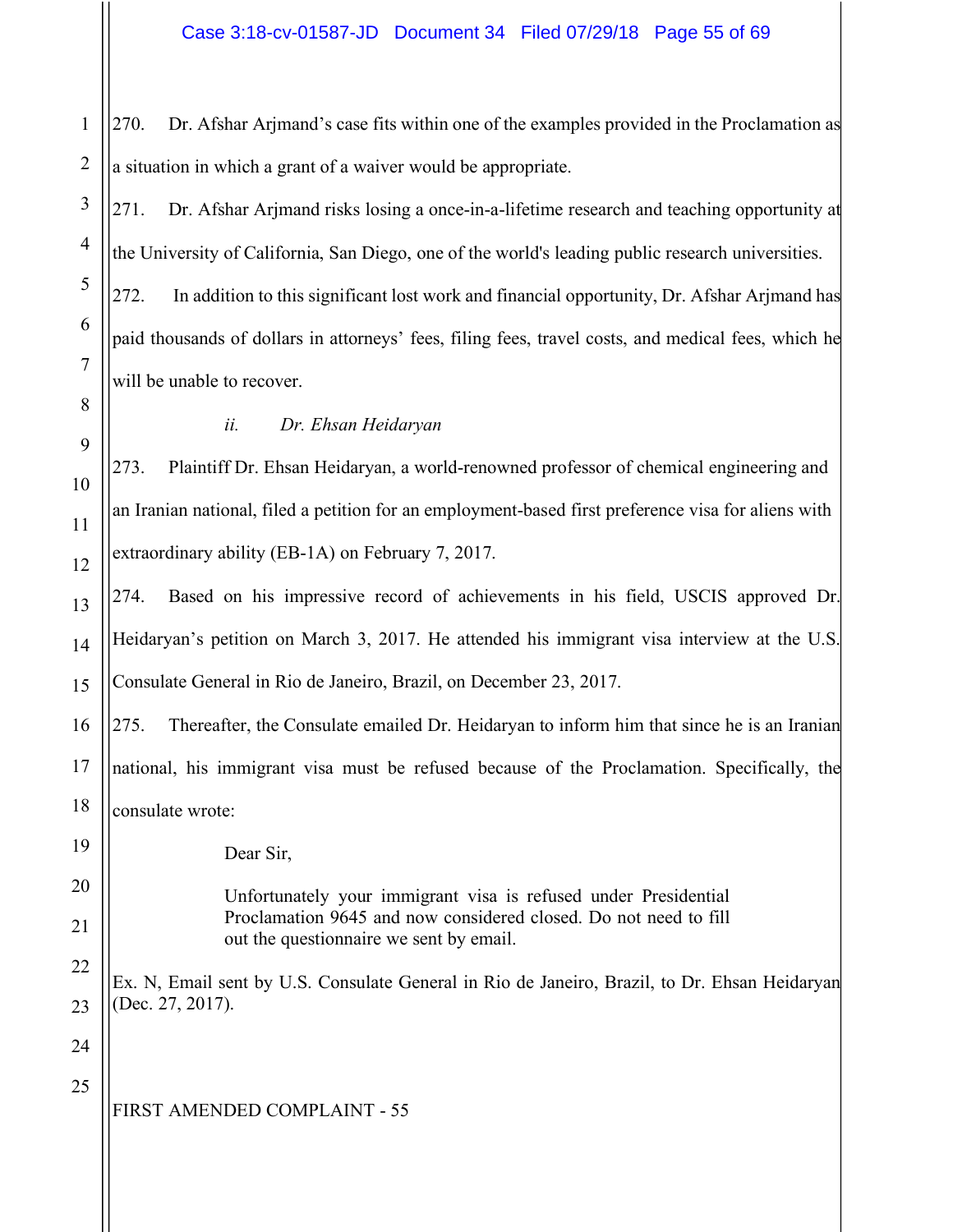270. Dr. Afshar Arjmand's case fits within one of the examples provided in the Proclamation as a situation in which a grant of a waiver would be appropriate.

271. Dr. Afshar Arjmand risks losing a once-in-a-lifetime research and teaching opportunity at the University of California, San Diego, one of the world's leading public research universities.

272. In addition to this significant lost work and financial opportunity, Dr. Afshar Arjmand has paid thousands of dollars in attorneys' fees, filing fees, travel costs, and medical fees, which he will be unable to recover.

*ii. Dr. Ehsan Heidaryan*

273. Plaintiff Dr. Ehsan Heidaryan, a world-renowned professor of chemical engineering and an Iranian national, filed a petition for an employment-based first preference visa for aliens with extraordinary ability (EB-1A) on February 7, 2017.

274. Based on his impressive record of achievements in his field, USCIS approved Dr. Heidaryan's petition on March 3, 2017. He attended his immigrant visa interview at the U.S. Consulate General in Rio de Janeiro, Brazil, on December 23, 2017.

275. Thereafter, the Consulate emailed Dr. Heidaryan to inform him that since he is an Iranian national, his immigrant visa must be refused because of the Proclamation. Specifically, the consulate wrote:

> Dear Sir,
>
> Unfortunately your immigrant visa is refused under Presidential Proclamation 9645 and now considered closed. Do not need to fill out the questionnaire we sent by email.

Ex. N, Email sent by U.S. Consulate General in Rio de Janeiro, Brazil, to Dr. Ehsan Heidaryan (Dec. 27, 2017).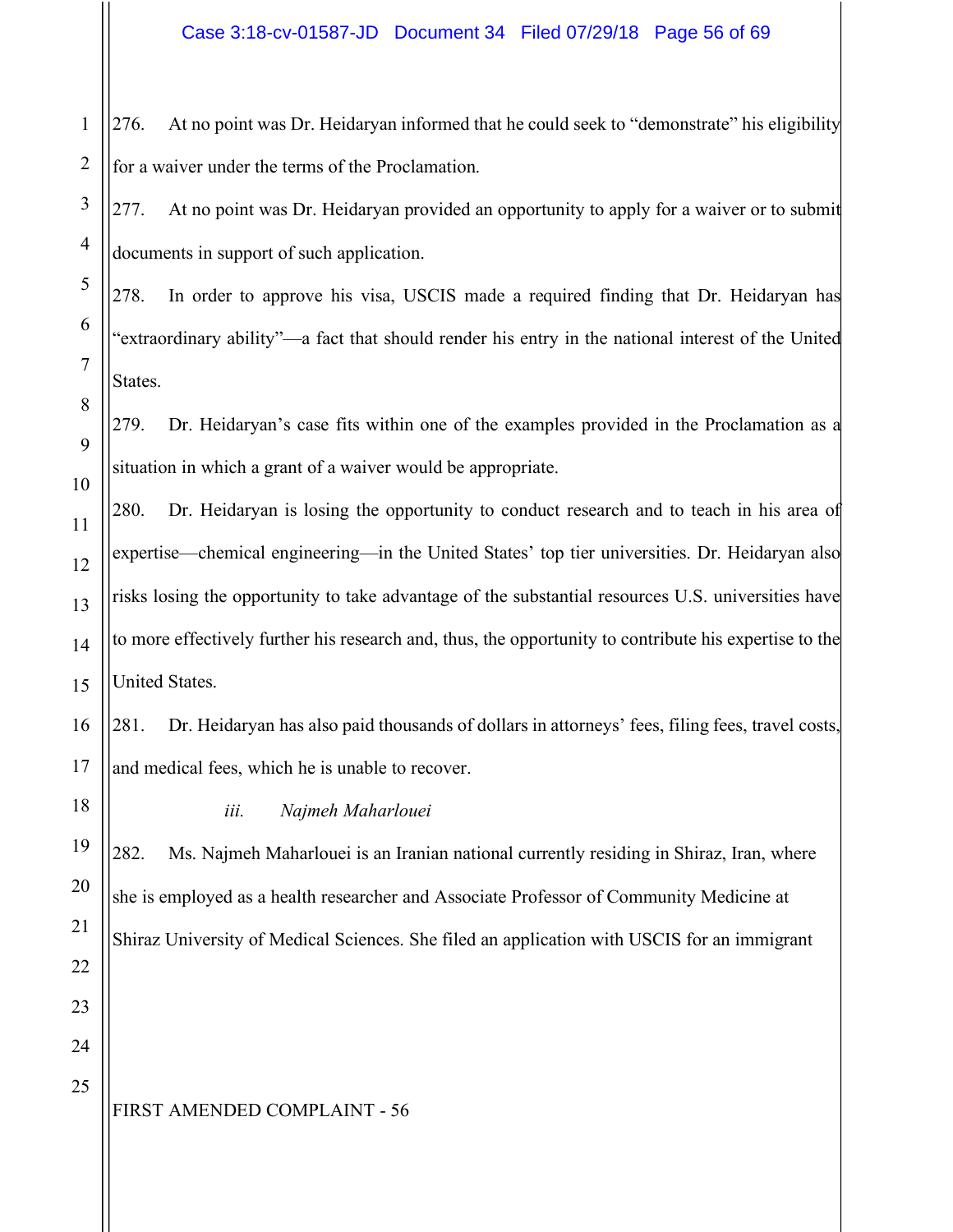276. At no point was Dr. Heidaryan informed that he could seek to "demonstrate" his eligibility for a waiver under the terms of the Proclamation.

277. At no point was Dr. Heidaryan provided an opportunity to apply for a waiver or to submit documents in support of such application.

278. In order to approve his visa, USCIS made a required finding that Dr. Heidaryan has "extraordinary ability"—a fact that should render his entry in the national interest of the United States.

279. Dr. Heidaryan's case fits within one of the examples provided in the Proclamation as a situation in which a grant of a waiver would be appropriate.

280. Dr. Heidaryan is losing the opportunity to conduct research and to teach in his area of expertise—chemical engineering—in the United States' top tier universities. Dr. Heidaryan also risks losing the opportunity to take advantage of the substantial resources U.S. universities have to more effectively further his research and, thus, the opportunity to contribute his expertise to the United States.

281. Dr. Heidaryan has also paid thousands of dollars in attorneys' fees, filing fees, travel costs, and medical fees, which he is unable to recover.

*iii. Najmeh Maharlouei*

282. Ms. Najmeh Maharlouei is an Iranian national currently residing in Shiraz, Iran, where she is employed as a health researcher and Associate Professor of Community Medicine at Shiraz University of Medical Sciences. She filed an application with USCIS for an immigrant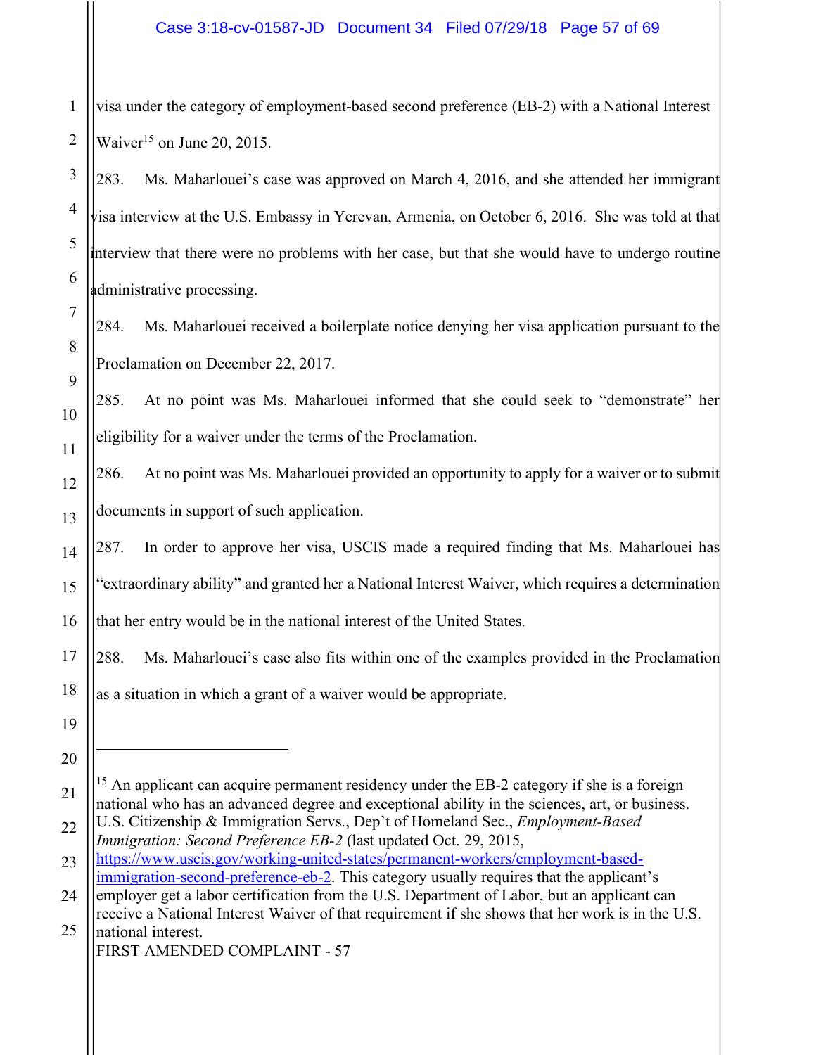visa under the category of employment-based second preference (EB-2) with a National Interest Waiver[15] on June 20, 2015.

283. Ms. Maharlouei's case was approved on March 4, 2016, and she attended her immigrant visa interview at the U.S. Embassy in Yerevan, Armenia, on October 6, 2016. She was told at that interview that there were no problems with her case, but that she would have to undergo routine administrative processing.

284. Ms. Maharlouei received a boilerplate notice denying her visa application pursuant to the Proclamation on December 22, 2017.

285. At no point was Ms. Maharlouei informed that she could seek to "demonstrate" her eligibility for a waiver under the terms of the Proclamation.

286. At no point was Ms. Maharlouei provided an opportunity to apply for a waiver or to submit documents in support of such application.

287. In order to approve her visa, USCIS made a required finding that Ms. Maharlouei has "extraordinary ability" and granted her a National Interest Waiver, which requires a determination that her entry would be in the national interest of the United States.

288. Ms. Maharlouei's case also fits within one of the examples provided in the Proclamation as a situation in which a grant of a waiver would be appropriate.

---

[15] An applicant can acquire permanent residency under the EB-2 category if she is a foreign national who has an advanced degree and exceptional ability in the sciences, art, or business. U.S. Citizenship & Immigration Servs., Dep't of Homeland Sec., *Employment-Based Immigration: Second Preference EB-2* (last updated Oct. 29, 2015, https://www.uscis.gov/working-united-states/permanent-workers/employment-based-immigration-second-preference-eb-2. This category usually requires that the applicant's employer get a labor certification from the U.S. Department of Labor, but an applicant can receive a National Interest Waiver of that requirement if she shows that her work is in the U.S. national interest.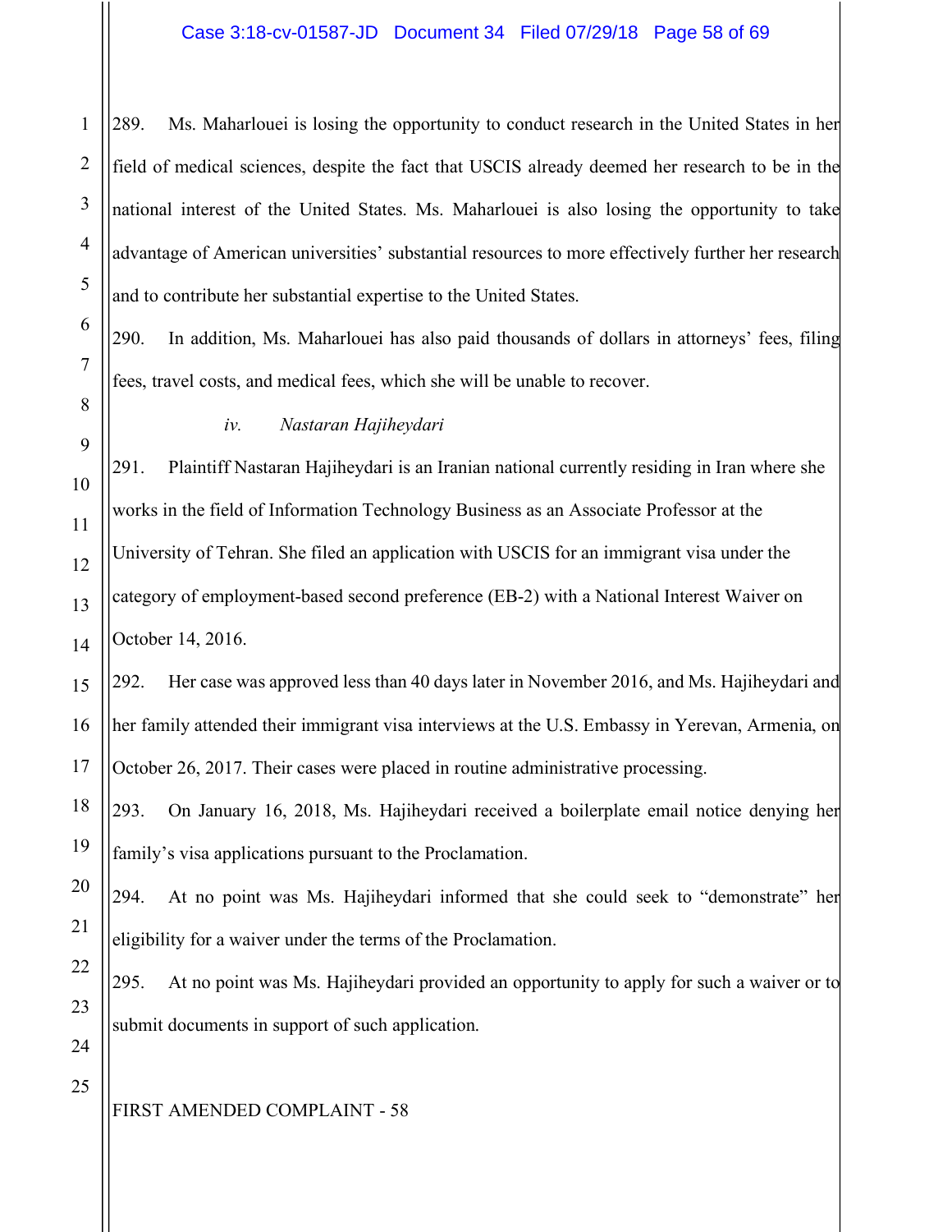289. Ms. Maharlouei is losing the opportunity to conduct research in the United States in her field of medical sciences, despite the fact that USCIS already deemed her research to be in the national interest of the United States. Ms. Maharlouei is also losing the opportunity to take advantage of American universities' substantial resources to more effectively further her research and to contribute her substantial expertise to the United States.

290. In addition, Ms. Maharlouei has also paid thousands of dollars in attorneys' fees, filing fees, travel costs, and medical fees, which she will be unable to recover.

*iv. Nastaran Hajiheydari*

291. Plaintiff Nastaran Hajiheydari is an Iranian national currently residing in Iran where she works in the field of Information Technology Business as an Associate Professor at the University of Tehran. She filed an application with USCIS for an immigrant visa under the category of employment-based second preference (EB-2) with a National Interest Waiver on October 14, 2016.

292. Her case was approved less than 40 days later in November 2016, and Ms. Hajiheydari and her family attended their immigrant visa interviews at the U.S. Embassy in Yerevan, Armenia, on October 26, 2017. Their cases were placed in routine administrative processing.

293. On January 16, 2018, Ms. Hajiheydari received a boilerplate email notice denying her family's visa applications pursuant to the Proclamation.

294. At no point was Ms. Hajiheydari informed that she could seek to "demonstrate" her eligibility for a waiver under the terms of the Proclamation.

295. At no point was Ms. Hajiheydari provided an opportunity to apply for such a waiver or to submit documents in support of such application.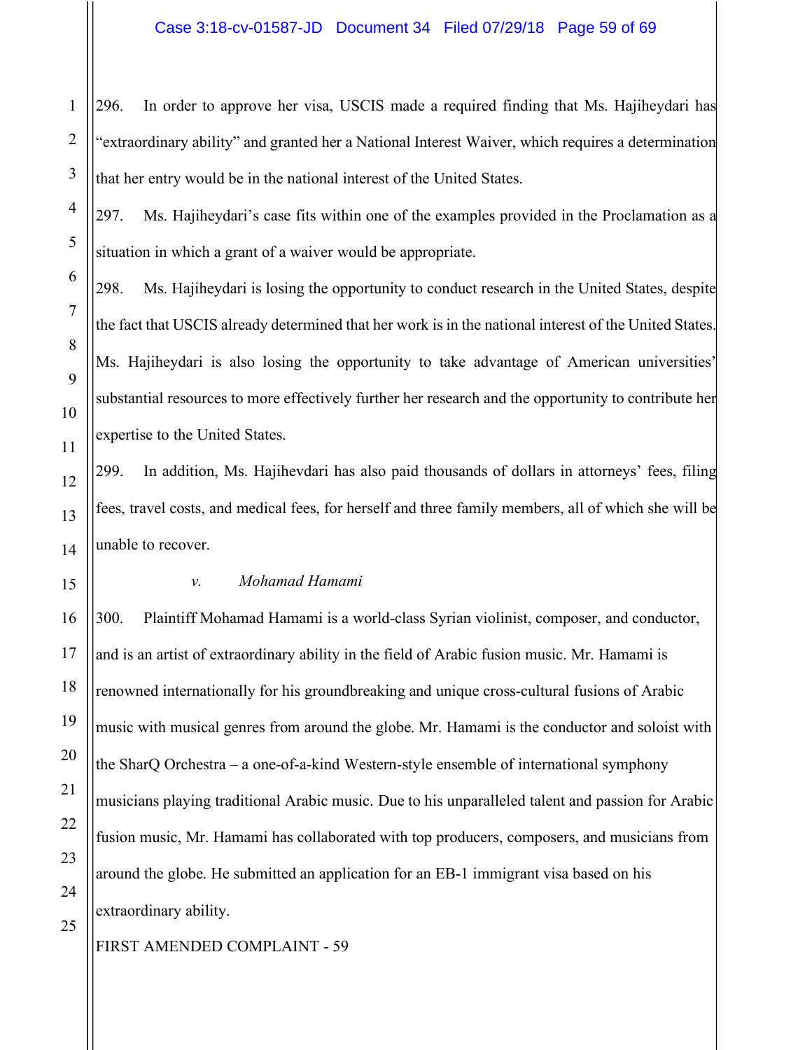296. In order to approve her visa, USCIS made a required finding that Ms. Hajiheydari has "extraordinary ability" and granted her a National Interest Waiver, which requires a determination that her entry would be in the national interest of the United States.

297. Ms. Hajiheydari's case fits within one of the examples provided in the Proclamation as a situation in which a grant of a waiver would be appropriate.

298. Ms. Hajiheydari is losing the opportunity to conduct research in the United States, despite the fact that USCIS already determined that her work is in the national interest of the United States. Ms. Hajiheydari is also losing the opportunity to take advantage of American universities' substantial resources to more effectively further her research and the opportunity to contribute her expertise to the United States.

299. In addition, Ms. Hajihevdari has also paid thousands of dollars in attorneys' fees, filing fees, travel costs, and medical fees, for herself and three family members, all of which she will be unable to recover.

*v. Mohamad Hamami*

300. Plaintiff Mohamad Hamami is a world-class Syrian violinist, composer, and conductor, and is an artist of extraordinary ability in the field of Arabic fusion music. Mr. Hamami is renowned internationally for his groundbreaking and unique cross-cultural fusions of Arabic music with musical genres from around the globe. Mr. Hamami is the conductor and soloist with the SharQ Orchestra – a one-of-a-kind Western-style ensemble of international symphony musicians playing traditional Arabic music. Due to his unparalleled talent and passion for Arabic fusion music, Mr. Hamami has collaborated with top producers, composers, and musicians from around the globe. He submitted an application for an EB-1 immigrant visa based on his extraordinary ability.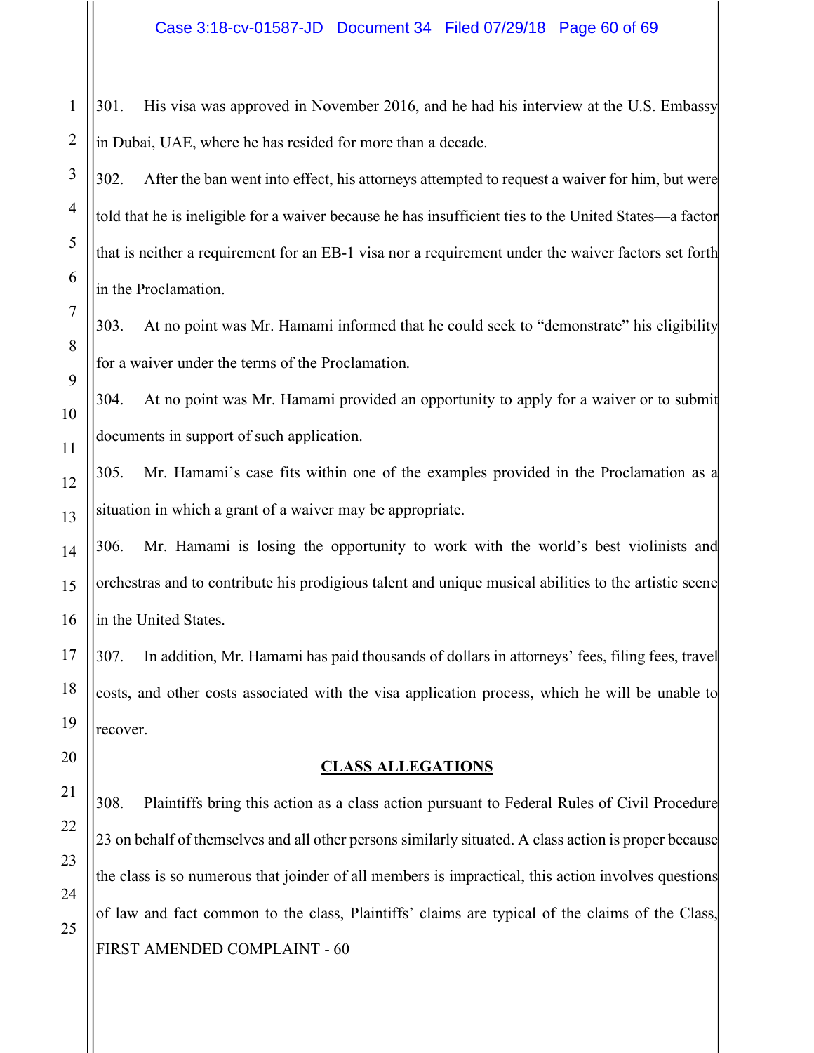301. His visa was approved in November 2016, and he had his interview at the U.S. Embassy in Dubai, UAE, where he has resided for more than a decade.

302. After the ban went into effect, his attorneys attempted to request a waiver for him, but were told that he is ineligible for a waiver because he has insufficient ties to the United States—a factor that is neither a requirement for an EB-1 visa nor a requirement under the waiver factors set forth in the Proclamation.

303. At no point was Mr. Hamami informed that he could seek to "demonstrate" his eligibility for a waiver under the terms of the Proclamation.

304. At no point was Mr. Hamami provided an opportunity to apply for a waiver or to submit documents in support of such application.

305. Mr. Hamami's case fits within one of the examples provided in the Proclamation as a situation in which a grant of a waiver may be appropriate.

306. Mr. Hamami is losing the opportunity to work with the world's best violinists and orchestras and to contribute his prodigious talent and unique musical abilities to the artistic scene in the United States.

307. In addition, Mr. Hamami has paid thousands of dollars in attorneys' fees, filing fees, travel costs, and other costs associated with the visa application process, which he will be unable to recover.

## CLASS ALLEGATIONS

308. Plaintiffs bring this action as a class action pursuant to Federal Rules of Civil Procedure 23 on behalf of themselves and all other persons similarly situated. A class action is proper because the class is so numerous that joinder of all members is impractical, this action involves questions of law and fact common to the class, Plaintiffs' claims are typical of the claims of the Class,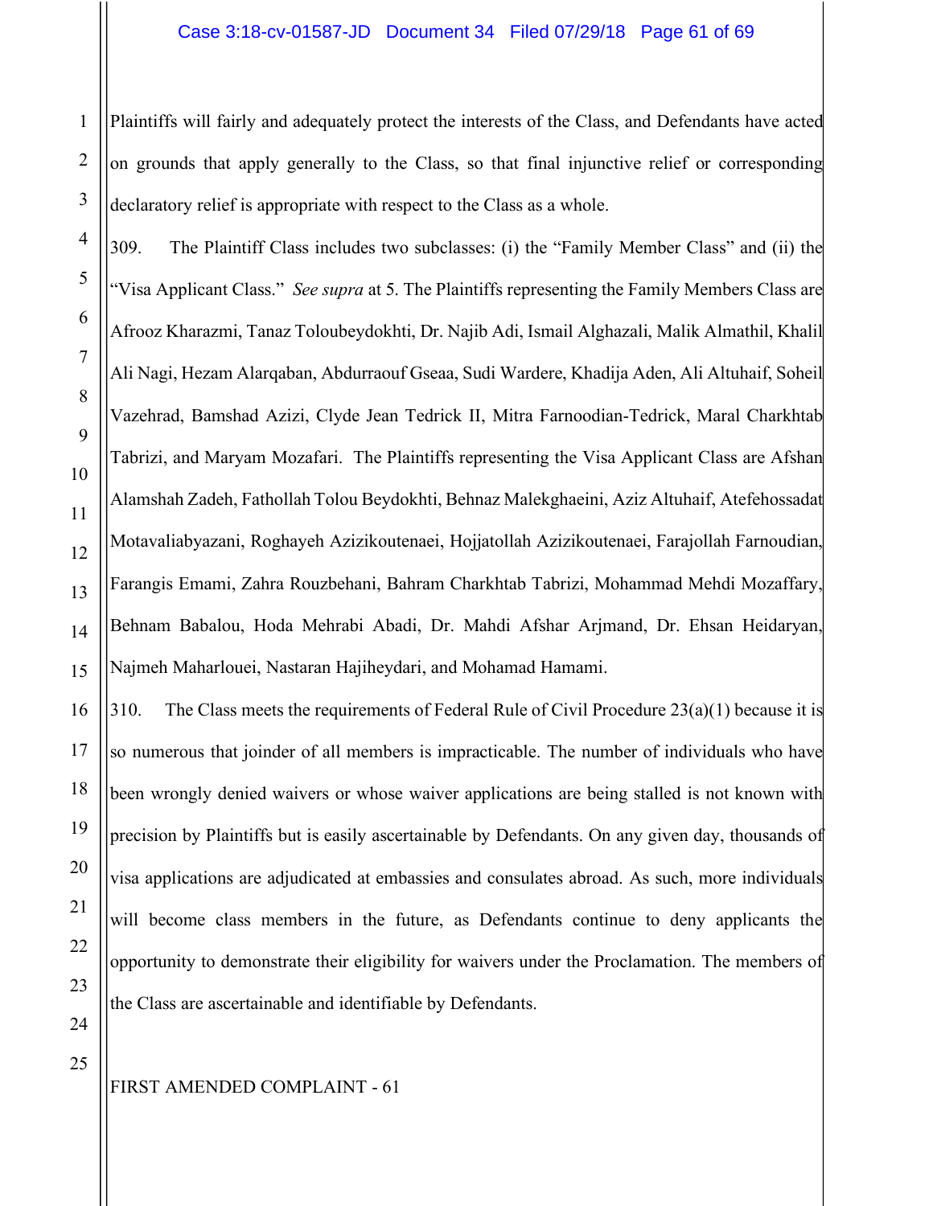Plaintiffs will fairly and adequately protect the interests of the Class, and Defendants have acted on grounds that apply generally to the Class, so that final injunctive relief or corresponding declaratory relief is appropriate with respect to the Class as a whole.

309. The Plaintiff Class includes two subclasses: (i) the "Family Member Class" and (ii) the "Visa Applicant Class." *See supra* at 5. The Plaintiffs representing the Family Members Class are Afrooz Kharazmi, Tanaz Toloubeydokhti, Dr. Najib Adi, Ismail Alghazali, Malik Almathil, Khalil Ali Nagi, Hezam Alarqaban, Abdurraouf Gseaa, Sudi Wardere, Khadija Aden, Ali Altuhaif, Soheil Vazehrad, Bamshad Azizi, Clyde Jean Tedrick II, Mitra Farnoodian-Tedrick, Maral Charkhtab Tabrizi, and Maryam Mozafari. The Plaintiffs representing the Visa Applicant Class are Afshan Alamshah Zadeh, Fathollah Tolou Beydokhti, Behnaz Malekghaeini, Aziz Altuhaif, Atefehossadat Motavaliabyazani, Roghayeh Azizikoutenaei, Hojjatollah Azizikoutenaei, Farajollah Farnoudian, Farangis Emami, Zahra Rouzbehani, Bahram Charkhtab Tabrizi, Mohammad Mehdi Mozaffary, Behnam Babalou, Hoda Mehrabi Abadi, Dr. Mahdi Afshar Arjmand, Dr. Ehsan Heidaryan, Najmeh Maharlouei, Nastaran Hajiheydari, and Mohamad Hamami.

310. The Class meets the requirements of Federal Rule of Civil Procedure 23(a)(1) because it is so numerous that joinder of all members is impracticable. The number of individuals who have been wrongly denied waivers or whose waiver applications are being stalled is not known with precision by Plaintiffs but is easily ascertainable by Defendants. On any given day, thousands of visa applications are adjudicated at embassies and consulates abroad. As such, more individuals will become class members in the future, as Defendants continue to deny applicants the opportunity to demonstrate their eligibility for waivers under the Proclamation. The members of the Class are ascertainable and identifiable by Defendants.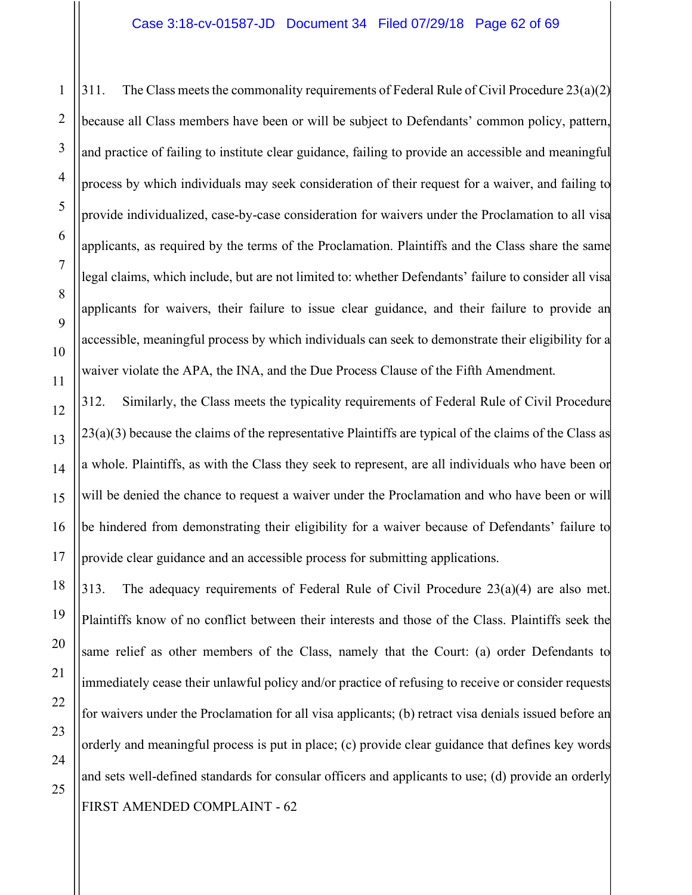311. The Class meets the commonality requirements of Federal Rule of Civil Procedure 23(a)(2) because all Class members have been or will be subject to Defendants' common policy, pattern, and practice of failing to institute clear guidance, failing to provide an accessible and meaningful process by which individuals may seek consideration of their request for a waiver, and failing to provide individualized, case-by-case consideration for waivers under the Proclamation to all visa applicants, as required by the terms of the Proclamation. Plaintiffs and the Class share the same legal claims, which include, but are not limited to: whether Defendants' failure to consider all visa applicants for waivers, their failure to issue clear guidance, and their failure to provide an accessible, meaningful process by which individuals can seek to demonstrate their eligibility for a waiver violate the APA, the INA, and the Due Process Clause of the Fifth Amendment.

312. Similarly, the Class meets the typicality requirements of Federal Rule of Civil Procedure 23(a)(3) because the claims of the representative Plaintiffs are typical of the claims of the Class as a whole. Plaintiffs, as with the Class they seek to represent, are all individuals who have been or will be denied the chance to request a waiver under the Proclamation and who have been or will be hindered from demonstrating their eligibility for a waiver because of Defendants' failure to provide clear guidance and an accessible process for submitting applications.

313. The adequacy requirements of Federal Rule of Civil Procedure 23(a)(4) are also met. Plaintiffs know of no conflict between their interests and those of the Class. Plaintiffs seek the same relief as other members of the Class, namely that the Court: (a) order Defendants to immediately cease their unlawful policy and/or practice of refusing to receive or consider requests for waivers under the Proclamation for all visa applicants; (b) retract visa denials issued before an orderly and meaningful process is put in place; (c) provide clear guidance that defines key words and sets well-defined standards for consular officers and applicants to use; (d) provide an orderly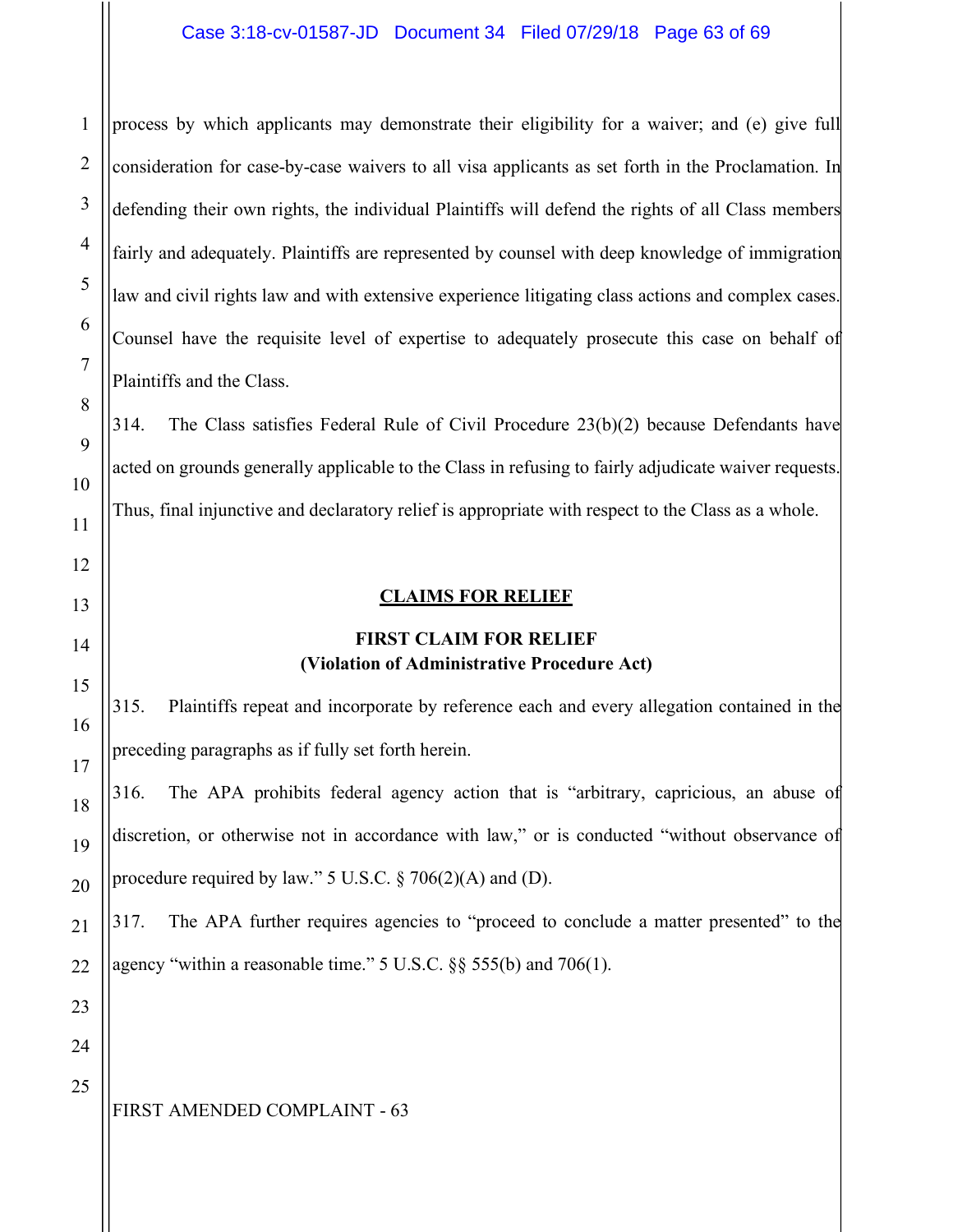process by which applicants may demonstrate their eligibility for a waiver; and (e) give full consideration for case-by-case waivers to all visa applicants as set forth in the Proclamation. In defending their own rights, the individual Plaintiffs will defend the rights of all Class members fairly and adequately. Plaintiffs are represented by counsel with deep knowledge of immigration law and civil rights law and with extensive experience litigating class actions and complex cases. Counsel have the requisite level of expertise to adequately prosecute this case on behalf of Plaintiffs and the Class.

314. The Class satisfies Federal Rule of Civil Procedure 23(b)(2) because Defendants have acted on grounds generally applicable to the Class in refusing to fairly adjudicate waiver requests. Thus, final injunctive and declaratory relief is appropriate with respect to the Class as a whole.

## CLAIMS FOR RELIEF

### FIRST CLAIM FOR RELIEF
### (Violation of Administrative Procedure Act)

315. Plaintiffs repeat and incorporate by reference each and every allegation contained in the preceding paragraphs as if fully set forth herein.

316. The APA prohibits federal agency action that is "arbitrary, capricious, an abuse of discretion, or otherwise not in accordance with law," or is conducted "without observance of procedure required by law." 5 U.S.C. § 706(2)(A) and (D).

317. The APA further requires agencies to "proceed to conclude a matter presented" to the agency "within a reasonable time." 5 U.S.C. §§ 555(b) and 706(1).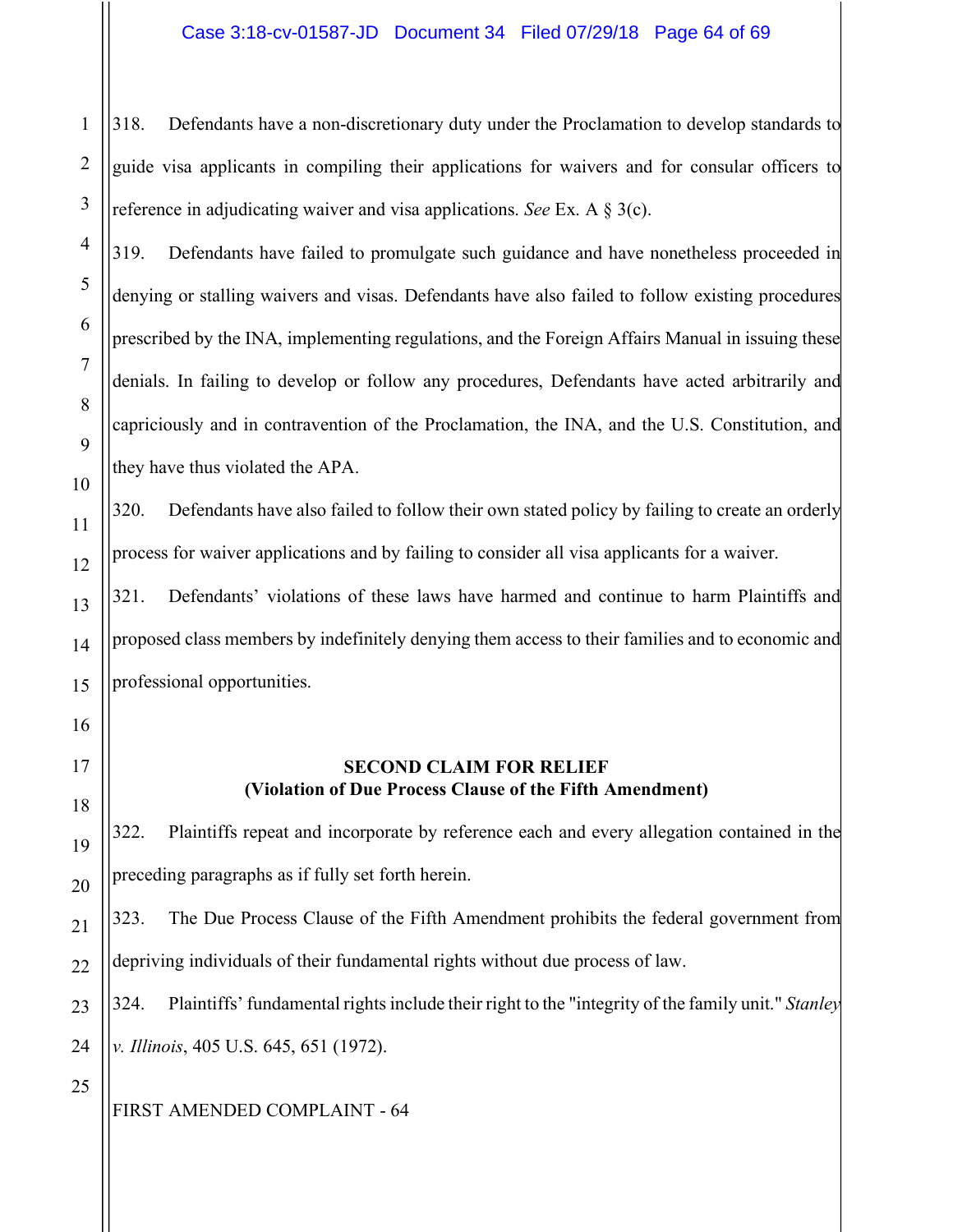318. Defendants have a non-discretionary duty under the Proclamation to develop standards to guide visa applicants in compiling their applications for waivers and for consular officers to reference in adjudicating waiver and visa applications. *See* Ex. A § 3(c).

319. Defendants have failed to promulgate such guidance and have nonetheless proceeded in denying or stalling waivers and visas. Defendants have also failed to follow existing procedures prescribed by the INA, implementing regulations, and the Foreign Affairs Manual in issuing these denials. In failing to develop or follow any procedures, Defendants have acted arbitrarily and capriciously and in contravention of the Proclamation, the INA, and the U.S. Constitution, and they have thus violated the APA.

320. Defendants have also failed to follow their own stated policy by failing to create an orderly process for waiver applications and by failing to consider all visa applicants for a waiver.

321. Defendants' violations of these laws have harmed and continue to harm Plaintiffs and proposed class members by indefinitely denying them access to their families and to economic and professional opportunities.

**SECOND CLAIM FOR RELIEF**
**(Violation of Due Process Clause of the Fifth Amendment)**

322. Plaintiffs repeat and incorporate by reference each and every allegation contained in the preceding paragraphs as if fully set forth herein.

323. The Due Process Clause of the Fifth Amendment prohibits the federal government from depriving individuals of their fundamental rights without due process of law.

324. Plaintiffs' fundamental rights include their right to the "integrity of the family unit." *Stanley v. Illinois*, 405 U.S. 645, 651 (1972).

FIRST AMENDED COMPLAINT - 64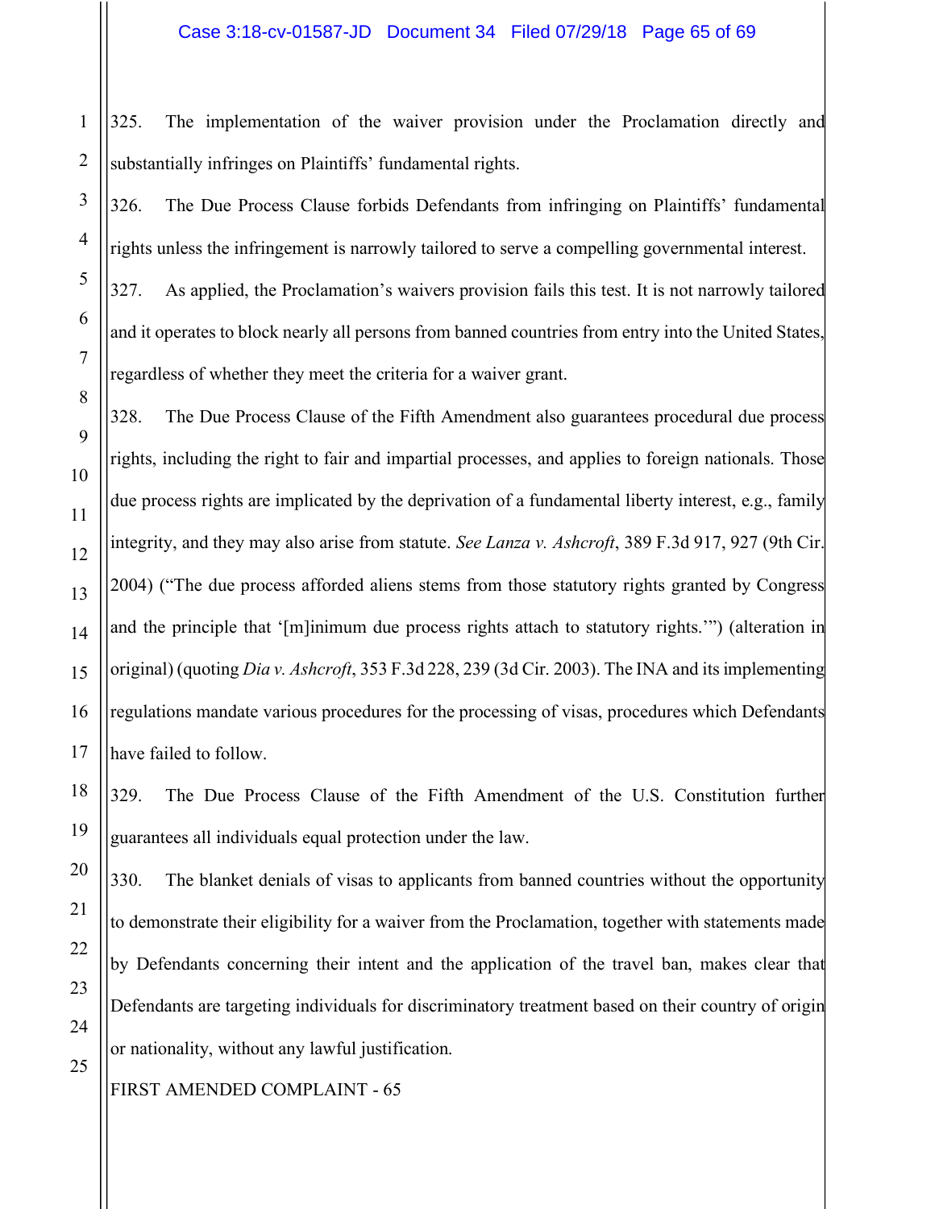325. The implementation of the waiver provision under the Proclamation directly and substantially infringes on Plaintiffs' fundamental rights.

326. The Due Process Clause forbids Defendants from infringing on Plaintiffs' fundamental rights unless the infringement is narrowly tailored to serve a compelling governmental interest.

327. As applied, the Proclamation's waivers provision fails this test. It is not narrowly tailored and it operates to block nearly all persons from banned countries from entry into the United States, regardless of whether they meet the criteria for a waiver grant.

328. The Due Process Clause of the Fifth Amendment also guarantees procedural due process rights, including the right to fair and impartial processes, and applies to foreign nationals. Those due process rights are implicated by the deprivation of a fundamental liberty interest, e.g., family integrity, and they may also arise from statute. *See Lanza v. Ashcroft*, 389 F.3d 917, 927 (9th Cir. 2004) ("The due process afforded aliens stems from those statutory rights granted by Congress and the principle that '[m]inimum due process rights attach to statutory rights.'") (alteration in original) (quoting *Dia v. Ashcroft*, 353 F.3d 228, 239 (3d Cir. 2003). The INA and its implementing regulations mandate various procedures for the processing of visas, procedures which Defendants have failed to follow.

329. The Due Process Clause of the Fifth Amendment of the U.S. Constitution further guarantees all individuals equal protection under the law.

330. The blanket denials of visas to applicants from banned countries without the opportunity to demonstrate their eligibility for a waiver from the Proclamation, together with statements made by Defendants concerning their intent and the application of the travel ban, makes clear that Defendants are targeting individuals for discriminatory treatment based on their country of origin or nationality, without any lawful justification.

FIRST AMENDED COMPLAINT - 65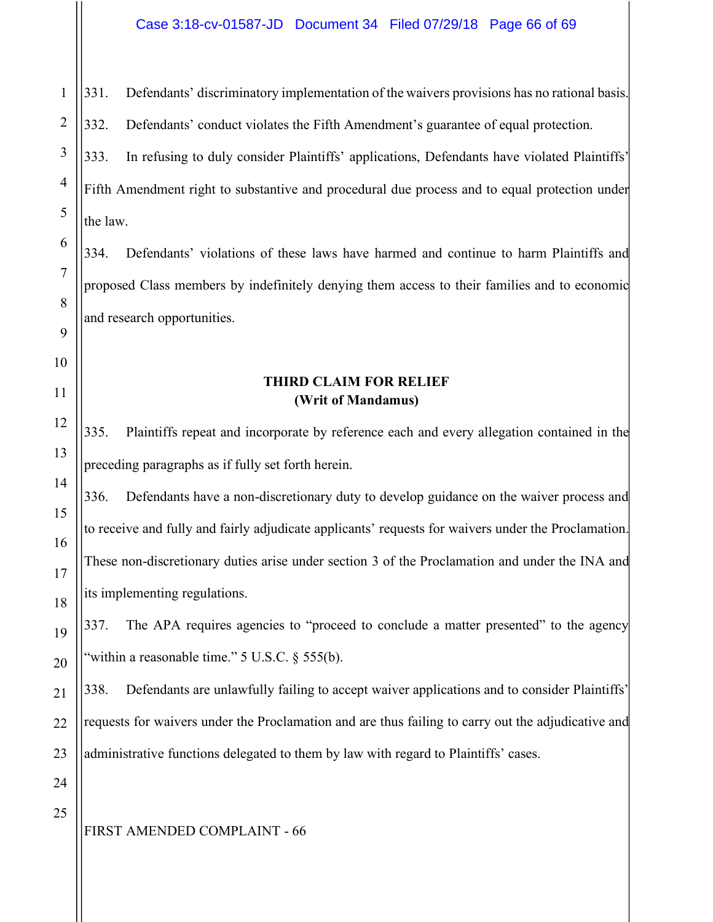331. Defendants' discriminatory implementation of the waivers provisions has no rational basis.

332. Defendants' conduct violates the Fifth Amendment's guarantee of equal protection.

333. In refusing to duly consider Plaintiffs' applications, Defendants have violated Plaintiffs' Fifth Amendment right to substantive and procedural due process and to equal protection under the law.

334. Defendants' violations of these laws have harmed and continue to harm Plaintiffs and proposed Class members by indefinitely denying them access to their families and to economic and research opportunities.

**THIRD CLAIM FOR RELIEF**
**(Writ of Mandamus)**

335. Plaintiffs repeat and incorporate by reference each and every allegation contained in the preceding paragraphs as if fully set forth herein.

336. Defendants have a non-discretionary duty to develop guidance on the waiver process and to receive and fully and fairly adjudicate applicants' requests for waivers under the Proclamation. These non-discretionary duties arise under section 3 of the Proclamation and under the INA and its implementing regulations.

337. The APA requires agencies to "proceed to conclude a matter presented" to the agency "within a reasonable time." 5 U.S.C. § 555(b).

338. Defendants are unlawfully failing to accept waiver applications and to consider Plaintiffs' requests for waivers under the Proclamation and are thus failing to carry out the adjudicative and administrative functions delegated to them by law with regard to Plaintiffs' cases.

FIRST AMENDED COMPLAINT - 66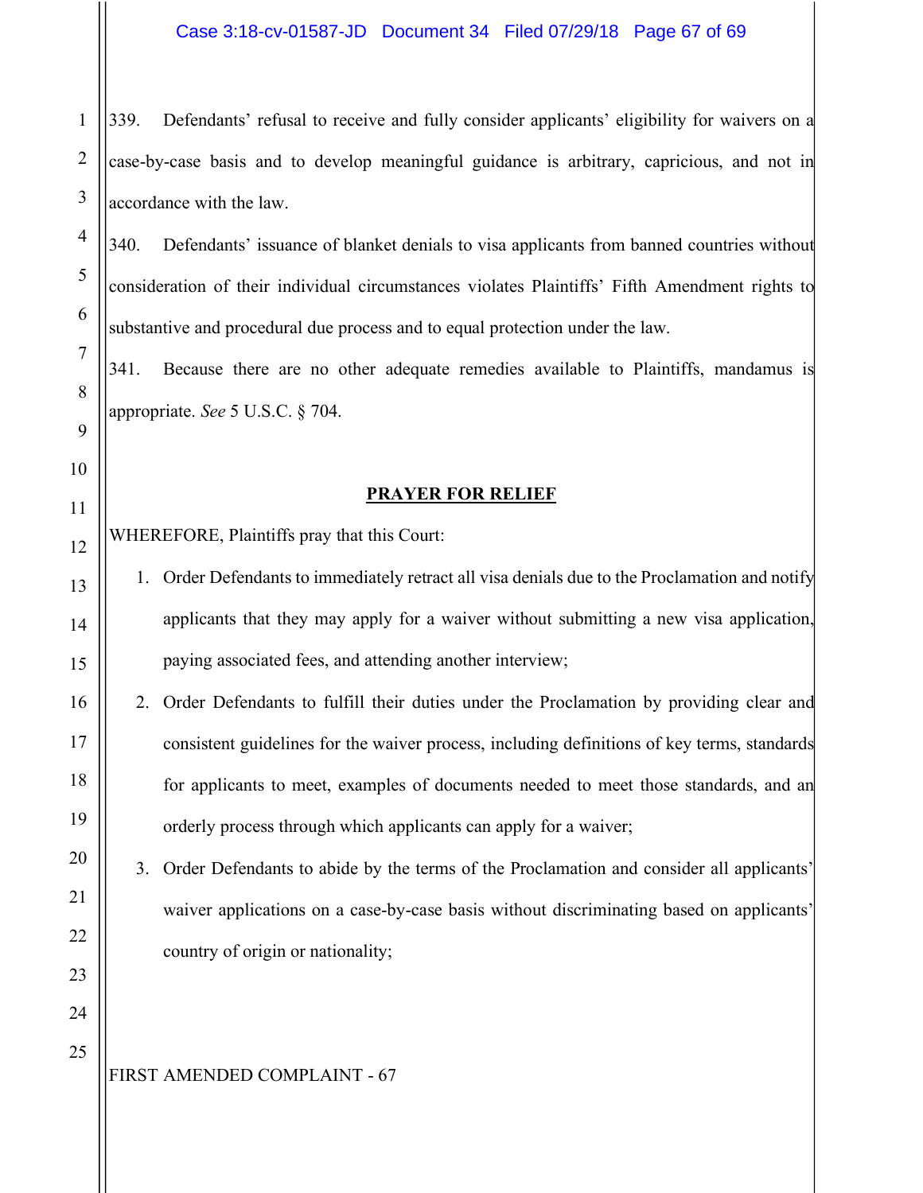339. Defendants' refusal to receive and fully consider applicants' eligibility for waivers on a case-by-case basis and to develop meaningful guidance is arbitrary, capricious, and not in accordance with the law.

340. Defendants' issuance of blanket denials to visa applicants from banned countries without consideration of their individual circumstances violates Plaintiffs' Fifth Amendment rights to substantive and procedural due process and to equal protection under the law.

341. Because there are no other adequate remedies available to Plaintiffs, mandamus is appropriate. *See* 5 U.S.C. § 704.

## PRAYER FOR RELIEF

WHEREFORE, Plaintiffs pray that this Court:

1. Order Defendants to immediately retract all visa denials due to the Proclamation and notify applicants that they may apply for a waiver without submitting a new visa application, paying associated fees, and attending another interview;
2. Order Defendants to fulfill their duties under the Proclamation by providing clear and consistent guidelines for the waiver process, including definitions of key terms, standards for applicants to meet, examples of documents needed to meet those standards, and an orderly process through which applicants can apply for a waiver;
3. Order Defendants to abide by the terms of the Proclamation and consider all applicants' waiver applications on a case-by-case basis without discriminating based on applicants' country of origin or nationality;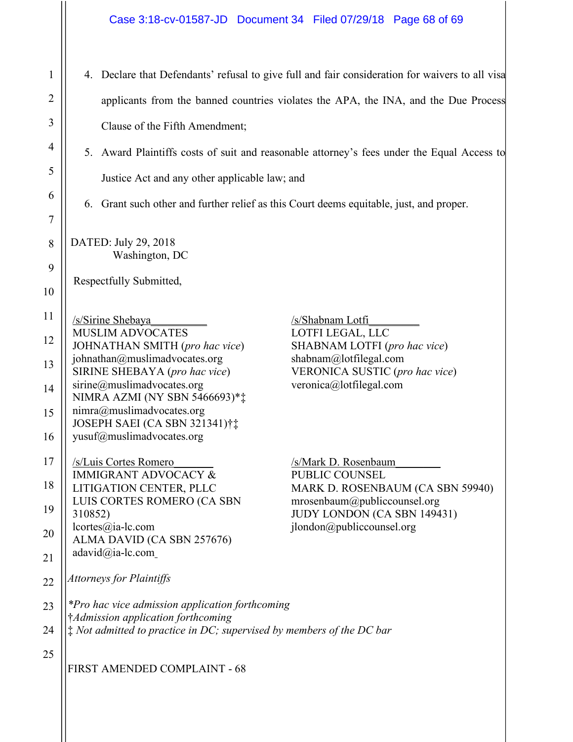4. Declare that Defendants' refusal to give full and fair consideration for waivers to all visa applicants from the banned countries violates the APA, the INA, and the Due Process Clause of the Fifth Amendment;

5. Award Plaintiffs costs of suit and reasonable attorney's fees under the Equal Access to Justice Act and any other applicable law; and

6. Grant such other and further relief as this Court deems equitable, just, and proper.

DATED: July 29, 2018
Washington, DC

Respectfully Submitted,

/s/Sirine Shebaya
MUSLIM ADVOCATES
JOHNATHAN SMITH (*pro hac vice*)
johnathan@muslimadvocates.org
SIRINE SHEBAYA (*pro hac vice*)
sirine@muslimadvocates.org
NIMRA AZMI (NY SBN 5466693)*‡
nimra@muslimadvocates.org
JOSEPH SAEI (CA SBN 321341)†‡
yusuf@muslimadvocates.org

/s/Shabnam Lotfi
LOTFI LEGAL, LLC
SHABNAM LOTFI (*pro hac vice*)
shabnam@lotfilegal.com
VERONICA SUSTIC (*pro hac vice*)
veronica@lotfilegal.com

/s/Luis Cortes Romero
IMMIGRANT ADVOCACY & LITIGATION CENTER, PLLC
LUIS CORTES ROMERO (CA SBN 310852)
lcortes@ia-lc.com
ALMA DAVID (CA SBN 257676)
adavid@ia-lc.com

/s/Mark D. Rosenbaum
PUBLIC COUNSEL
MARK D. ROSENBAUM (CA SBN 59940)
mrosenbaum@publiccounsel.org
JUDY LONDON (CA SBN 149431)
jlondon@publiccounsel.org

*Attorneys for Plaintiffs*

*\*Pro hac vice admission application forthcoming*
*†Admission application forthcoming*
*‡ Not admitted to practice in DC; supervised by members of the DC bar*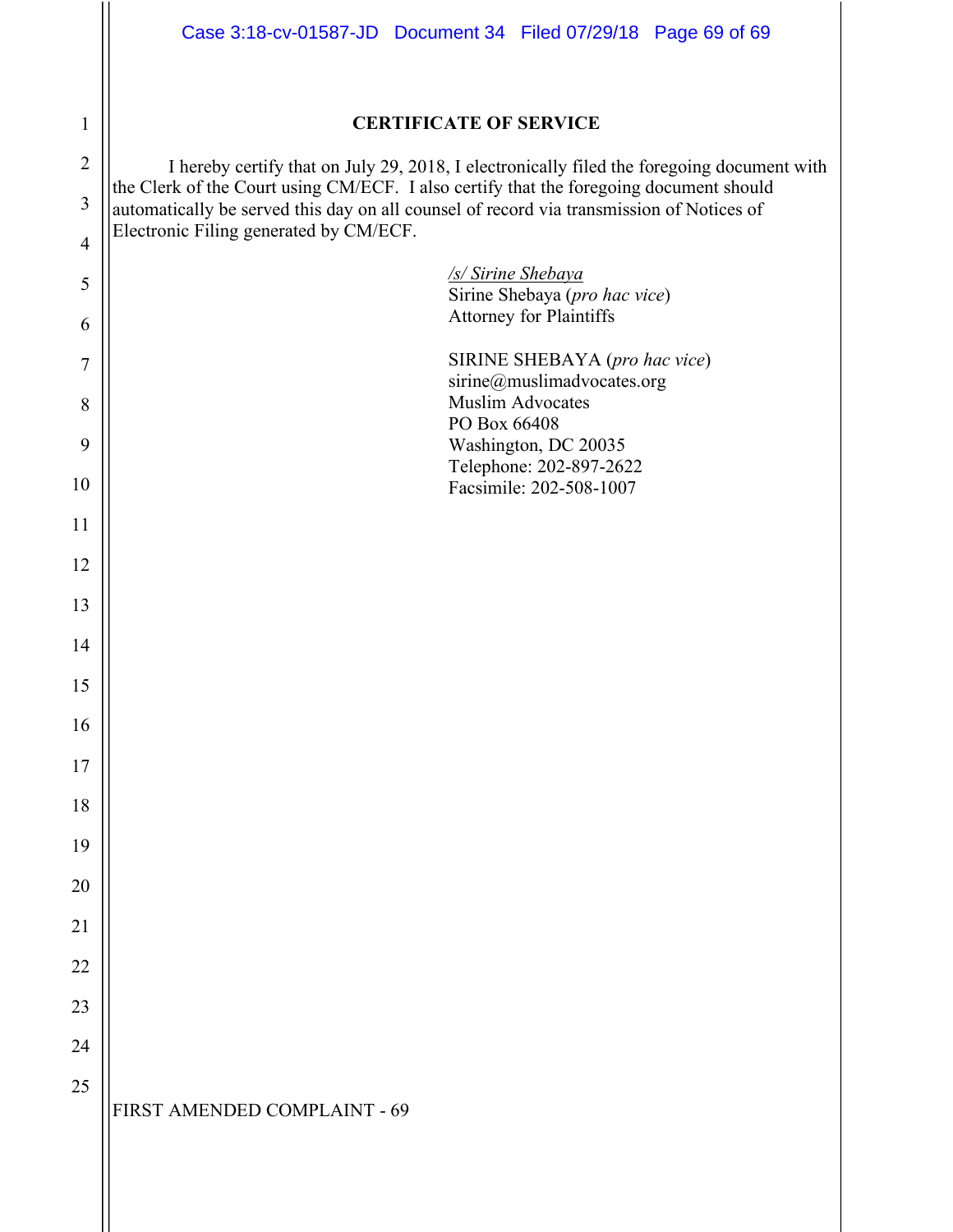# CERTIFICATE OF SERVICE

I hereby certify that on July 29, 2018, I electronically filed the foregoing document with the Clerk of the Court using CM/ECF. I also certify that the foregoing document should automatically be served this day on all counsel of record via transmission of Notices of Electronic Filing generated by CM/ECF.

*/s/ Sirine Shebaya*
Sirine Shebaya (*pro hac vice*)
Attorney for Plaintiffs

SIRINE SHEBAYA (*pro hac vice*)
sirine@muslimadvocates.org
Muslim Advocates
PO Box 66408
Washington, DC 20035
Telephone: 202-897-2622
Facsimile: 202-508-1007

FIRST AMENDED COMPLAINT - 69